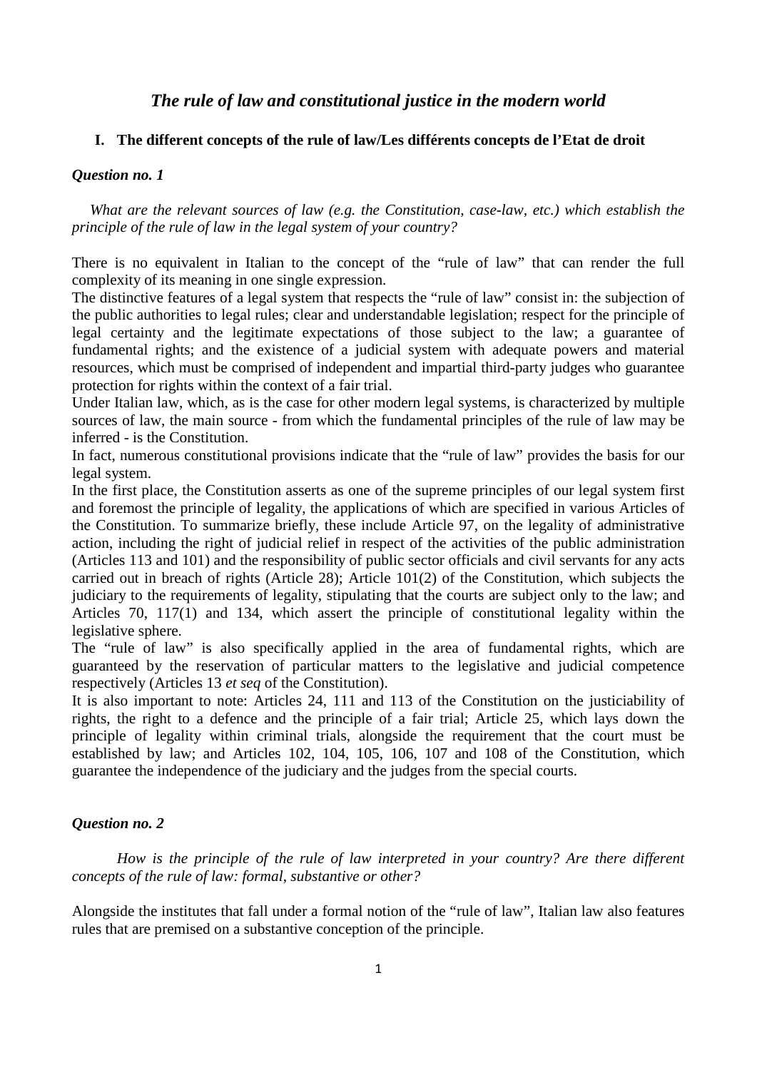# *The rule of law and constitutional justice in the modern world*

## I. The different concepts of the rule of law/Les différents concepts de l'Etat de droit

### *Question no. 1*

*What are the relevant sources of law (e.g. the Constitution, case-law, etc.) which establish the principle of the rule of law in the legal system of your country?*

There is no equivalent in Italian to the concept of the "rule of law" that can render the full complexity of its meaning in one single expression.

The distinctive features of a legal system that respects the "rule of law" consist in: the subjection of the public authorities to legal rules; clear and understandable legislation; respect for the principle of legal certainty and the legitimate expectations of those subject to the law; a guarantee of fundamental rights; and the existence of a judicial system with adequate powers and material resources, which must be comprised of independent and impartial third-party judges who guarantee protection for rights within the context of a fair trial.

Under Italian law, which, as is the case for other modern legal systems, is characterized by multiple sources of law, the main source - from which the fundamental principles of the rule of law may be inferred - is the Constitution.

In fact, numerous constitutional provisions indicate that the "rule of law" provides the basis for our legal system.

In the first place, the Constitution asserts as one of the supreme principles of our legal system first and foremost the principle of legality, the applications of which are specified in various Articles of the Constitution. To summarize briefly, these include Article 97, on the legality of administrative action, including the right of judicial relief in respect of the activities of the public administration (Articles 113 and 101) and the responsibility of public sector officials and civil servants for any acts carried out in breach of rights (Article 28); Article 101(2) of the Constitution, which subjects the judiciary to the requirements of legality, stipulating that the courts are subject only to the law; and Articles 70, 117(1) and 134, which assert the principle of constitutional legality within the legislative sphere.

The "rule of law" is also specifically applied in the area of fundamental rights, which are guaranteed by the reservation of particular matters to the legislative and judicial competence respectively (Articles 13 *et seq* of the Constitution).

It is also important to note: Articles 24, 111 and 113 of the Constitution on the justiciability of rights, the right to a defence and the principle of a fair trial; Article 25, which lays down the principle of legality within criminal trials, alongside the requirement that the court must be established by law; and Articles 102, 104, 105, 106, 107 and 108 of the Constitution, which guarantee the independence of the judiciary and the judges from the special courts.

### *Question no. 2*

*How is the principle of the rule of law interpreted in your country? Are there different concepts of the rule of law: formal, substantive or other?*

Alongside the institutes that fall under a formal notion of the "rule of law", Italian law also features rules that are premised on a substantive conception of the principle.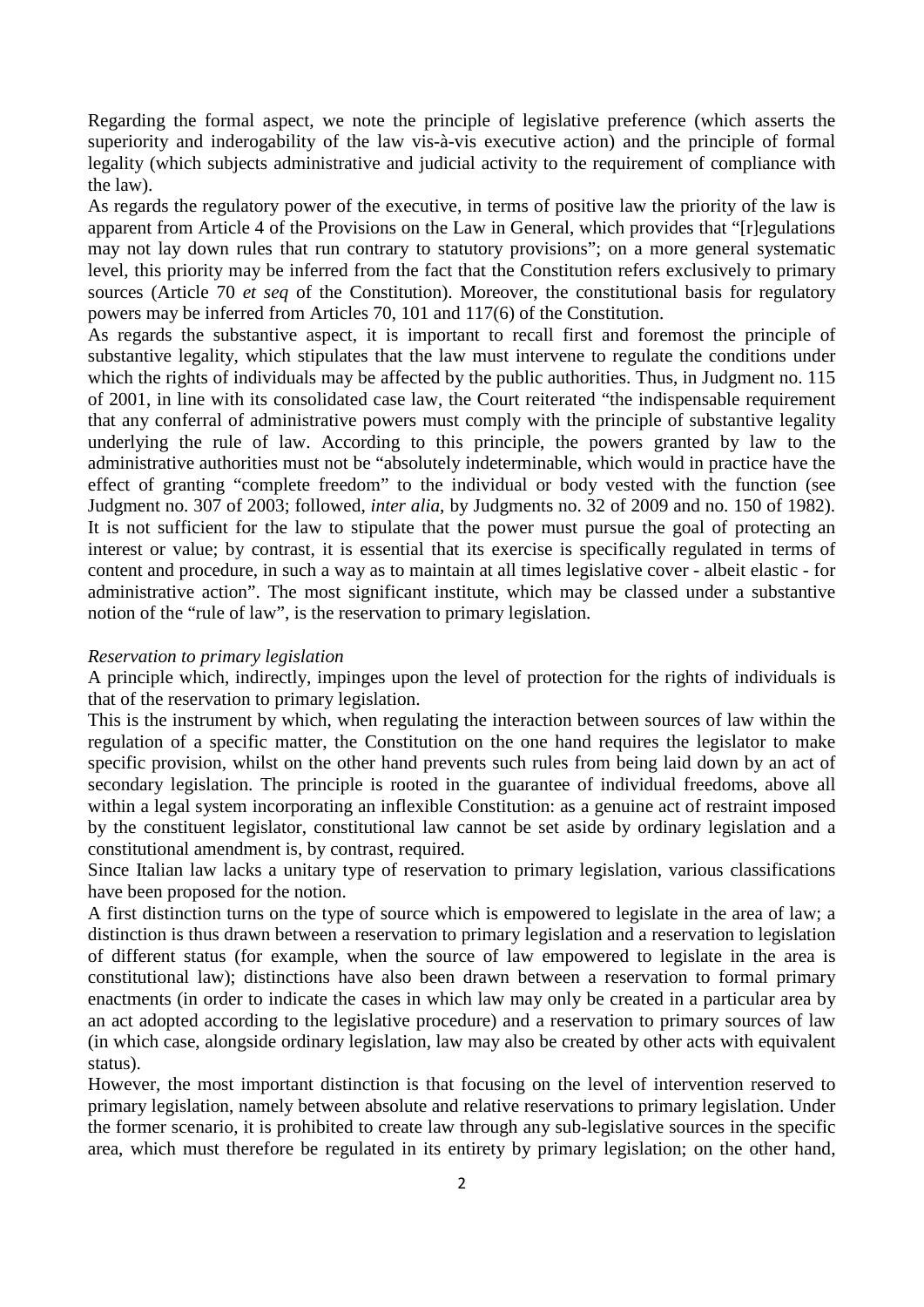Regarding the formal aspect, we note the principle of legislative preference (which asserts the superiority and inderogability of the law vis-à-vis executive action) and the principle of formal legality (which subjects administrative and judicial activity to the requirement of compliance with the law).

As regards the regulatory power of the executive, in terms of positive law the priority of the law is apparent from Article 4 of the Provisions on the Law in General, which provides that "[r]egulations may not lay down rules that run contrary to statutory provisions"; on a more general systematic level, this priority may be inferred from the fact that the Constitution refers exclusively to primary sources (Article 70 *et seq* of the Constitution). Moreover, the constitutional basis for regulatory powers may be inferred from Articles 70, 101 and 117(6) of the Constitution.

As regards the substantive aspect, it is important to recall first and foremost the principle of substantive legality, which stipulates that the law must intervene to regulate the conditions under which the rights of individuals may be affected by the public authorities. Thus, in Judgment no. 115 of 2001, in line with its consolidated case law, the Court reiterated "the indispensable requirement that any conferral of administrative powers must comply with the principle of substantive legality underlying the rule of law. According to this principle, the powers granted by law to the administrative authorities must not be "absolutely indeterminable, which would in practice have the effect of granting "complete freedom" to the individual or body vested with the function (see Judgment no. 307 of 2003; followed, *inter alia*, by Judgments no. 32 of 2009 and no. 150 of 1982). It is not sufficient for the law to stipulate that the power must pursue the goal of protecting an interest or value; by contrast, it is essential that its exercise is specifically regulated in terms of content and procedure, in such a way as to maintain at all times legislative cover - albeit elastic - for administrative action". The most significant institute, which may be classed under a substantive notion of the "rule of law", is the reservation to primary legislation.

*Reservation to primary legislation*

A principle which, indirectly, impinges upon the level of protection for the rights of individuals is that of the reservation to primary legislation.

This is the instrument by which, when regulating the interaction between sources of law within the regulation of a specific matter, the Constitution on the one hand requires the legislator to make specific provision, whilst on the other hand prevents such rules from being laid down by an act of secondary legislation. The principle is rooted in the guarantee of individual freedoms, above all within a legal system incorporating an inflexible Constitution: as a genuine act of restraint imposed by the constituent legislator, constitutional law cannot be set aside by ordinary legislation and a constitutional amendment is, by contrast, required.

Since Italian law lacks a unitary type of reservation to primary legislation, various classifications have been proposed for the notion.

A first distinction turns on the type of source which is empowered to legislate in the area of law; a distinction is thus drawn between a reservation to primary legislation and a reservation to legislation of different status (for example, when the source of law empowered to legislate in the area is constitutional law); distinctions have also been drawn between a reservation to formal primary enactments (in order to indicate the cases in which law may only be created in a particular area by an act adopted according to the legislative procedure) and a reservation to primary sources of law (in which case, alongside ordinary legislation, law may also be created by other acts with equivalent status).

However, the most important distinction is that focusing on the level of intervention reserved to primary legislation, namely between absolute and relative reservations to primary legislation. Under the former scenario, it is prohibited to create law through any sub-legislative sources in the specific area, which must therefore be regulated in its entirety by primary legislation; on the other hand,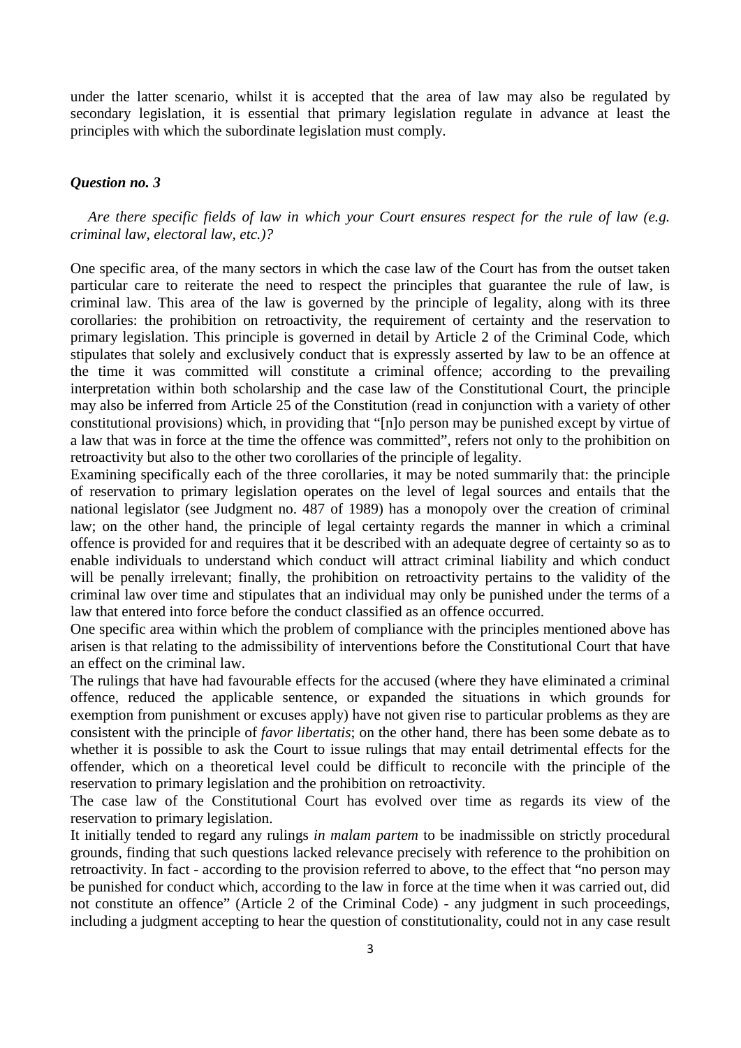under the latter scenario, whilst it is accepted that the area of law may also be regulated by secondary legislation, it is essential that primary legislation regulate in advance at least the principles with which the subordinate legislation must comply.

### *Question no. 3*

*Are there specific fields of law in which your Court ensures respect for the rule of law (e.g. criminal law, electoral law, etc.)?*

One specific area, of the many sectors in which the case law of the Court has from the outset taken particular care to reiterate the need to respect the principles that guarantee the rule of law, is criminal law. This area of the law is governed by the principle of legality, along with its three corollaries: the prohibition on retroactivity, the requirement of certainty and the reservation to primary legislation. This principle is governed in detail by Article 2 of the Criminal Code, which stipulates that solely and exclusively conduct that is expressly asserted by law to be an offence at the time it was committed will constitute a criminal offence; according to the prevailing interpretation within both scholarship and the case law of the Constitutional Court, the principle may also be inferred from Article 25 of the Constitution (read in conjunction with a variety of other constitutional provisions) which, in providing that "[n]o person may be punished except by virtue of a law that was in force at the time the offence was committed", refers not only to the prohibition on retroactivity but also to the other two corollaries of the principle of legality.

Examining specifically each of the three corollaries, it may be noted summarily that: the principle of reservation to primary legislation operates on the level of legal sources and entails that the national legislator (see Judgment no. 487 of 1989) has a monopoly over the creation of criminal law; on the other hand, the principle of legal certainty regards the manner in which a criminal offence is provided for and requires that it be described with an adequate degree of certainty so as to enable individuals to understand which conduct will attract criminal liability and which conduct will be penally irrelevant; finally, the prohibition on retroactivity pertains to the validity of the criminal law over time and stipulates that an individual may only be punished under the terms of a law that entered into force before the conduct classified as an offence occurred.

One specific area within which the problem of compliance with the principles mentioned above has arisen is that relating to the admissibility of interventions before the Constitutional Court that have an effect on the criminal law.

The rulings that have had favourable effects for the accused (where they have eliminated a criminal offence, reduced the applicable sentence, or expanded the situations in which grounds for exemption from punishment or excuses apply) have not given rise to particular problems as they are consistent with the principle of *favor libertatis*; on the other hand, there has been some debate as to whether it is possible to ask the Court to issue rulings that may entail detrimental effects for the offender, which on a theoretical level could be difficult to reconcile with the principle of the reservation to primary legislation and the prohibition on retroactivity.

The case law of the Constitutional Court has evolved over time as regards its view of the reservation to primary legislation.

It initially tended to regard any rulings *in malam partem* to be inadmissible on strictly procedural grounds, finding that such questions lacked relevance precisely with reference to the prohibition on retroactivity. In fact - according to the provision referred to above, to the effect that "no person may be punished for conduct which, according to the law in force at the time when it was carried out, did not constitute an offence" (Article 2 of the Criminal Code) - any judgment in such proceedings, including a judgment accepting to hear the question of constitutionality, could not in any case result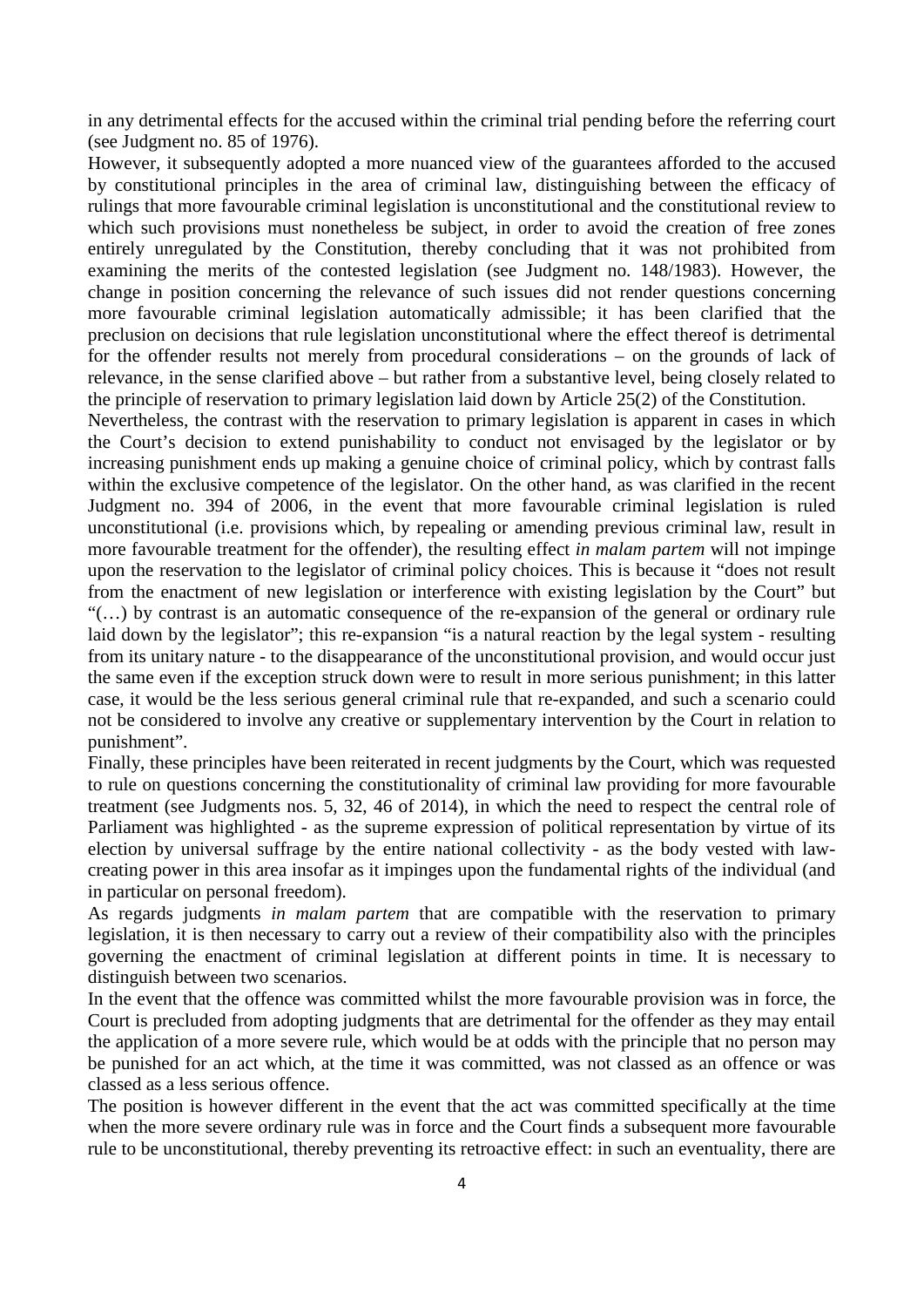in any detrimental effects for the accused within the criminal trial pending before the referring court (see Judgment no. 85 of 1976).

However, it subsequently adopted a more nuanced view of the guarantees afforded to the accused by constitutional principles in the area of criminal law, distinguishing between the efficacy of rulings that more favourable criminal legislation is unconstitutional and the constitutional review to which such provisions must nonetheless be subject, in order to avoid the creation of free zones entirely unregulated by the Constitution, thereby concluding that it was not prohibited from examining the merits of the contested legislation (see Judgment no. 148/1983). However, the change in position concerning the relevance of such issues did not render questions concerning more favourable criminal legislation automatically admissible; it has been clarified that the preclusion on decisions that rule legislation unconstitutional where the effect thereof is detrimental for the offender results not merely from procedural considerations – on the grounds of lack of relevance, in the sense clarified above – but rather from a substantive level, being closely related to the principle of reservation to primary legislation laid down by Article 25(2) of the Constitution.

Nevertheless, the contrast with the reservation to primary legislation is apparent in cases in which the Court's decision to extend punishability to conduct not envisaged by the legislator or by increasing punishment ends up making a genuine choice of criminal policy, which by contrast falls within the exclusive competence of the legislator. On the other hand, as was clarified in the recent Judgment no. 394 of 2006, in the event that more favourable criminal legislation is ruled unconstitutional (i.e. provisions which, by repealing or amending previous criminal law, result in more favourable treatment for the offender), the resulting effect *in malam partem* will not impinge upon the reservation to the legislator of criminal policy choices. This is because it "does not result from the enactment of new legislation or interference with existing legislation by the Court" but "(…) by contrast is an automatic consequence of the re-expansion of the general or ordinary rule laid down by the legislator"; this re-expansion "is a natural reaction by the legal system - resulting from its unitary nature - to the disappearance of the unconstitutional provision, and would occur just the same even if the exception struck down were to result in more serious punishment; in this latter case, it would be the less serious general criminal rule that re-expanded, and such a scenario could not be considered to involve any creative or supplementary intervention by the Court in relation to punishment".

Finally, these principles have been reiterated in recent judgments by the Court, which was requested to rule on questions concerning the constitutionality of criminal law providing for more favourable treatment (see Judgments nos. 5, 32, 46 of 2014), in which the need to respect the central role of Parliament was highlighted - as the supreme expression of political representation by virtue of its election by universal suffrage by the entire national collectivity - as the body vested with law-creating power in this area insofar as it impinges upon the fundamental rights of the individual (and in particular on personal freedom).

As regards judgments *in malam partem* that are compatible with the reservation to primary legislation, it is then necessary to carry out a review of their compatibility also with the principles governing the enactment of criminal legislation at different points in time. It is necessary to distinguish between two scenarios.

In the event that the offence was committed whilst the more favourable provision was in force, the Court is precluded from adopting judgments that are detrimental for the offender as they may entail the application of a more severe rule, which would be at odds with the principle that no person may be punished for an act which, at the time it was committed, was not classed as an offence or was classed as a less serious offence.

The position is however different in the event that the act was committed specifically at the time when the more severe ordinary rule was in force and the Court finds a subsequent more favourable rule to be unconstitutional, thereby preventing its retroactive effect: in such an eventuality, there are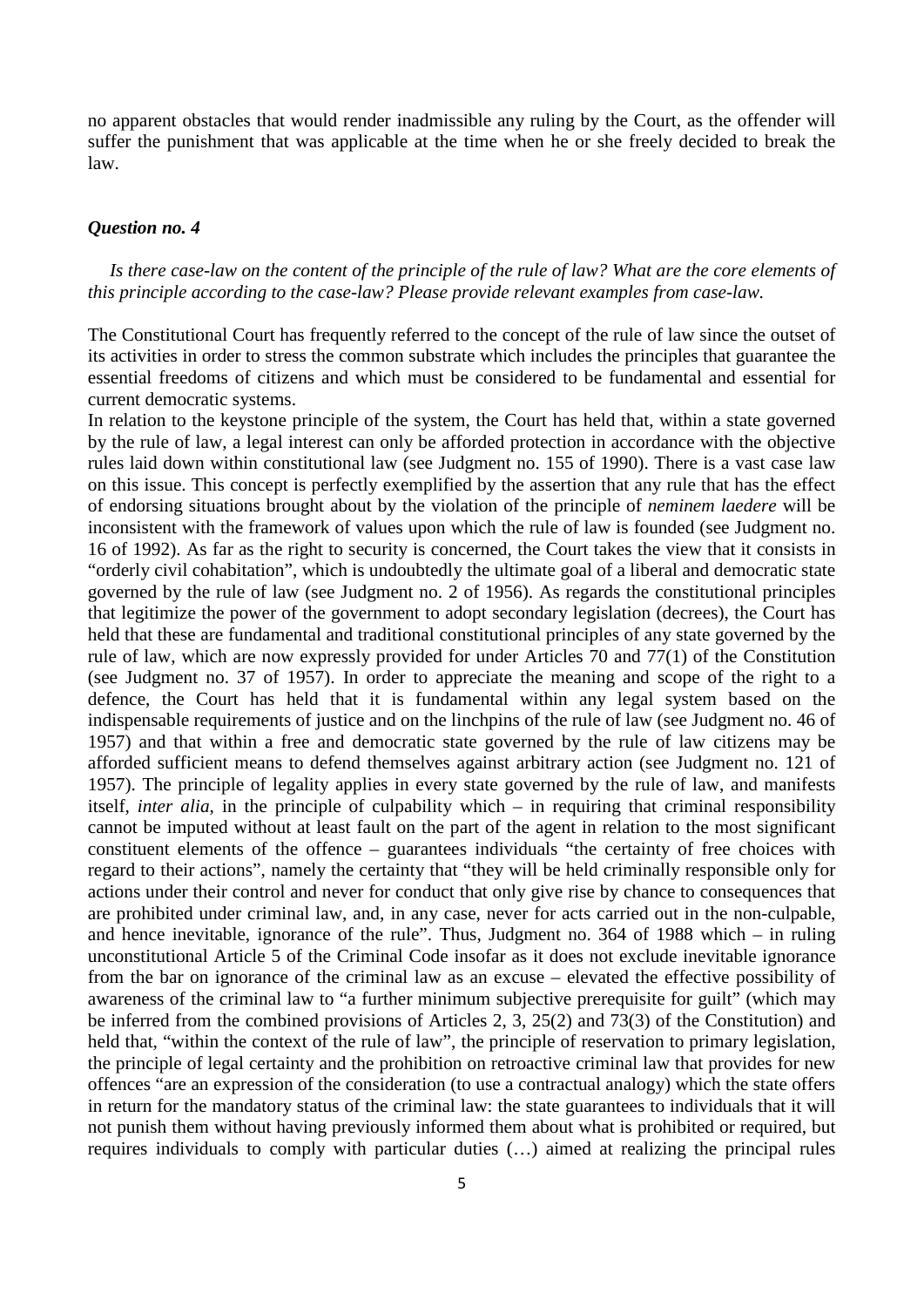no apparent obstacles that would render inadmissible any ruling by the Court, as the offender will suffer the punishment that was applicable at the time when he or she freely decided to break the law.

### *Question no. 4*

*Is there case-law on the content of the principle of the rule of law? What are the core elements of this principle according to the case-law? Please provide relevant examples from case-law.*

The Constitutional Court has frequently referred to the concept of the rule of law since the outset of its activities in order to stress the common substrate which includes the principles that guarantee the essential freedoms of citizens and which must be considered to be fundamental and essential for current democratic systems.

In relation to the keystone principle of the system, the Court has held that, within a state governed by the rule of law, a legal interest can only be afforded protection in accordance with the objective rules laid down within constitutional law (see Judgment no. 155 of 1990). There is a vast case law on this issue. This concept is perfectly exemplified by the assertion that any rule that has the effect of endorsing situations brought about by the violation of the principle of *neminem laedere* will be inconsistent with the framework of values upon which the rule of law is founded (see Judgment no. 16 of 1992). As far as the right to security is concerned, the Court takes the view that it consists in "orderly civil cohabitation", which is undoubtedly the ultimate goal of a liberal and democratic state governed by the rule of law (see Judgment no. 2 of 1956). As regards the constitutional principles that legitimize the power of the government to adopt secondary legislation (decrees), the Court has held that these are fundamental and traditional constitutional principles of any state governed by the rule of law, which are now expressly provided for under Articles 70 and 77(1) of the Constitution (see Judgment no. 37 of 1957). In order to appreciate the meaning and scope of the right to a defence, the Court has held that it is fundamental within any legal system based on the indispensable requirements of justice and on the linchpins of the rule of law (see Judgment no. 46 of 1957) and that within a free and democratic state governed by the rule of law citizens may be afforded sufficient means to defend themselves against arbitrary action (see Judgment no. 121 of 1957). The principle of legality applies in every state governed by the rule of law, and manifests itself, *inter alia*, in the principle of culpability which – in requiring that criminal responsibility cannot be imputed without at least fault on the part of the agent in relation to the most significant constituent elements of the offence – guarantees individuals "the certainty of free choices with regard to their actions", namely the certainty that "they will be held criminally responsible only for actions under their control and never for conduct that only give rise by chance to consequences that are prohibited under criminal law, and, in any case, never for acts carried out in the non-culpable, and hence inevitable, ignorance of the rule". Thus, Judgment no. 364 of 1988 which – in ruling unconstitutional Article 5 of the Criminal Code insofar as it does not exclude inevitable ignorance from the bar on ignorance of the criminal law as an excuse – elevated the effective possibility of awareness of the criminal law to "a further minimum subjective prerequisite for guilt" (which may be inferred from the combined provisions of Articles 2, 3, 25(2) and 73(3) of the Constitution) and held that, "within the context of the rule of law", the principle of reservation to primary legislation, the principle of legal certainty and the prohibition on retroactive criminal law that provides for new offences "are an expression of the consideration (to use a contractual analogy) which the state offers in return for the mandatory status of the criminal law: the state guarantees to individuals that it will not punish them without having previously informed them about what is prohibited or required, but requires individuals to comply with particular duties (…) aimed at realizing the principal rules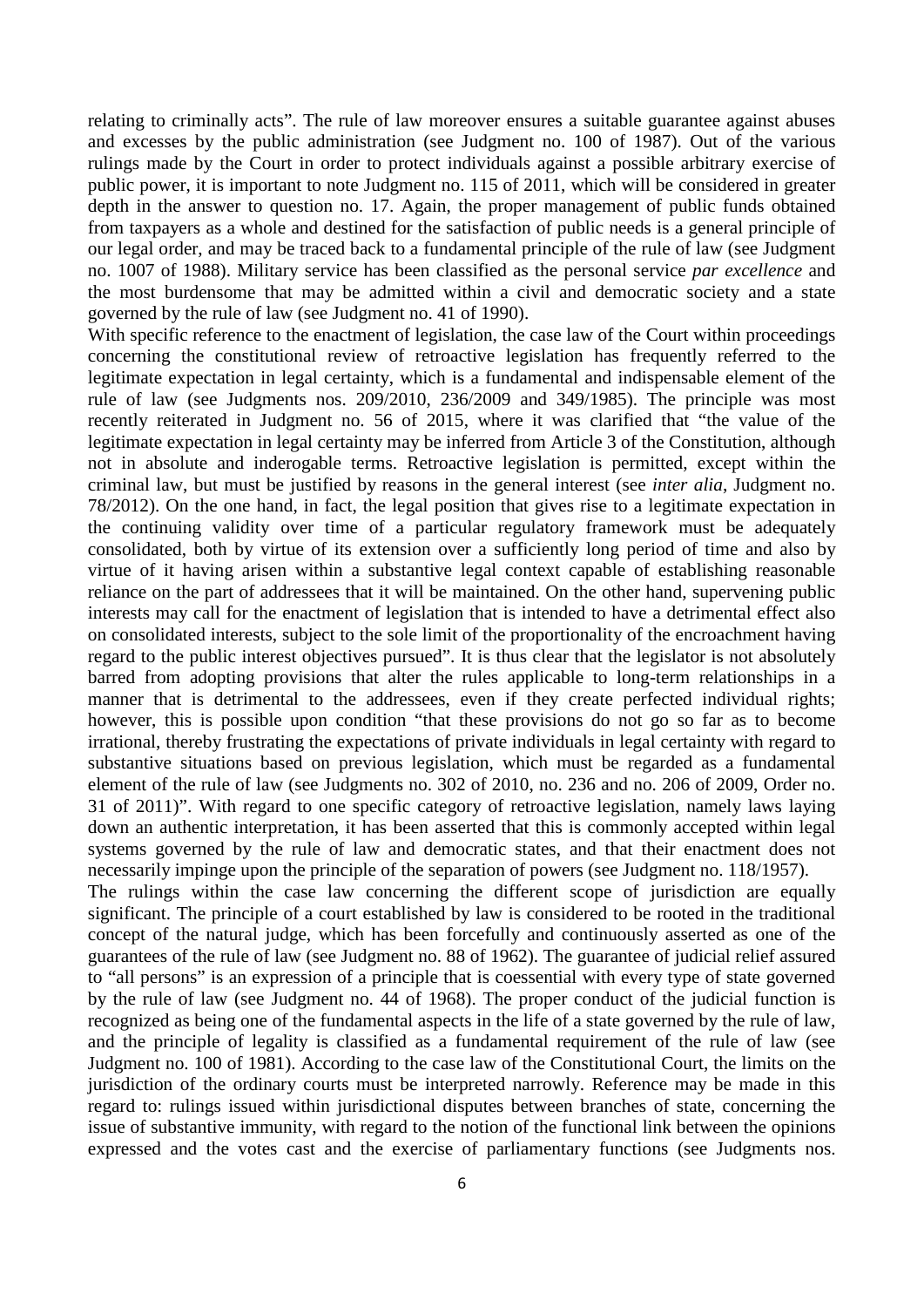relating to criminally acts". The rule of law moreover ensures a suitable guarantee against abuses and excesses by the public administration (see Judgment no. 100 of 1987). Out of the various rulings made by the Court in order to protect individuals against a possible arbitrary exercise of public power, it is important to note Judgment no. 115 of 2011, which will be considered in greater depth in the answer to question no. 17. Again, the proper management of public funds obtained from taxpayers as a whole and destined for the satisfaction of public needs is a general principle of our legal order, and may be traced back to a fundamental principle of the rule of law (see Judgment no. 1007 of 1988). Military service has been classified as the personal service *par excellence* and the most burdensome that may be admitted within a civil and democratic society and a state governed by the rule of law (see Judgment no. 41 of 1990).

With specific reference to the enactment of legislation, the case law of the Court within proceedings concerning the constitutional review of retroactive legislation has frequently referred to the legitimate expectation in legal certainty, which is a fundamental and indispensable element of the rule of law (see Judgments nos. 209/2010, 236/2009 and 349/1985). The principle was most recently reiterated in Judgment no. 56 of 2015, where it was clarified that "the value of the legitimate expectation in legal certainty may be inferred from Article 3 of the Constitution, although not in absolute and inderogable terms. Retroactive legislation is permitted, except within the criminal law, but must be justified by reasons in the general interest (see *inter alia*, Judgment no. 78/2012). On the one hand, in fact, the legal position that gives rise to a legitimate expectation in the continuing validity over time of a particular regulatory framework must be adequately consolidated, both by virtue of its extension over a sufficiently long period of time and also by virtue of it having arisen within a substantive legal context capable of establishing reasonable reliance on the part of addressees that it will be maintained. On the other hand, supervening public interests may call for the enactment of legislation that is intended to have a detrimental effect also on consolidated interests, subject to the sole limit of the proportionality of the encroachment having regard to the public interest objectives pursued". It is thus clear that the legislator is not absolutely barred from adopting provisions that alter the rules applicable to long-term relationships in a manner that is detrimental to the addressees, even if they create perfected individual rights; however, this is possible upon condition "that these provisions do not go so far as to become irrational, thereby frustrating the expectations of private individuals in legal certainty with regard to substantive situations based on previous legislation, which must be regarded as a fundamental element of the rule of law (see Judgments no. 302 of 2010, no. 236 and no. 206 of 2009, Order no. 31 of 2011)". With regard to one specific category of retroactive legislation, namely laws laying down an authentic interpretation, it has been asserted that this is commonly accepted within legal systems governed by the rule of law and democratic states, and that their enactment does not necessarily impinge upon the principle of the separation of powers (see Judgment no. 118/1957).

The rulings within the case law concerning the different scope of jurisdiction are equally significant. The principle of a court established by law is considered to be rooted in the traditional concept of the natural judge, which has been forcefully and continuously asserted as one of the guarantees of the rule of law (see Judgment no. 88 of 1962). The guarantee of judicial relief assured to "all persons" is an expression of a principle that is coessential with every type of state governed by the rule of law (see Judgment no. 44 of 1968). The proper conduct of the judicial function is recognized as being one of the fundamental aspects in the life of a state governed by the rule of law, and the principle of legality is classified as a fundamental requirement of the rule of law (see Judgment no. 100 of 1981). According to the case law of the Constitutional Court, the limits on the jurisdiction of the ordinary courts must be interpreted narrowly. Reference may be made in this regard to: rulings issued within jurisdictional disputes between branches of state, concerning the issue of substantive immunity, with regard to the notion of the functional link between the opinions expressed and the votes cast and the exercise of parliamentary functions (see Judgments nos.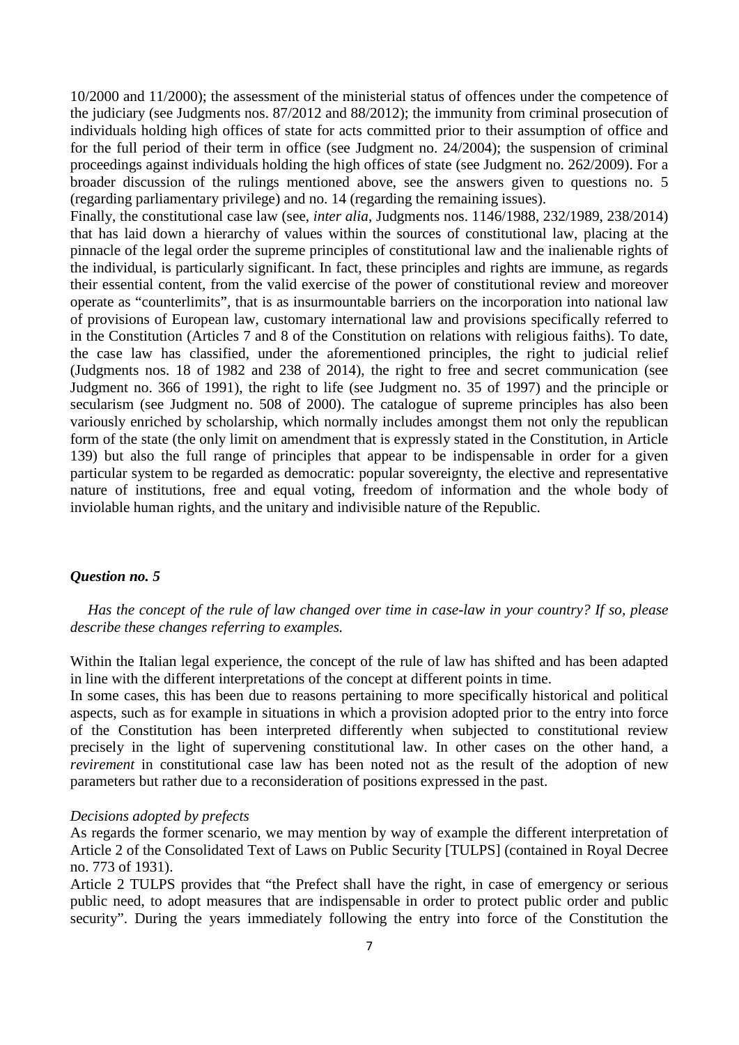10/2000 and 11/2000); the assessment of the ministerial status of offences under the competence of the judiciary (see Judgments nos. 87/2012 and 88/2012); the immunity from criminal prosecution of individuals holding high offices of state for acts committed prior to their assumption of office and for the full period of their term in office (see Judgment no. 24/2004); the suspension of criminal proceedings against individuals holding the high offices of state (see Judgment no. 262/2009). For a broader discussion of the rulings mentioned above, see the answers given to questions no. 5 (regarding parliamentary privilege) and no. 14 (regarding the remaining issues).

Finally, the constitutional case law (see, *inter alia*, Judgments nos. 1146/1988, 232/1989, 238/2014) that has laid down a hierarchy of values within the sources of constitutional law, placing at the pinnacle of the legal order the supreme principles of constitutional law and the inalienable rights of the individual, is particularly significant. In fact, these principles and rights are immune, as regards their essential content, from the valid exercise of the power of constitutional review and moreover operate as "counterlimits", that is as insurmountable barriers on the incorporation into national law of provisions of European law, customary international law and provisions specifically referred to in the Constitution (Articles 7 and 8 of the Constitution on relations with religious faiths). To date, the case law has classified, under the aforementioned principles, the right to judicial relief (Judgments nos. 18 of 1982 and 238 of 2014), the right to free and secret communication (see Judgment no. 366 of 1991), the right to life (see Judgment no. 35 of 1997) and the principle or secularism (see Judgment no. 508 of 2000). The catalogue of supreme principles has also been variously enriched by scholarship, which normally includes amongst them not only the republican form of the state (the only limit on amendment that is expressly stated in the Constitution, in Article 139) but also the full range of principles that appear to be indispensable in order for a given particular system to be regarded as democratic: popular sovereignty, the elective and representative nature of institutions, free and equal voting, freedom of information and the whole body of inviolable human rights, and the unitary and indivisible nature of the Republic.

### *Question no. 5*

*Has the concept of the rule of law changed over time in case-law in your country? If so, please describe these changes referring to examples.*

Within the Italian legal experience, the concept of the rule of law has shifted and has been adapted in line with the different interpretations of the concept at different points in time.

In some cases, this has been due to reasons pertaining to more specifically historical and political aspects, such as for example in situations in which a provision adopted prior to the entry into force of the Constitution has been interpreted differently when subjected to constitutional review precisely in the light of supervening constitutional law. In other cases on the other hand, a *revirement* in constitutional case law has been noted not as the result of the adoption of new parameters but rather due to a reconsideration of positions expressed in the past.

*Decisions adopted by prefects*

As regards the former scenario, we may mention by way of example the different interpretation of Article 2 of the Consolidated Text of Laws on Public Security [TULPS] (contained in Royal Decree no. 773 of 1931).

Article 2 TULPS provides that "the Prefect shall have the right, in case of emergency or serious public need, to adopt measures that are indispensable in order to protect public order and public security". During the years immediately following the entry into force of the Constitution the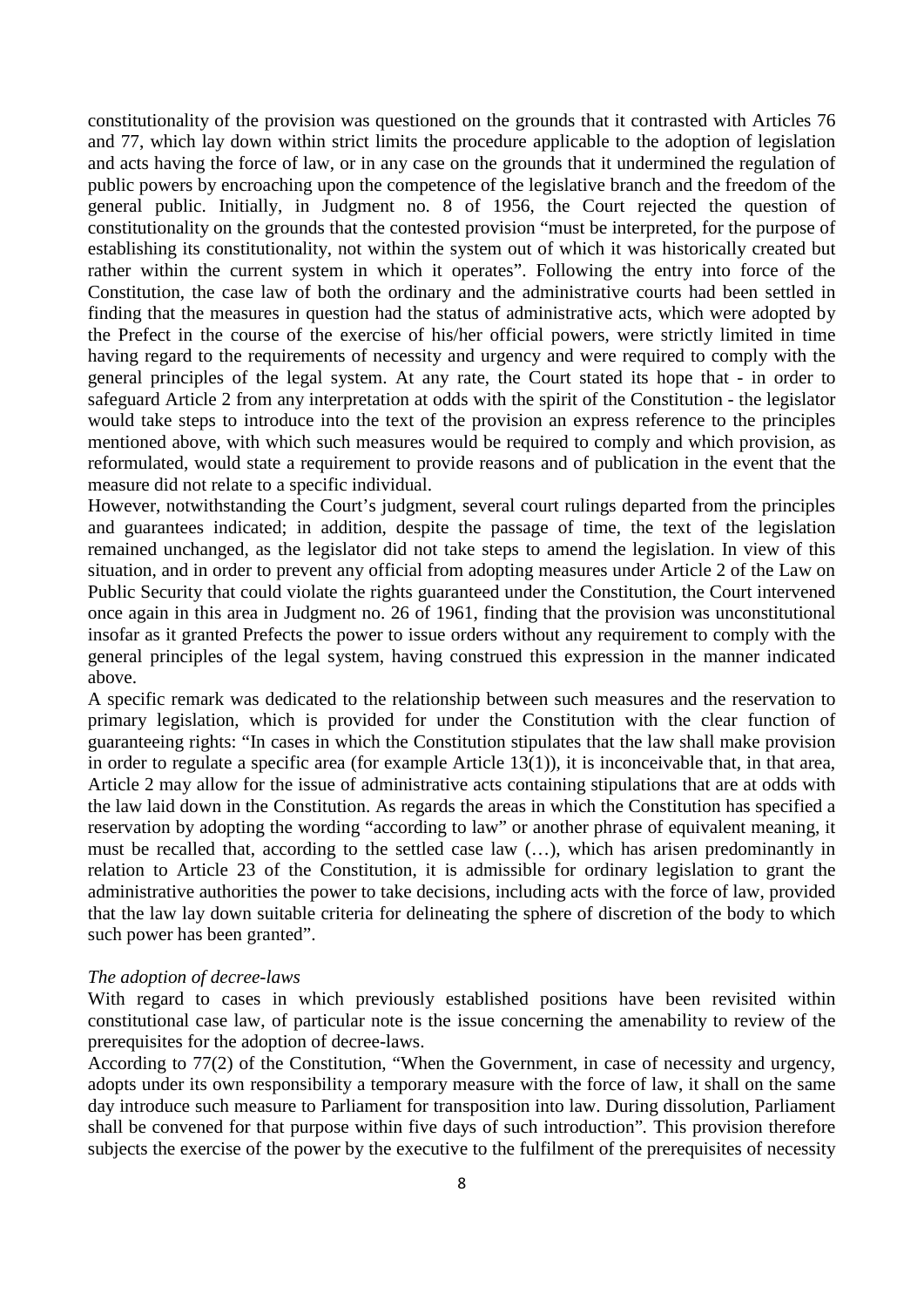constitutionality of the provision was questioned on the grounds that it contrasted with Articles 76 and 77, which lay down within strict limits the procedure applicable to the adoption of legislation and acts having the force of law, or in any case on the grounds that it undermined the regulation of public powers by encroaching upon the competence of the legislative branch and the freedom of the general public. Initially, in Judgment no. 8 of 1956, the Court rejected the question of constitutionality on the grounds that the contested provision "must be interpreted, for the purpose of establishing its constitutionality, not within the system out of which it was historically created but rather within the current system in which it operates". Following the entry into force of the Constitution, the case law of both the ordinary and the administrative courts had been settled in finding that the measures in question had the status of administrative acts, which were adopted by the Prefect in the course of the exercise of his/her official powers, were strictly limited in time having regard to the requirements of necessity and urgency and were required to comply with the general principles of the legal system. At any rate, the Court stated its hope that - in order to safeguard Article 2 from any interpretation at odds with the spirit of the Constitution - the legislator would take steps to introduce into the text of the provision an express reference to the principles mentioned above, with which such measures would be required to comply and which provision, as reformulated, would state a requirement to provide reasons and of publication in the event that the measure did not relate to a specific individual.

However, notwithstanding the Court's judgment, several court rulings departed from the principles and guarantees indicated; in addition, despite the passage of time, the text of the legislation remained unchanged, as the legislator did not take steps to amend the legislation. In view of this situation, and in order to prevent any official from adopting measures under Article 2 of the Law on Public Security that could violate the rights guaranteed under the Constitution, the Court intervened once again in this area in Judgment no. 26 of 1961, finding that the provision was unconstitutional insofar as it granted Prefects the power to issue orders without any requirement to comply with the general principles of the legal system, having construed this expression in the manner indicated above.

A specific remark was dedicated to the relationship between such measures and the reservation to primary legislation, which is provided for under the Constitution with the clear function of guaranteeing rights: "In cases in which the Constitution stipulates that the law shall make provision in order to regulate a specific area (for example Article 13(1)), it is inconceivable that, in that area, Article 2 may allow for the issue of administrative acts containing stipulations that are at odds with the law laid down in the Constitution. As regards the areas in which the Constitution has specified a reservation by adopting the wording "according to law" or another phrase of equivalent meaning, it must be recalled that, according to the settled case law (…), which has arisen predominantly in relation to Article 23 of the Constitution, it is admissible for ordinary legislation to grant the administrative authorities the power to take decisions, including acts with the force of law, provided that the law lay down suitable criteria for delineating the sphere of discretion of the body to which such power has been granted".

*The adoption of decree-laws*

With regard to cases in which previously established positions have been revisited within constitutional case law, of particular note is the issue concerning the amenability to review of the prerequisites for the adoption of decree-laws.

According to 77(2) of the Constitution, "When the Government, in case of necessity and urgency, adopts under its own responsibility a temporary measure with the force of law, it shall on the same day introduce such measure to Parliament for transposition into law. During dissolution, Parliament shall be convened for that purpose within five days of such introduction". This provision therefore subjects the exercise of the power by the executive to the fulfilment of the prerequisites of necessity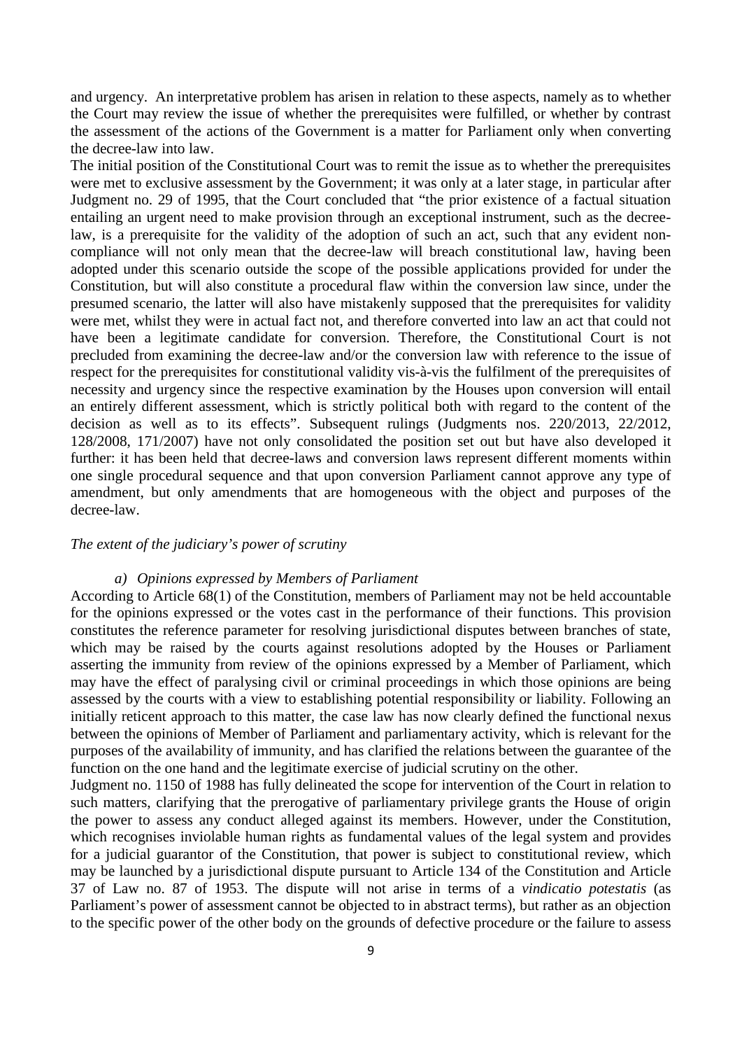and urgency. An interpretative problem has arisen in relation to these aspects, namely as to whether the Court may review the issue of whether the prerequisites were fulfilled, or whether by contrast the assessment of the actions of the Government is a matter for Parliament only when converting the decree-law into law.

The initial position of the Constitutional Court was to remit the issue as to whether the prerequisites were met to exclusive assessment by the Government; it was only at a later stage, in particular after Judgment no. 29 of 1995, that the Court concluded that "the prior existence of a factual situation entailing an urgent need to make provision through an exceptional instrument, such as the decree-law, is a prerequisite for the validity of the adoption of such an act, such that any evident non-compliance will not only mean that the decree-law will breach constitutional law, having been adopted under this scenario outside the scope of the possible applications provided for under the Constitution, but will also constitute a procedural flaw within the conversion law since, under the presumed scenario, the latter will also have mistakenly supposed that the prerequisites for validity were met, whilst they were in actual fact not, and therefore converted into law an act that could not have been a legitimate candidate for conversion. Therefore, the Constitutional Court is not precluded from examining the decree-law and/or the conversion law with reference to the issue of respect for the prerequisites for constitutional validity vis-à-vis the fulfilment of the prerequisites of necessity and urgency since the respective examination by the Houses upon conversion will entail an entirely different assessment, which is strictly political both with regard to the content of the decision as well as to its effects". Subsequent rulings (Judgments nos. 220/2013, 22/2012, 128/2008, 171/2007) have not only consolidated the position set out but have also developed it further: it has been held that decree-laws and conversion laws represent different moments within one single procedural sequence and that upon conversion Parliament cannot approve any type of amendment, but only amendments that are homogeneous with the object and purposes of the decree-law.

*The extent of the judiciary's power of scrutiny*

*a) Opinions expressed by Members of Parliament*

According to Article 68(1) of the Constitution, members of Parliament may not be held accountable for the opinions expressed or the votes cast in the performance of their functions. This provision constitutes the reference parameter for resolving jurisdictional disputes between branches of state, which may be raised by the courts against resolutions adopted by the Houses or Parliament asserting the immunity from review of the opinions expressed by a Member of Parliament, which may have the effect of paralysing civil or criminal proceedings in which those opinions are being assessed by the courts with a view to establishing potential responsibility or liability. Following an initially reticent approach to this matter, the case law has now clearly defined the functional nexus between the opinions of Member of Parliament and parliamentary activity, which is relevant for the purposes of the availability of immunity, and has clarified the relations between the guarantee of the function on the one hand and the legitimate exercise of judicial scrutiny on the other.

Judgment no. 1150 of 1988 has fully delineated the scope for intervention of the Court in relation to such matters, clarifying that the prerogative of parliamentary privilege grants the House of origin the power to assess any conduct alleged against its members. However, under the Constitution, which recognises inviolable human rights as fundamental values of the legal system and provides for a judicial guarantor of the Constitution, that power is subject to constitutional review, which may be launched by a jurisdictional dispute pursuant to Article 134 of the Constitution and Article 37 of Law no. 87 of 1953. The dispute will not arise in terms of a *vindicatio potestatis* (as Parliament's power of assessment cannot be objected to in abstract terms), but rather as an objection to the specific power of the other body on the grounds of defective procedure or the failure to assess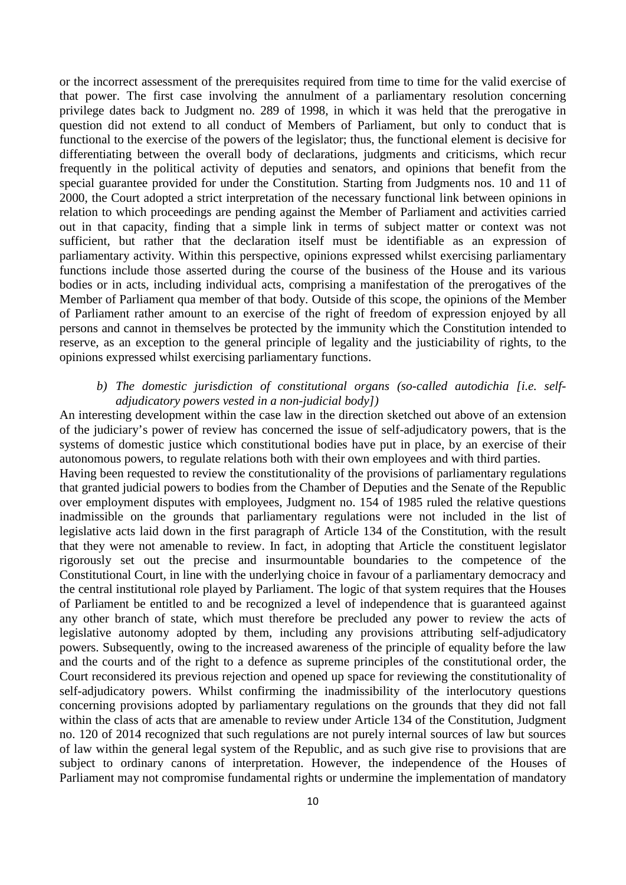or the incorrect assessment of the prerequisites required from time to time for the valid exercise of that power. The first case involving the annulment of a parliamentary resolution concerning privilege dates back to Judgment no. 289 of 1998, in which it was held that the prerogative in question did not extend to all conduct of Members of Parliament, but only to conduct that is functional to the exercise of the powers of the legislator; thus, the functional element is decisive for differentiating between the overall body of declarations, judgments and criticisms, which recur frequently in the political activity of deputies and senators, and opinions that benefit from the special guarantee provided for under the Constitution. Starting from Judgments nos. 10 and 11 of 2000, the Court adopted a strict interpretation of the necessary functional link between opinions in relation to which proceedings are pending against the Member of Parliament and activities carried out in that capacity, finding that a simple link in terms of subject matter or context was not sufficient, but rather that the declaration itself must be identifiable as an expression of parliamentary activity. Within this perspective, opinions expressed whilst exercising parliamentary functions include those asserted during the course of the business of the House and its various bodies or in acts, including individual acts, comprising a manifestation of the prerogatives of the Member of Parliament qua member of that body. Outside of this scope, the opinions of the Member of Parliament rather amount to an exercise of the right of freedom of expression enjoyed by all persons and cannot in themselves be protected by the immunity which the Constitution intended to reserve, as an exception to the general principle of legality and the justiciability of rights, to the opinions expressed whilst exercising parliamentary functions.

*b) The domestic jurisdiction of constitutional organs (so-called autodichia [i.e. self-adjudicatory powers vested in a non-judicial body])*

An interesting development within the case law in the direction sketched out above of an extension of the judiciary's power of review has concerned the issue of self-adjudicatory powers, that is the systems of domestic justice which constitutional bodies have put in place, by an exercise of their autonomous powers, to regulate relations both with their own employees and with third parties.

Having been requested to review the constitutionality of the provisions of parliamentary regulations that granted judicial powers to bodies from the Chamber of Deputies and the Senate of the Republic over employment disputes with employees, Judgment no. 154 of 1985 ruled the relative questions inadmissible on the grounds that parliamentary regulations were not included in the list of legislative acts laid down in the first paragraph of Article 134 of the Constitution, with the result that they were not amenable to review. In fact, in adopting that Article the constituent legislator rigorously set out the precise and insurmountable boundaries to the competence of the Constitutional Court, in line with the underlying choice in favour of a parliamentary democracy and the central institutional role played by Parliament. The logic of that system requires that the Houses of Parliament be entitled to and be recognized a level of independence that is guaranteed against any other branch of state, which must therefore be precluded any power to review the acts of legislative autonomy adopted by them, including any provisions attributing self-adjudicatory powers. Subsequently, owing to the increased awareness of the principle of equality before the law and the courts and of the right to a defence as supreme principles of the constitutional order, the Court reconsidered its previous rejection and opened up space for reviewing the constitutionality of self-adjudicatory powers. Whilst confirming the inadmissibility of the interlocutory questions concerning provisions adopted by parliamentary regulations on the grounds that they did not fall within the class of acts that are amenable to review under Article 134 of the Constitution, Judgment no. 120 of 2014 recognized that such regulations are not purely internal sources of law but sources of law within the general legal system of the Republic, and as such give rise to provisions that are subject to ordinary canons of interpretation. However, the independence of the Houses of Parliament may not compromise fundamental rights or undermine the implementation of mandatory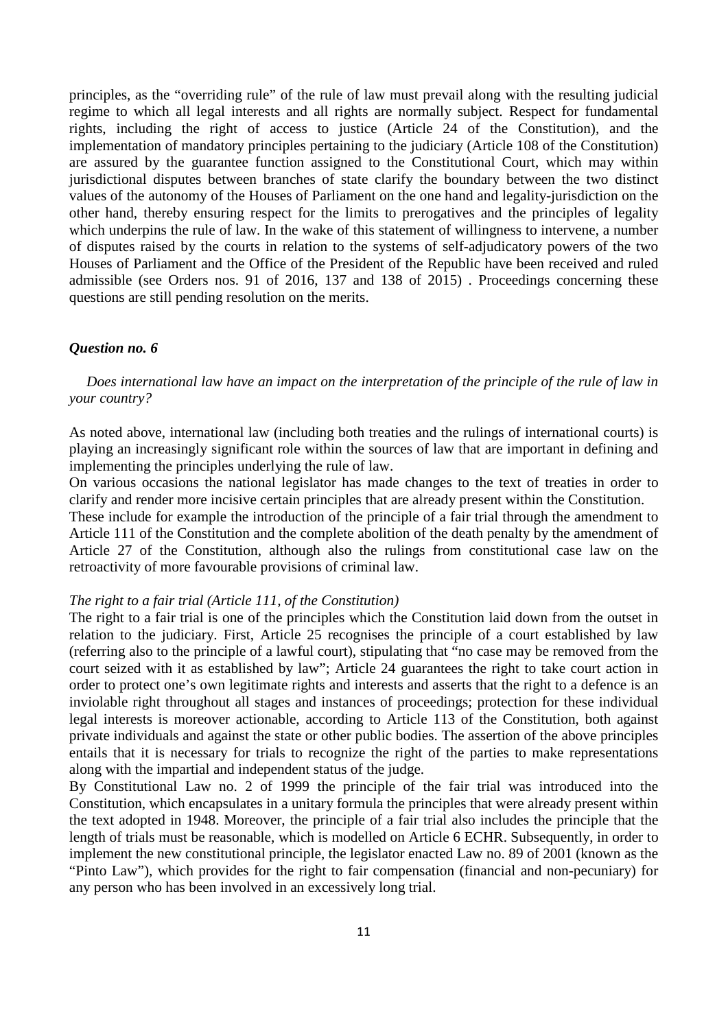principles, as the "overriding rule" of the rule of law must prevail along with the resulting judicial regime to which all legal interests and all rights are normally subject. Respect for fundamental rights, including the right of access to justice (Article 24 of the Constitution), and the implementation of mandatory principles pertaining to the judiciary (Article 108 of the Constitution) are assured by the guarantee function assigned to the Constitutional Court, which may within jurisdictional disputes between branches of state clarify the boundary between the two distinct values of the autonomy of the Houses of Parliament on the one hand and legality-jurisdiction on the other hand, thereby ensuring respect for the limits to prerogatives and the principles of legality which underpins the rule of law. In the wake of this statement of willingness to intervene, a number of disputes raised by the courts in relation to the systems of self-adjudicatory powers of the two Houses of Parliament and the Office of the President of the Republic have been received and ruled admissible (see Orders nos. 91 of 2016, 137 and 138 of 2015) . Proceedings concerning these questions are still pending resolution on the merits.

### *Question no. 6*

*Does international law have an impact on the interpretation of the principle of the rule of law in your country?*

As noted above, international law (including both treaties and the rulings of international courts) is playing an increasingly significant role within the sources of law that are important in defining and implementing the principles underlying the rule of law.

On various occasions the national legislator has made changes to the text of treaties in order to clarify and render more incisive certain principles that are already present within the Constitution.

These include for example the introduction of the principle of a fair trial through the amendment to Article 111 of the Constitution and the complete abolition of the death penalty by the amendment of Article 27 of the Constitution, although also the rulings from constitutional case law on the retroactivity of more favourable provisions of criminal law.

*The right to a fair trial (Article 111, of the Constitution)*

The right to a fair trial is one of the principles which the Constitution laid down from the outset in relation to the judiciary. First, Article 25 recognises the principle of a court established by law (referring also to the principle of a lawful court), stipulating that "no case may be removed from the court seized with it as established by law"; Article 24 guarantees the right to take court action in order to protect one's own legitimate rights and interests and asserts that the right to a defence is an inviolable right throughout all stages and instances of proceedings; protection for these individual legal interests is moreover actionable, according to Article 113 of the Constitution, both against private individuals and against the state or other public bodies. The assertion of the above principles entails that it is necessary for trials to recognize the right of the parties to make representations along with the impartial and independent status of the judge.

By Constitutional Law no. 2 of 1999 the principle of the fair trial was introduced into the Constitution, which encapsulates in a unitary formula the principles that were already present within the text adopted in 1948. Moreover, the principle of a fair trial also includes the principle that the length of trials must be reasonable, which is modelled on Article 6 ECHR. Subsequently, in order to implement the new constitutional principle, the legislator enacted Law no. 89 of 2001 (known as the "Pinto Law"), which provides for the right to fair compensation (financial and non-pecuniary) for any person who has been involved in an excessively long trial.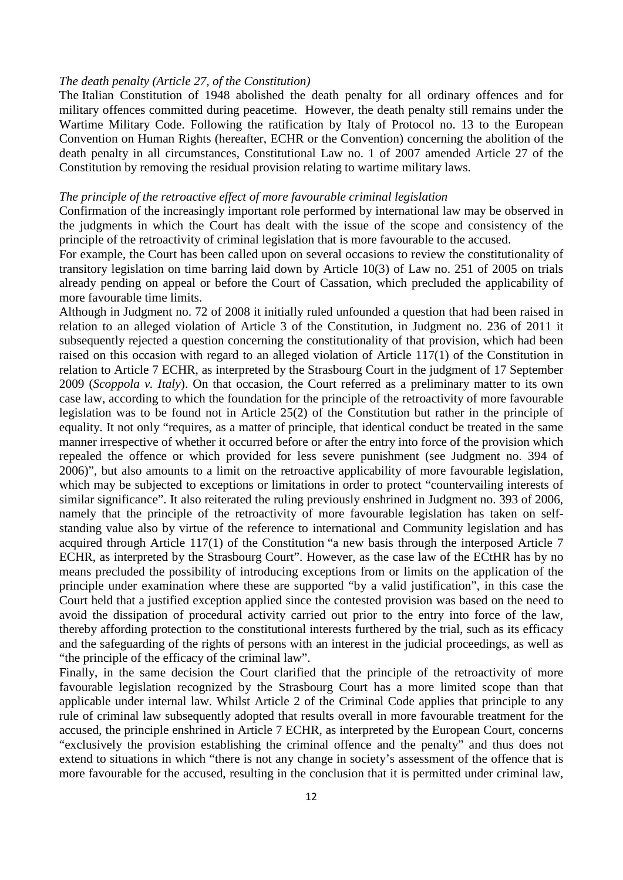*The death penalty (Article 27, of the Constitution)*

The Italian Constitution of 1948 abolished the death penalty for all ordinary offences and for military offences committed during peacetime. However, the death penalty still remains under the Wartime Military Code. Following the ratification by Italy of Protocol no. 13 to the European Convention on Human Rights (hereafter, ECHR or the Convention) concerning the abolition of the death penalty in all circumstances, Constitutional Law no. 1 of 2007 amended Article 27 of the Constitution by removing the residual provision relating to wartime military laws.

*The principle of the retroactive effect of more favourable criminal legislation*

Confirmation of the increasingly important role performed by international law may be observed in the judgments in which the Court has dealt with the issue of the scope and consistency of the principle of the retroactivity of criminal legislation that is more favourable to the accused.

For example, the Court has been called upon on several occasions to review the constitutionality of transitory legislation on time barring laid down by Article 10(3) of Law no. 251 of 2005 on trials already pending on appeal or before the Court of Cassation, which precluded the applicability of more favourable time limits.

Although in Judgment no. 72 of 2008 it initially ruled unfounded a question that had been raised in relation to an alleged violation of Article 3 of the Constitution, in Judgment no. 236 of 2011 it subsequently rejected a question concerning the constitutionality of that provision, which had been raised on this occasion with regard to an alleged violation of Article 117(1) of the Constitution in relation to Article 7 ECHR, as interpreted by the Strasbourg Court in the judgment of 17 September 2009 (*Scoppola v. Italy*). On that occasion, the Court referred as a preliminary matter to its own case law, according to which the foundation for the principle of the retroactivity of more favourable legislation was to be found not in Article 25(2) of the Constitution but rather in the principle of equality. It not only "requires, as a matter of principle, that identical conduct be treated in the same manner irrespective of whether it occurred before or after the entry into force of the provision which repealed the offence or which provided for less severe punishment (see Judgment no. 394 of 2006)", but also amounts to a limit on the retroactive applicability of more favourable legislation, which may be subjected to exceptions or limitations in order to protect "countervailing interests of similar significance". It also reiterated the ruling previously enshrined in Judgment no. 393 of 2006, namely that the principle of the retroactivity of more favourable legislation has taken on self-standing value also by virtue of the reference to international and Community legislation and has acquired through Article 117(1) of the Constitution "a new basis through the interposed Article 7 ECHR, as interpreted by the Strasbourg Court". However, as the case law of the ECtHR has by no means precluded the possibility of introducing exceptions from or limits on the application of the principle under examination where these are supported "by a valid justification", in this case the Court held that a justified exception applied since the contested provision was based on the need to avoid the dissipation of procedural activity carried out prior to the entry into force of the law, thereby affording protection to the constitutional interests furthered by the trial, such as its efficacy and the safeguarding of the rights of persons with an interest in the judicial proceedings, as well as "the principle of the efficacy of the criminal law".

Finally, in the same decision the Court clarified that the principle of the retroactivity of more favourable legislation recognized by the Strasbourg Court has a more limited scope than that applicable under internal law. Whilst Article 2 of the Criminal Code applies that principle to any rule of criminal law subsequently adopted that results overall in more favourable treatment for the accused, the principle enshrined in Article 7 ECHR, as interpreted by the European Court, concerns "exclusively the provision establishing the criminal offence and the penalty" and thus does not extend to situations in which "there is not any change in society's assessment of the offence that is more favourable for the accused, resulting in the conclusion that it is permitted under criminal law,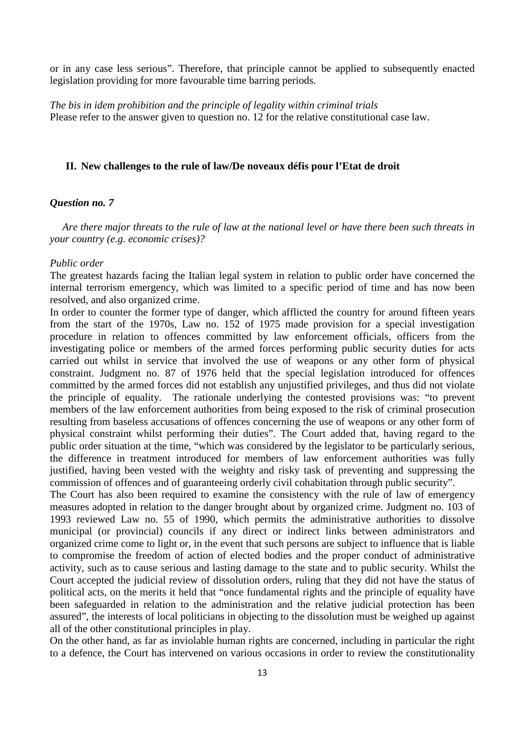or in any case less serious". Therefore, that principle cannot be applied to subsequently enacted legislation providing for more favourable time barring periods.

*The bis in idem prohibition and the principle of legality within criminal trials*
Please refer to the answer given to question no. 12 for the relative constitutional case law.

## II. New challenges to the rule of law/De noveaux défis pour l'Etat de droit

### *Question no. 7*

*Are there major threats to the rule of law at the national level or have there been such threats in your country (e.g. economic crises)?*

*Public order*
The greatest hazards facing the Italian legal system in relation to public order have concerned the internal terrorism emergency, which was limited to a specific period of time and has now been resolved, and also organized crime.
In order to counter the former type of danger, which afflicted the country for around fifteen years from the start of the 1970s, Law no. 152 of 1975 made provision for a special investigation procedure in relation to offences committed by law enforcement officials, officers from the investigating police or members of the armed forces performing public security duties for acts carried out whilst in service that involved the use of weapons or any other form of physical constraint. Judgment no. 87 of 1976 held that the special legislation introduced for offences committed by the armed forces did not establish any unjustified privileges, and thus did not violate the principle of equality. The rationale underlying the contested provisions was: "to prevent members of the law enforcement authorities from being exposed to the risk of criminal prosecution resulting from baseless accusations of offences concerning the use of weapons or any other form of physical constraint whilst performing their duties". The Court added that, having regard to the public order situation at the time, "which was considered by the legislator to be particularly serious, the difference in treatment introduced for members of law enforcement authorities was fully justified, having been vested with the weighty and risky task of preventing and suppressing the commission of offences and of guaranteeing orderly civil cohabitation through public security".
The Court has also been required to examine the consistency with the rule of law of emergency measures adopted in relation to the danger brought about by organized crime. Judgment no. 103 of 1993 reviewed Law no. 55 of 1990, which permits the administrative authorities to dissolve municipal (or provincial) councils if any direct or indirect links between administrators and organized crime come to light or, in the event that such persons are subject to influence that is liable to compromise the freedom of action of elected bodies and the proper conduct of administrative activity, such as to cause serious and lasting damage to the state and to public security. Whilst the Court accepted the judicial review of dissolution orders, ruling that they did not have the status of political acts, on the merits it held that "once fundamental rights and the principle of equality have been safeguarded in relation to the administration and the relative judicial protection has been assured", the interests of local politicians in objecting to the dissolution must be weighed up against all of the other constitutional principles in play.
On the other hand, as far as inviolable human rights are concerned, including in particular the right to a defence, the Court has intervened on various occasions in order to review the constitutionality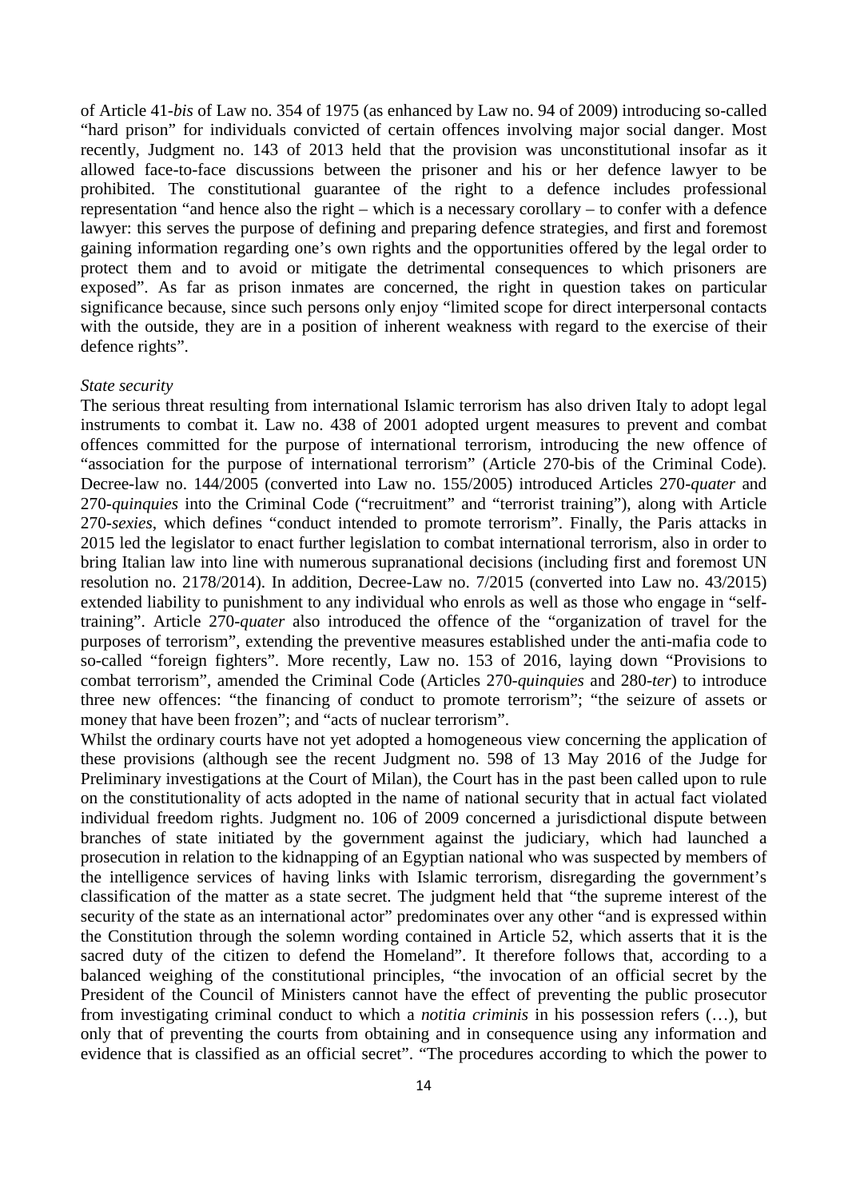of Article 41-*bis* of Law no. 354 of 1975 (as enhanced by Law no. 94 of 2009) introducing so-called "hard prison" for individuals convicted of certain offences involving major social danger. Most recently, Judgment no. 143 of 2013 held that the provision was unconstitutional insofar as it allowed face-to-face discussions between the prisoner and his or her defence lawyer to be prohibited. The constitutional guarantee of the right to a defence includes professional representation "and hence also the right – which is a necessary corollary – to confer with a defence lawyer: this serves the purpose of defining and preparing defence strategies, and first and foremost gaining information regarding one's own rights and the opportunities offered by the legal order to protect them and to avoid or mitigate the detrimental consequences to which prisoners are exposed". As far as prison inmates are concerned, the right in question takes on particular significance because, since such persons only enjoy "limited scope for direct interpersonal contacts with the outside, they are in a position of inherent weakness with regard to the exercise of their defence rights".

*State security*

The serious threat resulting from international Islamic terrorism has also driven Italy to adopt legal instruments to combat it. Law no. 438 of 2001 adopted urgent measures to prevent and combat offences committed for the purpose of international terrorism, introducing the new offence of "association for the purpose of international terrorism" (Article 270-bis of the Criminal Code). Decree-law no. 144/2005 (converted into Law no. 155/2005) introduced Articles 270-*quater* and 270-*quinquies* into the Criminal Code ("recruitment" and "terrorist training"), along with Article 270-*sexies*, which defines "conduct intended to promote terrorism". Finally, the Paris attacks in 2015 led the legislator to enact further legislation to combat international terrorism, also in order to bring Italian law into line with numerous supranational decisions (including first and foremost UN resolution no. 2178/2014). In addition, Decree-Law no. 7/2015 (converted into Law no. 43/2015) extended liability to punishment to any individual who enrols as well as those who engage in "self-training". Article 270-*quater* also introduced the offence of the "organization of travel for the purposes of terrorism", extending the preventive measures established under the anti-mafia code to so-called "foreign fighters". More recently, Law no. 153 of 2016, laying down "Provisions to combat terrorism", amended the Criminal Code (Articles 270-*quinquies* and 280-*ter*) to introduce three new offences: "the financing of conduct to promote terrorism"; "the seizure of assets or money that have been frozen"; and "acts of nuclear terrorism".

Whilst the ordinary courts have not yet adopted a homogeneous view concerning the application of these provisions (although see the recent Judgment no. 598 of 13 May 2016 of the Judge for Preliminary investigations at the Court of Milan), the Court has in the past been called upon to rule on the constitutionality of acts adopted in the name of national security that in actual fact violated individual freedom rights. Judgment no. 106 of 2009 concerned a jurisdictional dispute between branches of state initiated by the government against the judiciary, which had launched a prosecution in relation to the kidnapping of an Egyptian national who was suspected by members of the intelligence services of having links with Islamic terrorism, disregarding the government's classification of the matter as a state secret. The judgment held that "the supreme interest of the security of the state as an international actor" predominates over any other "and is expressed within the Constitution through the solemn wording contained in Article 52, which asserts that it is the sacred duty of the citizen to defend the Homeland". It therefore follows that, according to a balanced weighing of the constitutional principles, "the invocation of an official secret by the President of the Council of Ministers cannot have the effect of preventing the public prosecutor from investigating criminal conduct to which a *notitia criminis* in his possession refers (…), but only that of preventing the courts from obtaining and in consequence using any information and evidence that is classified as an official secret". "The procedures according to which the power to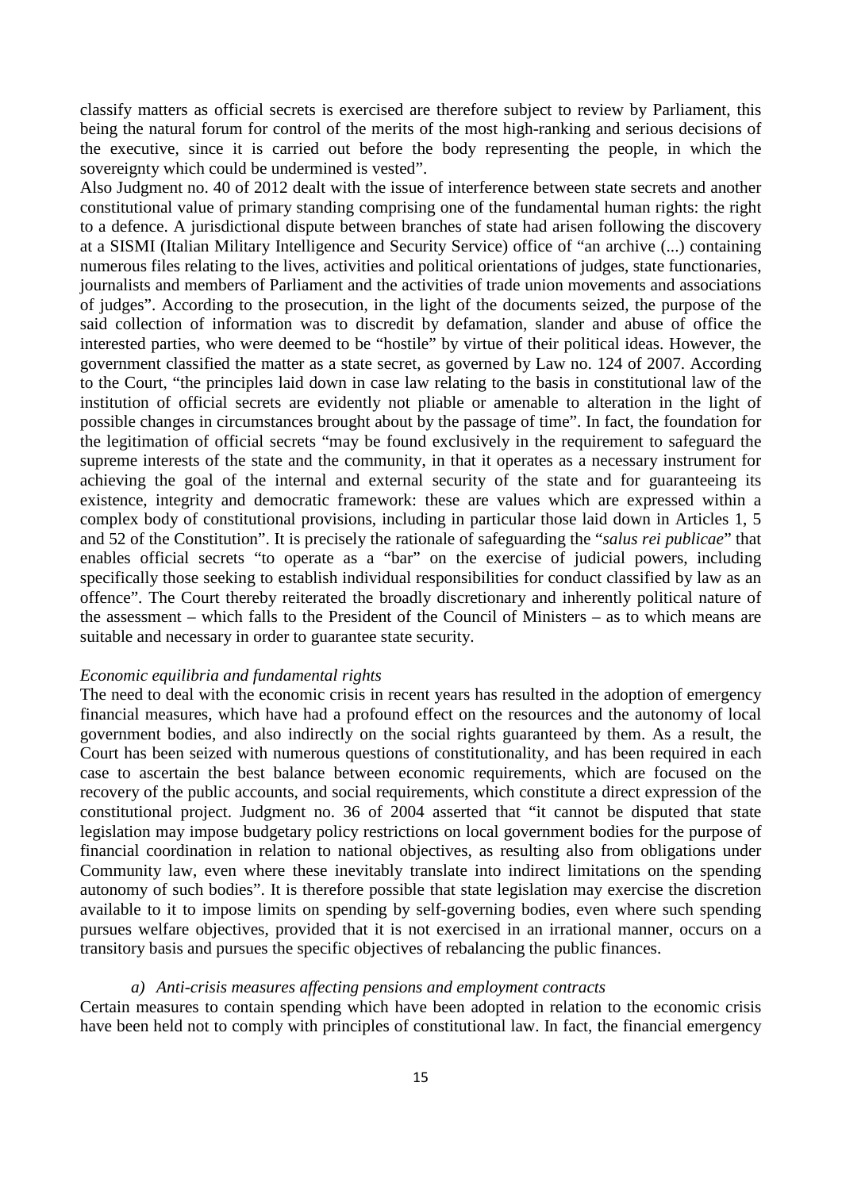classify matters as official secrets is exercised are therefore subject to review by Parliament, this being the natural forum for control of the merits of the most high-ranking and serious decisions of the executive, since it is carried out before the body representing the people, in which the sovereignty which could be undermined is vested".

Also Judgment no. 40 of 2012 dealt with the issue of interference between state secrets and another constitutional value of primary standing comprising one of the fundamental human rights: the right to a defence. A jurisdictional dispute between branches of state had arisen following the discovery at a SISMI (Italian Military Intelligence and Security Service) office of "an archive (...) containing numerous files relating to the lives, activities and political orientations of judges, state functionaries, journalists and members of Parliament and the activities of trade union movements and associations of judges". According to the prosecution, in the light of the documents seized, the purpose of the said collection of information was to discredit by defamation, slander and abuse of office the interested parties, who were deemed to be "hostile" by virtue of their political ideas. However, the government classified the matter as a state secret, as governed by Law no. 124 of 2007. According to the Court, "the principles laid down in case law relating to the basis in constitutional law of the institution of official secrets are evidently not pliable or amenable to alteration in the light of possible changes in circumstances brought about by the passage of time". In fact, the foundation for the legitimation of official secrets "may be found exclusively in the requirement to safeguard the supreme interests of the state and the community, in that it operates as a necessary instrument for achieving the goal of the internal and external security of the state and for guaranteeing its existence, integrity and democratic framework: these are values which are expressed within a complex body of constitutional provisions, including in particular those laid down in Articles 1, 5 and 52 of the Constitution". It is precisely the rationale of safeguarding the "*salus rei publicae*" that enables official secrets "to operate as a "bar" on the exercise of judicial powers, including specifically those seeking to establish individual responsibilities for conduct classified by law as an offence". The Court thereby reiterated the broadly discretionary and inherently political nature of the assessment – which falls to the President of the Council of Ministers – as to which means are suitable and necessary in order to guarantee state security.

*Economic equilibria and fundamental rights*

The need to deal with the economic crisis in recent years has resulted in the adoption of emergency financial measures, which have had a profound effect on the resources and the autonomy of local government bodies, and also indirectly on the social rights guaranteed by them. As a result, the Court has been seized with numerous questions of constitutionality, and has been required in each case to ascertain the best balance between economic requirements, which are focused on the recovery of the public accounts, and social requirements, which constitute a direct expression of the constitutional project. Judgment no. 36 of 2004 asserted that "it cannot be disputed that state legislation may impose budgetary policy restrictions on local government bodies for the purpose of financial coordination in relation to national objectives, as resulting also from obligations under Community law, even where these inevitably translate into indirect limitations on the spending autonomy of such bodies". It is therefore possible that state legislation may exercise the discretion available to it to impose limits on spending by self-governing bodies, even where such spending pursues welfare objectives, provided that it is not exercised in an irrational manner, occurs on a transitory basis and pursues the specific objectives of rebalancing the public finances.

*a) Anti-crisis measures affecting pensions and employment contracts*

Certain measures to contain spending which have been adopted in relation to the economic crisis have been held not to comply with principles of constitutional law. In fact, the financial emergency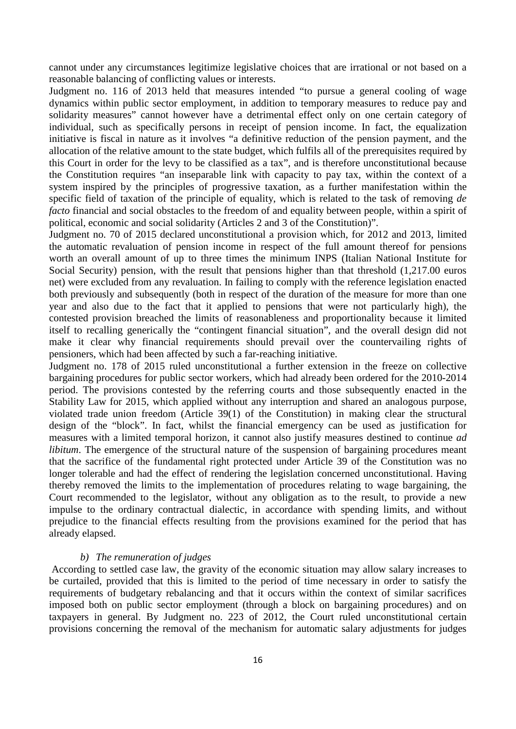cannot under any circumstances legitimize legislative choices that are irrational or not based on a reasonable balancing of conflicting values or interests.

Judgment no. 116 of 2013 held that measures intended "to pursue a general cooling of wage dynamics within public sector employment, in addition to temporary measures to reduce pay and solidarity measures" cannot however have a detrimental effect only on one certain category of individual, such as specifically persons in receipt of pension income. In fact, the equalization initiative is fiscal in nature as it involves "a definitive reduction of the pension payment, and the allocation of the relative amount to the state budget, which fulfils all of the prerequisites required by this Court in order for the levy to be classified as a tax", and is therefore unconstitutional because the Constitution requires "an inseparable link with capacity to pay tax, within the context of a system inspired by the principles of progressive taxation, as a further manifestation within the specific field of taxation of the principle of equality, which is related to the task of removing *de facto* financial and social obstacles to the freedom of and equality between people, within a spirit of political, economic and social solidarity (Articles 2 and 3 of the Constitution)".

Judgment no. 70 of 2015 declared unconstitutional a provision which, for 2012 and 2013, limited the automatic revaluation of pension income in respect of the full amount thereof for pensions worth an overall amount of up to three times the minimum INPS (Italian National Institute for Social Security) pension, with the result that pensions higher than that threshold (1,217.00 euros net) were excluded from any revaluation. In failing to comply with the reference legislation enacted both previously and subsequently (both in respect of the duration of the measure for more than one year and also due to the fact that it applied to pensions that were not particularly high), the contested provision breached the limits of reasonableness and proportionality because it limited itself to recalling generically the "contingent financial situation", and the overall design did not make it clear why financial requirements should prevail over the countervailing rights of pensioners, which had been affected by such a far-reaching initiative.

Judgment no. 178 of 2015 ruled unconstitutional a further extension in the freeze on collective bargaining procedures for public sector workers, which had already been ordered for the 2010-2014 period. The provisions contested by the referring courts and those subsequently enacted in the Stability Law for 2015, which applied without any interruption and shared an analogous purpose, violated trade union freedom (Article 39(1) of the Constitution) in making clear the structural design of the "block". In fact, whilst the financial emergency can be used as justification for measures with a limited temporal horizon, it cannot also justify measures destined to continue *ad libitum*. The emergence of the structural nature of the suspension of bargaining procedures meant that the sacrifice of the fundamental right protected under Article 39 of the Constitution was no longer tolerable and had the effect of rendering the legislation concerned unconstitutional. Having thereby removed the limits to the implementation of procedures relating to wage bargaining, the Court recommended to the legislator, without any obligation as to the result, to provide a new impulse to the ordinary contractual dialectic, in accordance with spending limits, and without prejudice to the financial effects resulting from the provisions examined for the period that has already elapsed.

### *b) The remuneration of judges*

According to settled case law, the gravity of the economic situation may allow salary increases to be curtailed, provided that this is limited to the period of time necessary in order to satisfy the requirements of budgetary rebalancing and that it occurs within the context of similar sacrifices imposed both on public sector employment (through a block on bargaining procedures) and on taxpayers in general. By Judgment no. 223 of 2012, the Court ruled unconstitutional certain provisions concerning the removal of the mechanism for automatic salary adjustments for judges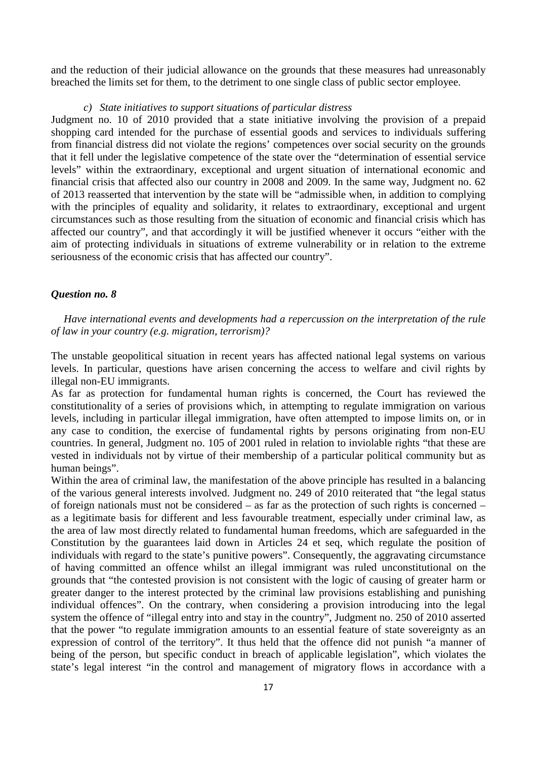and the reduction of their judicial allowance on the grounds that these measures had unreasonably breached the limits set for them, to the detriment to one single class of public sector employee.

*c) State initiatives to support situations of particular distress*

Judgment no. 10 of 2010 provided that a state initiative involving the provision of a prepaid shopping card intended for the purchase of essential goods and services to individuals suffering from financial distress did not violate the regions' competences over social security on the grounds that it fell under the legislative competence of the state over the "determination of essential service levels" within the extraordinary, exceptional and urgent situation of international economic and financial crisis that affected also our country in 2008 and 2009. In the same way, Judgment no. 62 of 2013 reasserted that intervention by the state will be "admissible when, in addition to complying with the principles of equality and solidarity, it relates to extraordinary, exceptional and urgent circumstances such as those resulting from the situation of economic and financial crisis which has affected our country", and that accordingly it will be justified whenever it occurs "either with the aim of protecting individuals in situations of extreme vulnerability or in relation to the extreme seriousness of the economic crisis that has affected our country".

### *Question no. 8*

*Have international events and developments had a repercussion on the interpretation of the rule of law in your country (e.g. migration, terrorism)?*

The unstable geopolitical situation in recent years has affected national legal systems on various levels. In particular, questions have arisen concerning the access to welfare and civil rights by illegal non-EU immigrants.

As far as protection for fundamental human rights is concerned, the Court has reviewed the constitutionality of a series of provisions which, in attempting to regulate immigration on various levels, including in particular illegal immigration, have often attempted to impose limits on, or in any case to condition, the exercise of fundamental rights by persons originating from non-EU countries. In general, Judgment no. 105 of 2001 ruled in relation to inviolable rights "that these are vested in individuals not by virtue of their membership of a particular political community but as human beings".

Within the area of criminal law, the manifestation of the above principle has resulted in a balancing of the various general interests involved. Judgment no. 249 of 2010 reiterated that "the legal status of foreign nationals must not be considered – as far as the protection of such rights is concerned – as a legitimate basis for different and less favourable treatment, especially under criminal law, as the area of law most directly related to fundamental human freedoms, which are safeguarded in the Constitution by the guarantees laid down in Articles 24 et seq, which regulate the position of individuals with regard to the state's punitive powers". Consequently, the aggravating circumstance of having committed an offence whilst an illegal immigrant was ruled unconstitutional on the grounds that "the contested provision is not consistent with the logic of causing of greater harm or greater danger to the interest protected by the criminal law provisions establishing and punishing individual offences". On the contrary, when considering a provision introducing into the legal system the offence of "illegal entry into and stay in the country", Judgment no. 250 of 2010 asserted that the power "to regulate immigration amounts to an essential feature of state sovereignty as an expression of control of the territory". It thus held that the offence did not punish "a manner of being of the person, but specific conduct in breach of applicable legislation", which violates the state's legal interest "in the control and management of migratory flows in accordance with a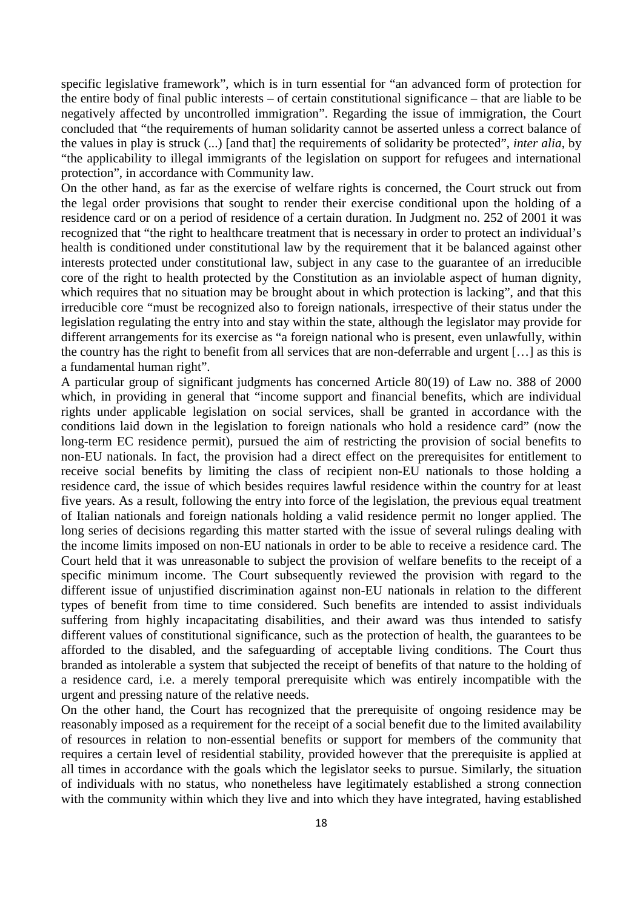specific legislative framework", which is in turn essential for "an advanced form of protection for the entire body of final public interests – of certain constitutional significance – that are liable to be negatively affected by uncontrolled immigration". Regarding the issue of immigration, the Court concluded that "the requirements of human solidarity cannot be asserted unless a correct balance of the values in play is struck (...) [and that] the requirements of solidarity be protected", *inter alia*, by "the applicability to illegal immigrants of the legislation on support for refugees and international protection", in accordance with Community law.

On the other hand, as far as the exercise of welfare rights is concerned, the Court struck out from the legal order provisions that sought to render their exercise conditional upon the holding of a residence card or on a period of residence of a certain duration. In Judgment no. 252 of 2001 it was recognized that "the right to healthcare treatment that is necessary in order to protect an individual's health is conditioned under constitutional law by the requirement that it be balanced against other interests protected under constitutional law, subject in any case to the guarantee of an irreducible core of the right to health protected by the Constitution as an inviolable aspect of human dignity, which requires that no situation may be brought about in which protection is lacking", and that this irreducible core "must be recognized also to foreign nationals, irrespective of their status under the legislation regulating the entry into and stay within the state, although the legislator may provide for different arrangements for its exercise as "a foreign national who is present, even unlawfully, within the country has the right to benefit from all services that are non-deferrable and urgent […] as this is a fundamental human right".

A particular group of significant judgments has concerned Article 80(19) of Law no. 388 of 2000 which, in providing in general that "income support and financial benefits, which are individual rights under applicable legislation on social services, shall be granted in accordance with the conditions laid down in the legislation to foreign nationals who hold a residence card" (now the long-term EC residence permit), pursued the aim of restricting the provision of social benefits to non-EU nationals. In fact, the provision had a direct effect on the prerequisites for entitlement to receive social benefits by limiting the class of recipient non-EU nationals to those holding a residence card, the issue of which besides requires lawful residence within the country for at least five years. As a result, following the entry into force of the legislation, the previous equal treatment of Italian nationals and foreign nationals holding a valid residence permit no longer applied. The long series of decisions regarding this matter started with the issue of several rulings dealing with the income limits imposed on non-EU nationals in order to be able to receive a residence card. The Court held that it was unreasonable to subject the provision of welfare benefits to the receipt of a specific minimum income. The Court subsequently reviewed the provision with regard to the different issue of unjustified discrimination against non-EU nationals in relation to the different types of benefit from time to time considered. Such benefits are intended to assist individuals suffering from highly incapacitating disabilities, and their award was thus intended to satisfy different values of constitutional significance, such as the protection of health, the guarantees to be afforded to the disabled, and the safeguarding of acceptable living conditions. The Court thus branded as intolerable a system that subjected the receipt of benefits of that nature to the holding of a residence card, i.e. a merely temporal prerequisite which was entirely incompatible with the urgent and pressing nature of the relative needs.

On the other hand, the Court has recognized that the prerequisite of ongoing residence may be reasonably imposed as a requirement for the receipt of a social benefit due to the limited availability of resources in relation to non-essential benefits or support for members of the community that requires a certain level of residential stability, provided however that the prerequisite is applied at all times in accordance with the goals which the legislator seeks to pursue. Similarly, the situation of individuals with no status, who nonetheless have legitimately established a strong connection with the community within which they live and into which they have integrated, having established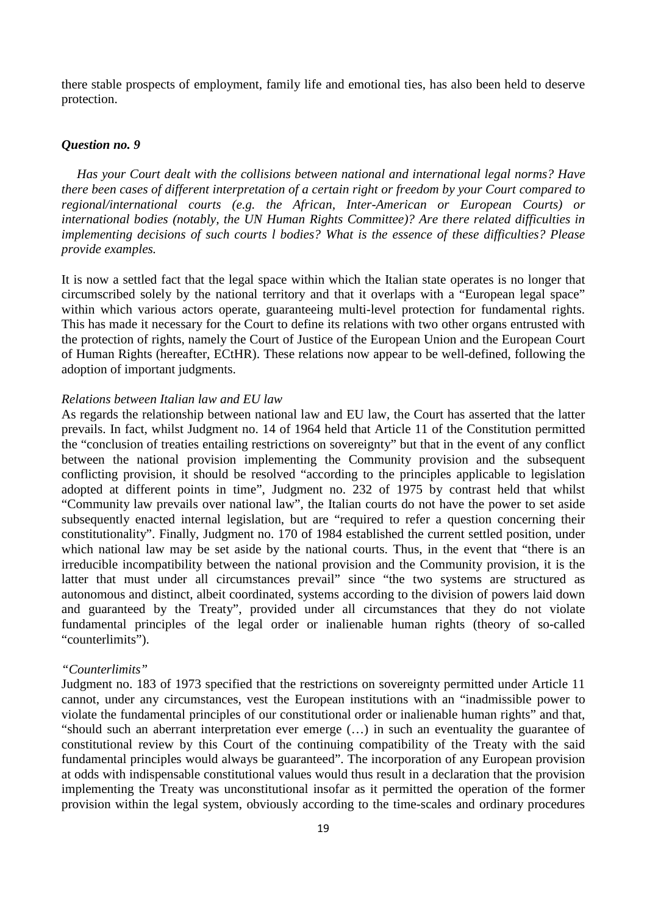there stable prospects of employment, family life and emotional ties, has also been held to deserve protection.

### *Question no. 9*

*Has your Court dealt with the collisions between national and international legal norms? Have there been cases of different interpretation of a certain right or freedom by your Court compared to regional/international courts (e.g. the African, Inter-American or European Courts) or international bodies (notably, the UN Human Rights Committee)? Are there related difficulties in implementing decisions of such courts l bodies? What is the essence of these difficulties? Please provide examples.*

It is now a settled fact that the legal space within which the Italian state operates is no longer that circumscribed solely by the national territory and that it overlaps with a "European legal space" within which various actors operate, guaranteeing multi-level protection for fundamental rights. This has made it necessary for the Court to define its relations with two other organs entrusted with the protection of rights, namely the Court of Justice of the European Union and the European Court of Human Rights (hereafter, ECtHR). These relations now appear to be well-defined, following the adoption of important judgments.

*Relations between Italian law and EU law*

As regards the relationship between national law and EU law, the Court has asserted that the latter prevails. In fact, whilst Judgment no. 14 of 1964 held that Article 11 of the Constitution permitted the "conclusion of treaties entailing restrictions on sovereignty" but that in the event of any conflict between the national provision implementing the Community provision and the subsequent conflicting provision, it should be resolved "according to the principles applicable to legislation adopted at different points in time", Judgment no. 232 of 1975 by contrast held that whilst "Community law prevails over national law", the Italian courts do not have the power to set aside subsequently enacted internal legislation, but are "required to refer a question concerning their constitutionality". Finally, Judgment no. 170 of 1984 established the current settled position, under which national law may be set aside by the national courts. Thus, in the event that "there is an irreducible incompatibility between the national provision and the Community provision, it is the latter that must under all circumstances prevail" since "the two systems are structured as autonomous and distinct, albeit coordinated, systems according to the division of powers laid down and guaranteed by the Treaty", provided under all circumstances that they do not violate fundamental principles of the legal order or inalienable human rights (theory of so-called "counterlimits").

*"Counterlimits"*

Judgment no. 183 of 1973 specified that the restrictions on sovereignty permitted under Article 11 cannot, under any circumstances, vest the European institutions with an "inadmissible power to violate the fundamental principles of our constitutional order or inalienable human rights" and that, "should such an aberrant interpretation ever emerge (…) in such an eventuality the guarantee of constitutional review by this Court of the continuing compatibility of the Treaty with the said fundamental principles would always be guaranteed". The incorporation of any European provision at odds with indispensable constitutional values would thus result in a declaration that the provision implementing the Treaty was unconstitutional insofar as it permitted the operation of the former provision within the legal system, obviously according to the time-scales and ordinary procedures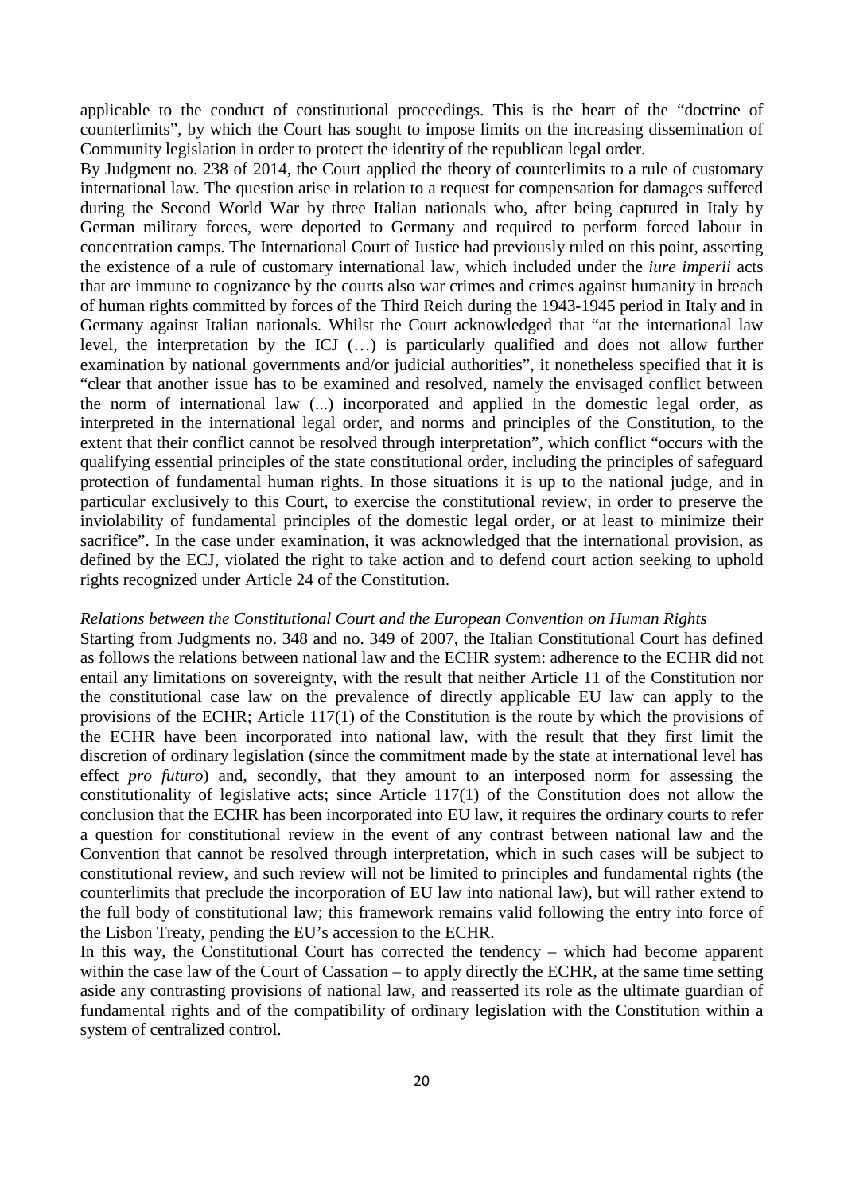applicable to the conduct of constitutional proceedings. This is the heart of the "doctrine of counterlimits", by which the Court has sought to impose limits on the increasing dissemination of Community legislation in order to protect the identity of the republican legal order.

By Judgment no. 238 of 2014, the Court applied the theory of counterlimits to a rule of customary international law. The question arise in relation to a request for compensation for damages suffered during the Second World War by three Italian nationals who, after being captured in Italy by German military forces, were deported to Germany and required to perform forced labour in concentration camps. The International Court of Justice had previously ruled on this point, asserting the existence of a rule of customary international law, which included under the *iure imperii* acts that are immune to cognizance by the courts also war crimes and crimes against humanity in breach of human rights committed by forces of the Third Reich during the 1943-1945 period in Italy and in Germany against Italian nationals. Whilst the Court acknowledged that "at the international law level, the interpretation by the ICJ (…) is particularly qualified and does not allow further examination by national governments and/or judicial authorities", it nonetheless specified that it is "clear that another issue has to be examined and resolved, namely the envisaged conflict between the norm of international law (...) incorporated and applied in the domestic legal order, as interpreted in the international legal order, and norms and principles of the Constitution, to the extent that their conflict cannot be resolved through interpretation", which conflict "occurs with the qualifying essential principles of the state constitutional order, including the principles of safeguard protection of fundamental human rights. In those situations it is up to the national judge, and in particular exclusively to this Court, to exercise the constitutional review, in order to preserve the inviolability of fundamental principles of the domestic legal order, or at least to minimize their sacrifice". In the case under examination, it was acknowledged that the international provision, as defined by the ECJ, violated the right to take action and to defend court action seeking to uphold rights recognized under Article 24 of the Constitution.

*Relations between the Constitutional Court and the European Convention on Human Rights*

Starting from Judgments no. 348 and no. 349 of 2007, the Italian Constitutional Court has defined as follows the relations between national law and the ECHR system: adherence to the ECHR did not entail any limitations on sovereignty, with the result that neither Article 11 of the Constitution nor the constitutional case law on the prevalence of directly applicable EU law can apply to the provisions of the ECHR; Article 117(1) of the Constitution is the route by which the provisions of the ECHR have been incorporated into national law, with the result that they first limit the discretion of ordinary legislation (since the commitment made by the state at international level has effect *pro futuro*) and, secondly, that they amount to an interposed norm for assessing the constitutionality of legislative acts; since Article 117(1) of the Constitution does not allow the conclusion that the ECHR has been incorporated into EU law, it requires the ordinary courts to refer a question for constitutional review in the event of any contrast between national law and the Convention that cannot be resolved through interpretation, which in such cases will be subject to constitutional review, and such review will not be limited to principles and fundamental rights (the counterlimits that preclude the incorporation of EU law into national law), but will rather extend to the full body of constitutional law; this framework remains valid following the entry into force of the Lisbon Treaty, pending the EU's accession to the ECHR.

In this way, the Constitutional Court has corrected the tendency – which had become apparent within the case law of the Court of Cassation – to apply directly the ECHR, at the same time setting aside any contrasting provisions of national law, and reasserted its role as the ultimate guardian of fundamental rights and of the compatibility of ordinary legislation with the Constitution within a system of centralized control.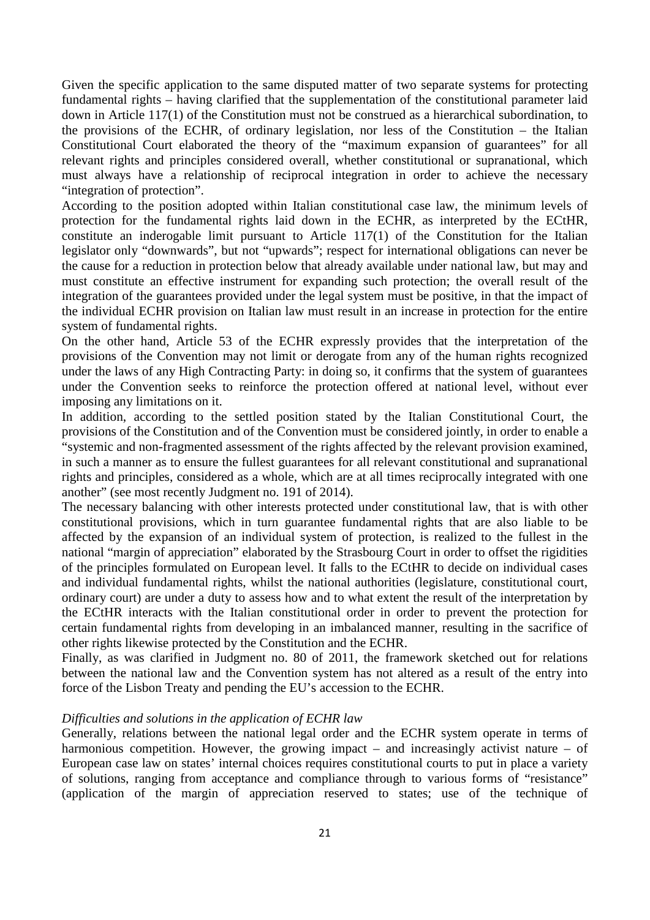Given the specific application to the same disputed matter of two separate systems for protecting fundamental rights – having clarified that the supplementation of the constitutional parameter laid down in Article 117(1) of the Constitution must not be construed as a hierarchical subordination, to the provisions of the ECHR, of ordinary legislation, nor less of the Constitution – the Italian Constitutional Court elaborated the theory of the "maximum expansion of guarantees" for all relevant rights and principles considered overall, whether constitutional or supranational, which must always have a relationship of reciprocal integration in order to achieve the necessary "integration of protection".

According to the position adopted within Italian constitutional case law, the minimum levels of protection for the fundamental rights laid down in the ECHR, as interpreted by the ECtHR, constitute an inderogable limit pursuant to Article 117(1) of the Constitution for the Italian legislator only "downwards", but not "upwards"; respect for international obligations can never be the cause for a reduction in protection below that already available under national law, but may and must constitute an effective instrument for expanding such protection; the overall result of the integration of the guarantees provided under the legal system must be positive, in that the impact of the individual ECHR provision on Italian law must result in an increase in protection for the entire system of fundamental rights.

On the other hand, Article 53 of the ECHR expressly provides that the interpretation of the provisions of the Convention may not limit or derogate from any of the human rights recognized under the laws of any High Contracting Party: in doing so, it confirms that the system of guarantees under the Convention seeks to reinforce the protection offered at national level, without ever imposing any limitations on it.

In addition, according to the settled position stated by the Italian Constitutional Court, the provisions of the Constitution and of the Convention must be considered jointly, in order to enable a "systemic and non-fragmented assessment of the rights affected by the relevant provision examined, in such a manner as to ensure the fullest guarantees for all relevant constitutional and supranational rights and principles, considered as a whole, which are at all times reciprocally integrated with one another" (see most recently Judgment no. 191 of 2014).

The necessary balancing with other interests protected under constitutional law, that is with other constitutional provisions, which in turn guarantee fundamental rights that are also liable to be affected by the expansion of an individual system of protection, is realized to the fullest in the national "margin of appreciation" elaborated by the Strasbourg Court in order to offset the rigidities of the principles formulated on European level. It falls to the ECtHR to decide on individual cases and individual fundamental rights, whilst the national authorities (legislature, constitutional court, ordinary court) are under a duty to assess how and to what extent the result of the interpretation by the ECtHR interacts with the Italian constitutional order in order to prevent the protection for certain fundamental rights from developing in an imbalanced manner, resulting in the sacrifice of other rights likewise protected by the Constitution and the ECHR.

Finally, as was clarified in Judgment no. 80 of 2011, the framework sketched out for relations between the national law and the Convention system has not altered as a result of the entry into force of the Lisbon Treaty and pending the EU's accession to the ECHR.

*Difficulties and solutions in the application of ECHR law*

Generally, relations between the national legal order and the ECHR system operate in terms of harmonious competition. However, the growing impact – and increasingly activist nature – of European case law on states' internal choices requires constitutional courts to put in place a variety of solutions, ranging from acceptance and compliance through to various forms of "resistance" (application of the margin of appreciation reserved to states; use of the technique of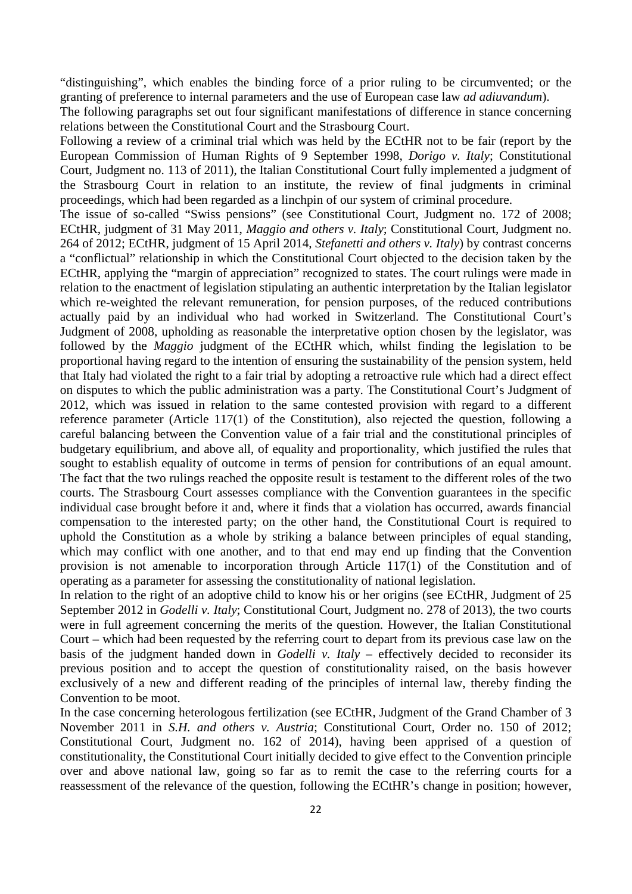"distinguishing", which enables the binding force of a prior ruling to be circumvented; or the granting of preference to internal parameters and the use of European case law *ad adiuvandum*).

The following paragraphs set out four significant manifestations of difference in stance concerning relations between the Constitutional Court and the Strasbourg Court.

Following a review of a criminal trial which was held by the ECtHR not to be fair (report by the European Commission of Human Rights of 9 September 1998, *Dorigo v. Italy*; Constitutional Court, Judgment no. 113 of 2011), the Italian Constitutional Court fully implemented a judgment of the Strasbourg Court in relation to an institute, the review of final judgments in criminal proceedings, which had been regarded as a linchpin of our system of criminal procedure.

The issue of so-called "Swiss pensions" (see Constitutional Court, Judgment no. 172 of 2008; ECtHR, judgment of 31 May 2011, *Maggio and others v. Italy*; Constitutional Court, Judgment no. 264 of 2012; ECtHR, judgment of 15 April 2014, *Stefanetti and others v. Italy*) by contrast concerns a "conflictual" relationship in which the Constitutional Court objected to the decision taken by the ECtHR, applying the "margin of appreciation" recognized to states. The court rulings were made in relation to the enactment of legislation stipulating an authentic interpretation by the Italian legislator which re-weighted the relevant remuneration, for pension purposes, of the reduced contributions actually paid by an individual who had worked in Switzerland. The Constitutional Court's Judgment of 2008, upholding as reasonable the interpretative option chosen by the legislator, was followed by the *Maggio* judgment of the ECtHR which, whilst finding the legislation to be proportional having regard to the intention of ensuring the sustainability of the pension system, held that Italy had violated the right to a fair trial by adopting a retroactive rule which had a direct effect on disputes to which the public administration was a party. The Constitutional Court's Judgment of 2012, which was issued in relation to the same contested provision with regard to a different reference parameter (Article 117(1) of the Constitution), also rejected the question, following a careful balancing between the Convention value of a fair trial and the constitutional principles of budgetary equilibrium, and above all, of equality and proportionality, which justified the rules that sought to establish equality of outcome in terms of pension for contributions of an equal amount. The fact that the two rulings reached the opposite result is testament to the different roles of the two courts. The Strasbourg Court assesses compliance with the Convention guarantees in the specific individual case brought before it and, where it finds that a violation has occurred, awards financial compensation to the interested party; on the other hand, the Constitutional Court is required to uphold the Constitution as a whole by striking a balance between principles of equal standing, which may conflict with one another, and to that end may end up finding that the Convention provision is not amenable to incorporation through Article 117(1) of the Constitution and of operating as a parameter for assessing the constitutionality of national legislation.

In relation to the right of an adoptive child to know his or her origins (see ECtHR, Judgment of 25 September 2012 in *Godelli v. Italy*; Constitutional Court, Judgment no. 278 of 2013), the two courts were in full agreement concerning the merits of the question. However, the Italian Constitutional Court – which had been requested by the referring court to depart from its previous case law on the basis of the judgment handed down in *Godelli v. Italy* – effectively decided to reconsider its previous position and to accept the question of constitutionality raised, on the basis however exclusively of a new and different reading of the principles of internal law, thereby finding the Convention to be moot.

In the case concerning heterologous fertilization (see ECtHR, Judgment of the Grand Chamber of 3 November 2011 in *S.H. and others v. Austria*; Constitutional Court, Order no. 150 of 2012; Constitutional Court, Judgment no. 162 of 2014), having been apprised of a question of constitutionality, the Constitutional Court initially decided to give effect to the Convention principle over and above national law, going so far as to remit the case to the referring courts for a reassessment of the relevance of the question, following the ECtHR's change in position; however,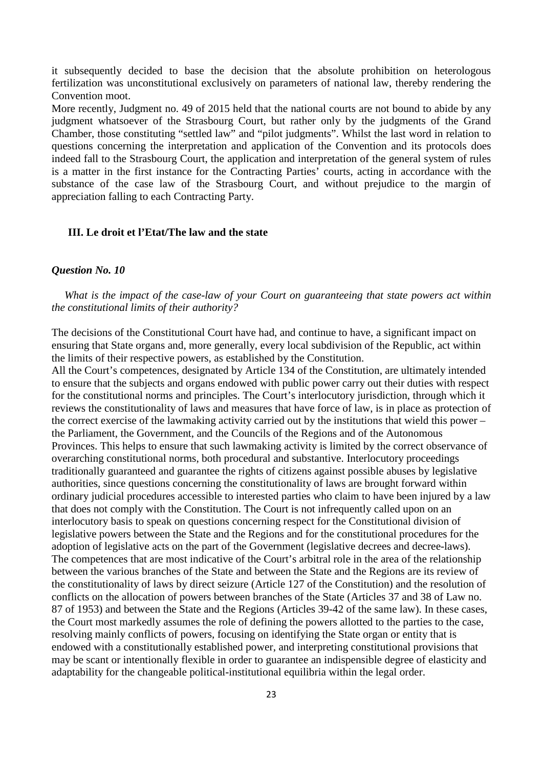it subsequently decided to base the decision that the absolute prohibition on heterologous fertilization was unconstitutional exclusively on parameters of national law, thereby rendering the Convention moot.

More recently, Judgment no. 49 of 2015 held that the national courts are not bound to abide by any judgment whatsoever of the Strasbourg Court, but rather only by the judgments of the Grand Chamber, those constituting "settled law" and "pilot judgments". Whilst the last word in relation to questions concerning the interpretation and application of the Convention and its protocols does indeed fall to the Strasbourg Court, the application and interpretation of the general system of rules is a matter in the first instance for the Contracting Parties' courts, acting in accordance with the substance of the case law of the Strasbourg Court, and without prejudice to the margin of appreciation falling to each Contracting Party.

## III. Le droit et l'Etat/The law and the state

### *Question No. 10*

*What is the impact of the case-law of your Court on guaranteeing that state powers act within the constitutional limits of their authority?*

The decisions of the Constitutional Court have had, and continue to have, a significant impact on ensuring that State organs and, more generally, every local subdivision of the Republic, act within the limits of their respective powers, as established by the Constitution.

All the Court's competences, designated by Article 134 of the Constitution, are ultimately intended to ensure that the subjects and organs endowed with public power carry out their duties with respect for the constitutional norms and principles. The Court's interlocutory jurisdiction, through which it reviews the constitutionality of laws and measures that have force of law, is in place as protection of the correct exercise of the lawmaking activity carried out by the institutions that wield this power – the Parliament, the Government, and the Councils of the Regions and of the Autonomous Provinces. This helps to ensure that such lawmaking activity is limited by the correct observance of overarching constitutional norms, both procedural and substantive. Interlocutory proceedings traditionally guaranteed and guarantee the rights of citizens against possible abuses by legislative authorities, since questions concerning the constitutionality of laws are brought forward within ordinary judicial procedures accessible to interested parties who claim to have been injured by a law that does not comply with the Constitution. The Court is not infrequently called upon on an interlocutory basis to speak on questions concerning respect for the Constitutional division of legislative powers between the State and the Regions and for the constitutional procedures for the adoption of legislative acts on the part of the Government (legislative decrees and decree-laws).

The competences that are most indicative of the Court's arbitral role in the area of the relationship between the various branches of the State and between the State and the Regions are its review of the constitutionality of laws by direct seizure (Article 127 of the Constitution) and the resolution of conflicts on the allocation of powers between branches of the State (Articles 37 and 38 of Law no. 87 of 1953) and between the State and the Regions (Articles 39-42 of the same law). In these cases, the Court most markedly assumes the role of defining the powers allotted to the parties to the case, resolving mainly conflicts of powers, focusing on identifying the State organ or entity that is endowed with a constitutionally established power, and interpreting constitutional provisions that may be scant or intentionally flexible in order to guarantee an indispensible degree of elasticity and adaptability for the changeable political-institutional equilibria within the legal order.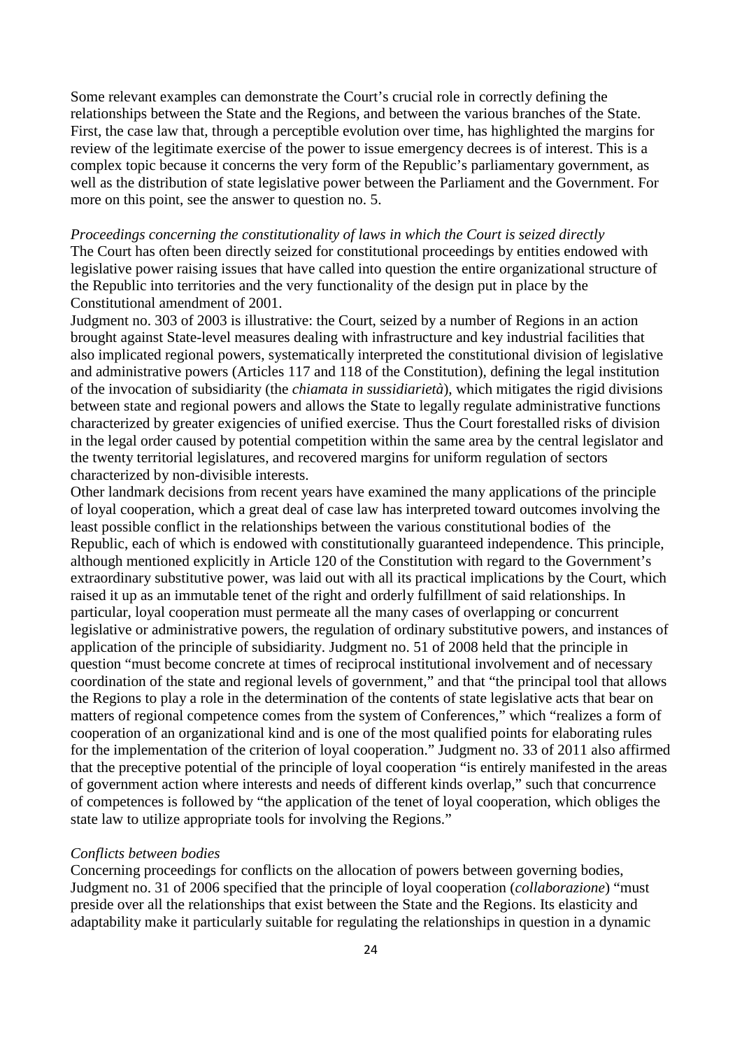Some relevant examples can demonstrate the Court's crucial role in correctly defining the relationships between the State and the Regions, and between the various branches of the State. First, the case law that, through a perceptible evolution over time, has highlighted the margins for review of the legitimate exercise of the power to issue emergency decrees is of interest. This is a complex topic because it concerns the very form of the Republic's parliamentary government, as well as the distribution of state legislative power between the Parliament and the Government. For more on this point, see the answer to question no. 5.

*Proceedings concerning the constitutionality of laws in which the Court is seized directly*

The Court has often been directly seized for constitutional proceedings by entities endowed with legislative power raising issues that have called into question the entire organizational structure of the Republic into territories and the very functionality of the design put in place by the Constitutional amendment of 2001.

Judgment no. 303 of 2003 is illustrative: the Court, seized by a number of Regions in an action brought against State-level measures dealing with infrastructure and key industrial facilities that also implicated regional powers, systematically interpreted the constitutional division of legislative and administrative powers (Articles 117 and 118 of the Constitution), defining the legal institution of the invocation of subsidiarity (the *chiamata in sussidiarietà*), which mitigates the rigid divisions between state and regional powers and allows the State to legally regulate administrative functions characterized by greater exigencies of unified exercise. Thus the Court forestalled risks of division in the legal order caused by potential competition within the same area by the central legislator and the twenty territorial legislatures, and recovered margins for uniform regulation of sectors characterized by non-divisible interests.

Other landmark decisions from recent years have examined the many applications of the principle of loyal cooperation, which a great deal of case law has interpreted toward outcomes involving the least possible conflict in the relationships between the various constitutional bodies of the Republic, each of which is endowed with constitutionally guaranteed independence. This principle, although mentioned explicitly in Article 120 of the Constitution with regard to the Government's extraordinary substitutive power, was laid out with all its practical implications by the Court, which raised it up as an immutable tenet of the right and orderly fulfillment of said relationships. In particular, loyal cooperation must permeate all the many cases of overlapping or concurrent legislative or administrative powers, the regulation of ordinary substitutive powers, and instances of application of the principle of subsidiarity. Judgment no. 51 of 2008 held that the principle in question "must become concrete at times of reciprocal institutional involvement and of necessary coordination of the state and regional levels of government," and that "the principal tool that allows the Regions to play a role in the determination of the contents of state legislative acts that bear on matters of regional competence comes from the system of Conferences," which "realizes a form of cooperation of an organizational kind and is one of the most qualified points for elaborating rules for the implementation of the criterion of loyal cooperation." Judgment no. 33 of 2011 also affirmed that the preceptive potential of the principle of loyal cooperation "is entirely manifested in the areas of government action where interests and needs of different kinds overlap," such that concurrence of competences is followed by "the application of the tenet of loyal cooperation, which obliges the state law to utilize appropriate tools for involving the Regions."

*Conflicts between bodies*

Concerning proceedings for conflicts on the allocation of powers between governing bodies, Judgment no. 31 of 2006 specified that the principle of loyal cooperation (*collaborazione*) "must preside over all the relationships that exist between the State and the Regions. Its elasticity and adaptability make it particularly suitable for regulating the relationships in question in a dynamic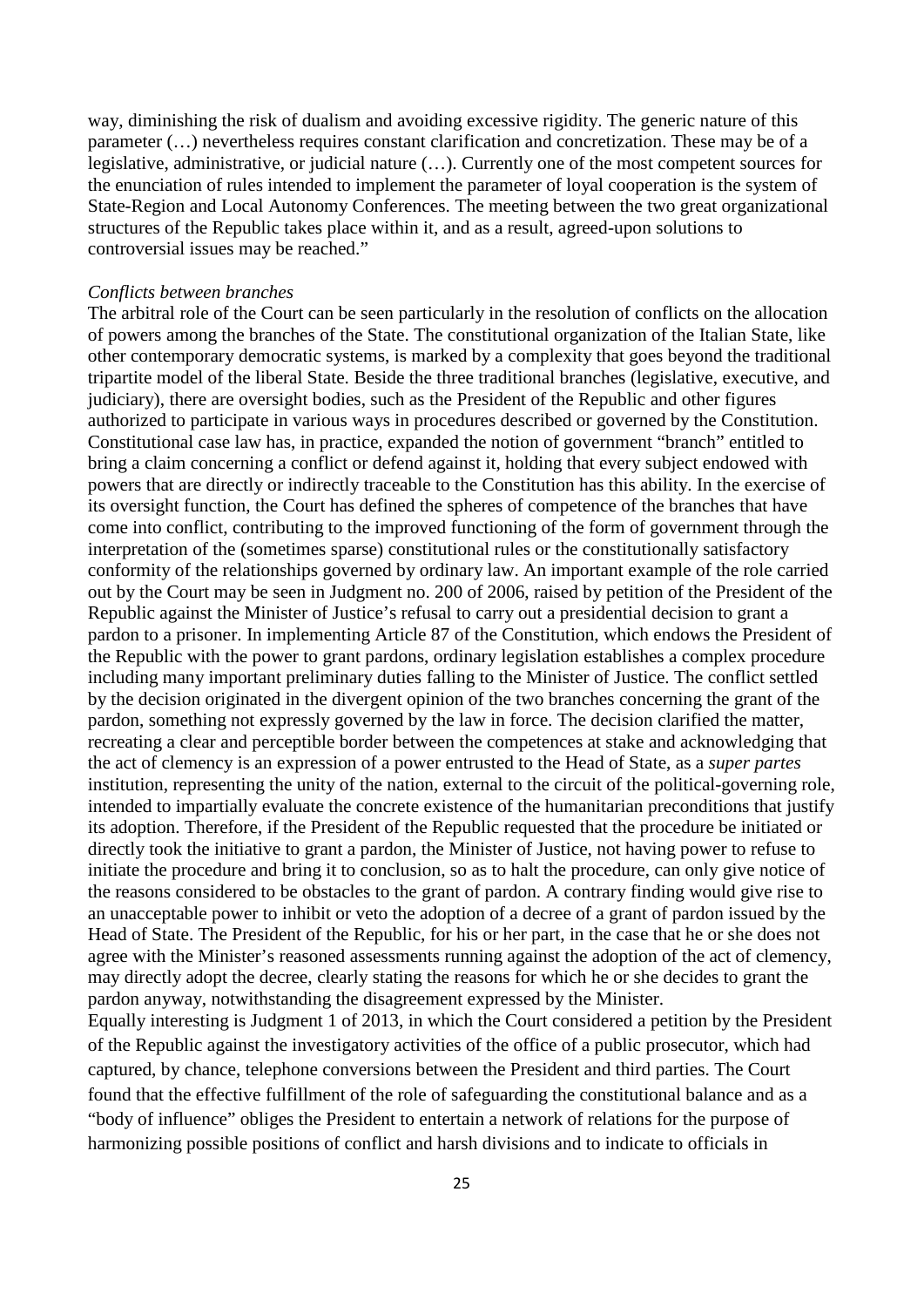way, diminishing the risk of dualism and avoiding excessive rigidity. The generic nature of this parameter (…) nevertheless requires constant clarification and concretization. These may be of a legislative, administrative, or judicial nature (…). Currently one of the most competent sources for the enunciation of rules intended to implement the parameter of loyal cooperation is the system of State-Region and Local Autonomy Conferences. The meeting between the two great organizational structures of the Republic takes place within it, and as a result, agreed-upon solutions to controversial issues may be reached."

*Conflicts between branches*

The arbitral role of the Court can be seen particularly in the resolution of conflicts on the allocation of powers among the branches of the State. The constitutional organization of the Italian State, like other contemporary democratic systems, is marked by a complexity that goes beyond the traditional tripartite model of the liberal State. Beside the three traditional branches (legislative, executive, and judiciary), there are oversight bodies, such as the President of the Republic and other figures authorized to participate in various ways in procedures described or governed by the Constitution. Constitutional case law has, in practice, expanded the notion of government "branch" entitled to bring a claim concerning a conflict or defend against it, holding that every subject endowed with powers that are directly or indirectly traceable to the Constitution has this ability. In the exercise of its oversight function, the Court has defined the spheres of competence of the branches that have come into conflict, contributing to the improved functioning of the form of government through the interpretation of the (sometimes sparse) constitutional rules or the constitutionally satisfactory conformity of the relationships governed by ordinary law. An important example of the role carried out by the Court may be seen in Judgment no. 200 of 2006, raised by petition of the President of the Republic against the Minister of Justice's refusal to carry out a presidential decision to grant a pardon to a prisoner. In implementing Article 87 of the Constitution, which endows the President of the Republic with the power to grant pardons, ordinary legislation establishes a complex procedure including many important preliminary duties falling to the Minister of Justice. The conflict settled by the decision originated in the divergent opinion of the two branches concerning the grant of the pardon, something not expressly governed by the law in force. The decision clarified the matter, recreating a clear and perceptible border between the competences at stake and acknowledging that the act of clemency is an expression of a power entrusted to the Head of State, as a *super partes* institution, representing the unity of the nation, external to the circuit of the political-governing role, intended to impartially evaluate the concrete existence of the humanitarian preconditions that justify its adoption. Therefore, if the President of the Republic requested that the procedure be initiated or directly took the initiative to grant a pardon, the Minister of Justice, not having power to refuse to initiate the procedure and bring it to conclusion, so as to halt the procedure, can only give notice of the reasons considered to be obstacles to the grant of pardon. A contrary finding would give rise to an unacceptable power to inhibit or veto the adoption of a decree of a grant of pardon issued by the Head of State. The President of the Republic, for his or her part, in the case that he or she does not agree with the Minister's reasoned assessments running against the adoption of the act of clemency, may directly adopt the decree, clearly stating the reasons for which he or she decides to grant the pardon anyway, notwithstanding the disagreement expressed by the Minister.

Equally interesting is Judgment 1 of 2013, in which the Court considered a petition by the President of the Republic against the investigatory activities of the office of a public prosecutor, which had captured, by chance, telephone conversions between the President and third parties. The Court found that the effective fulfillment of the role of safeguarding the constitutional balance and as a "body of influence" obliges the President to entertain a network of relations for the purpose of harmonizing possible positions of conflict and harsh divisions and to indicate to officials in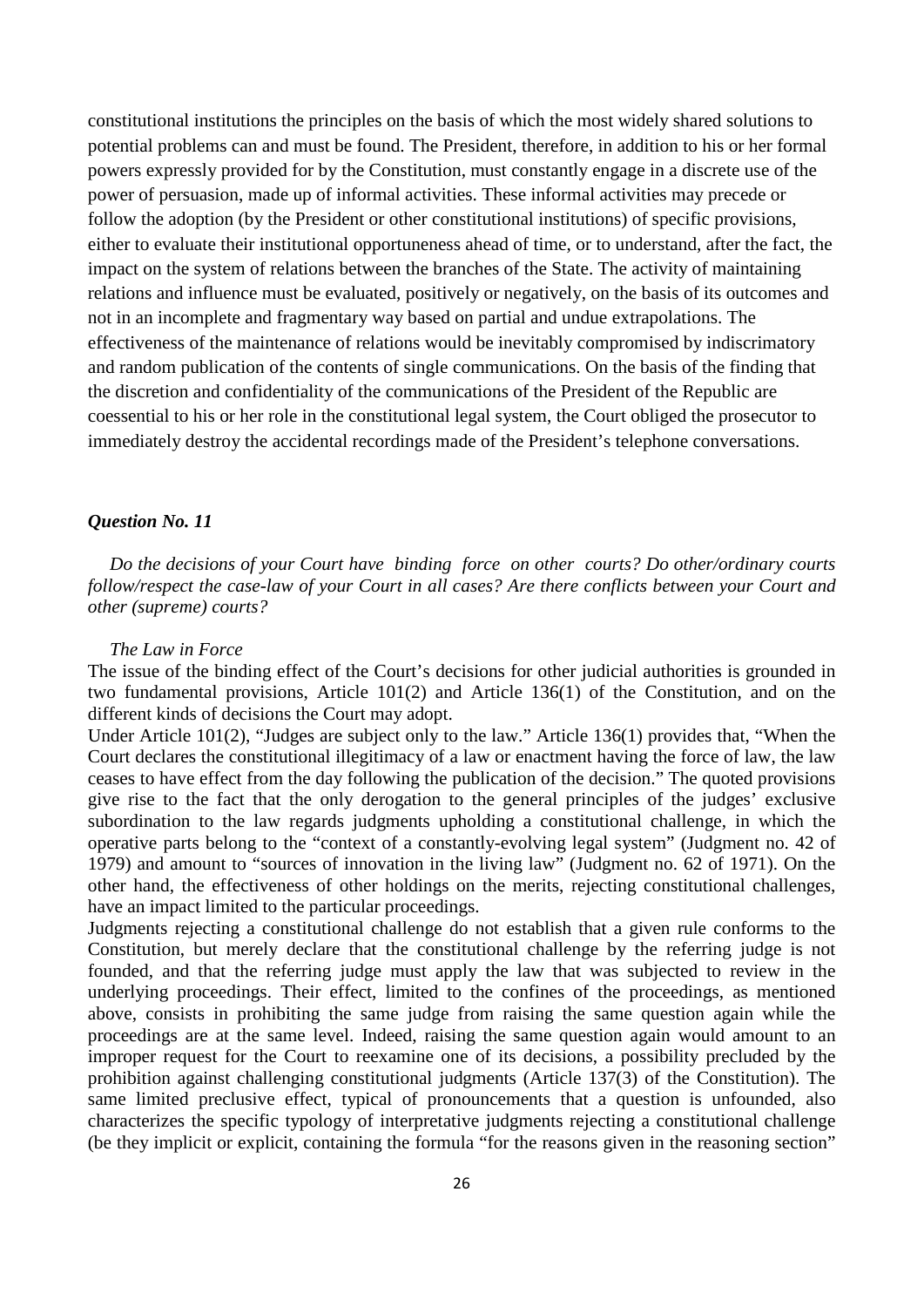constitutional institutions the principles on the basis of which the most widely shared solutions to potential problems can and must be found. The President, therefore, in addition to his or her formal powers expressly provided for by the Constitution, must constantly engage in a discrete use of the power of persuasion, made up of informal activities. These informal activities may precede or follow the adoption (by the President or other constitutional institutions) of specific provisions, either to evaluate their institutional opportuneness ahead of time, or to understand, after the fact, the impact on the system of relations between the branches of the State. The activity of maintaining relations and influence must be evaluated, positively or negatively, on the basis of its outcomes and not in an incomplete and fragmentary way based on partial and undue extrapolations. The effectiveness of the maintenance of relations would be inevitably compromised by indiscrimatory and random publication of the contents of single communications. On the basis of the finding that the discretion and confidentiality of the communications of the President of the Republic are coessential to his or her role in the constitutional legal system, the Court obliged the prosecutor to immediately destroy the accidental recordings made of the President's telephone conversations.

### *Question No. 11*

*Do the decisions of your Court have binding force on other courts? Do other/ordinary courts follow/respect the case-law of your Court in all cases? Are there conflicts between your Court and other (supreme) courts?*

*The Law in Force*

The issue of the binding effect of the Court's decisions for other judicial authorities is grounded in two fundamental provisions, Article 101(2) and Article 136(1) of the Constitution, and on the different kinds of decisions the Court may adopt.

Under Article 101(2), "Judges are subject only to the law." Article 136(1) provides that, "When the Court declares the constitutional illegitimacy of a law or enactment having the force of law, the law ceases to have effect from the day following the publication of the decision." The quoted provisions give rise to the fact that the only derogation to the general principles of the judges' exclusive subordination to the law regards judgments upholding a constitutional challenge, in which the operative parts belong to the "context of a constantly-evolving legal system" (Judgment no. 42 of 1979) and amount to "sources of innovation in the living law" (Judgment no. 62 of 1971). On the other hand, the effectiveness of other holdings on the merits, rejecting constitutional challenges, have an impact limited to the particular proceedings.

Judgments rejecting a constitutional challenge do not establish that a given rule conforms to the Constitution, but merely declare that the constitutional challenge by the referring judge is not founded, and that the referring judge must apply the law that was subjected to review in the underlying proceedings. Their effect, limited to the confines of the proceedings, as mentioned above, consists in prohibiting the same judge from raising the same question again while the proceedings are at the same level. Indeed, raising the same question again would amount to an improper request for the Court to reexamine one of its decisions, a possibility precluded by the prohibition against challenging constitutional judgments (Article 137(3) of the Constitution). The same limited preclusive effect, typical of pronouncements that a question is unfounded, also characterizes the specific typology of interpretative judgments rejecting a constitutional challenge (be they implicit or explicit, containing the formula "for the reasons given in the reasoning section"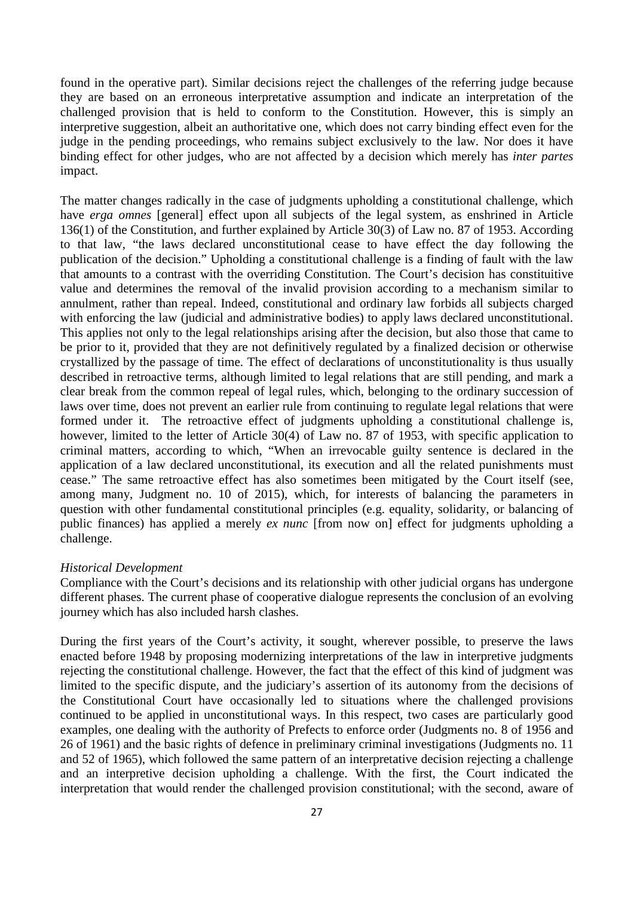found in the operative part). Similar decisions reject the challenges of the referring judge because they are based on an erroneous interpretative assumption and indicate an interpretation of the challenged provision that is held to conform to the Constitution. However, this is simply an interpretive suggestion, albeit an authoritative one, which does not carry binding effect even for the judge in the pending proceedings, who remains subject exclusively to the law. Nor does it have binding effect for other judges, who are not affected by a decision which merely has *inter partes* impact.

The matter changes radically in the case of judgments upholding a constitutional challenge, which have *erga omnes* [general] effect upon all subjects of the legal system, as enshrined in Article 136(1) of the Constitution, and further explained by Article 30(3) of Law no. 87 of 1953. According to that law, "the laws declared unconstitutional cease to have effect the day following the publication of the decision." Upholding a constitutional challenge is a finding of fault with the law that amounts to a contrast with the overriding Constitution. The Court's decision has constituitive value and determines the removal of the invalid provision according to a mechanism similar to annulment, rather than repeal. Indeed, constitutional and ordinary law forbids all subjects charged with enforcing the law (judicial and administrative bodies) to apply laws declared unconstitutional. This applies not only to the legal relationships arising after the decision, but also those that came to be prior to it, provided that they are not definitively regulated by a finalized decision or otherwise crystallized by the passage of time. The effect of declarations of unconstitutionality is thus usually described in retroactive terms, although limited to legal relations that are still pending, and mark a clear break from the common repeal of legal rules, which, belonging to the ordinary succession of laws over time, does not prevent an earlier rule from continuing to regulate legal relations that were formed under it. The retroactive effect of judgments upholding a constitutional challenge is, however, limited to the letter of Article 30(4) of Law no. 87 of 1953, with specific application to criminal matters, according to which, "When an irrevocable guilty sentence is declared in the application of a law declared unconstitutional, its execution and all the related punishments must cease." The same retroactive effect has also sometimes been mitigated by the Court itself (see, among many, Judgment no. 10 of 2015), which, for interests of balancing the parameters in question with other fundamental constitutional principles (e.g. equality, solidarity, or balancing of public finances) has applied a merely *ex nunc* [from now on] effect for judgments upholding a challenge.

*Historical Development*

Compliance with the Court's decisions and its relationship with other judicial organs has undergone different phases. The current phase of cooperative dialogue represents the conclusion of an evolving journey which has also included harsh clashes.

During the first years of the Court's activity, it sought, wherever possible, to preserve the laws enacted before 1948 by proposing modernizing interpretations of the law in interpretive judgments rejecting the constitutional challenge. However, the fact that the effect of this kind of judgment was limited to the specific dispute, and the judiciary's assertion of its autonomy from the decisions of the Constitutional Court have occasionally led to situations where the challenged provisions continued to be applied in unconstitutional ways. In this respect, two cases are particularly good examples, one dealing with the authority of Prefects to enforce order (Judgments no. 8 of 1956 and 26 of 1961) and the basic rights of defence in preliminary criminal investigations (Judgments no. 11 and 52 of 1965), which followed the same pattern of an interpretative decision rejecting a challenge and an interpretive decision upholding a challenge. With the first, the Court indicated the interpretation that would render the challenged provision constitutional; with the second, aware of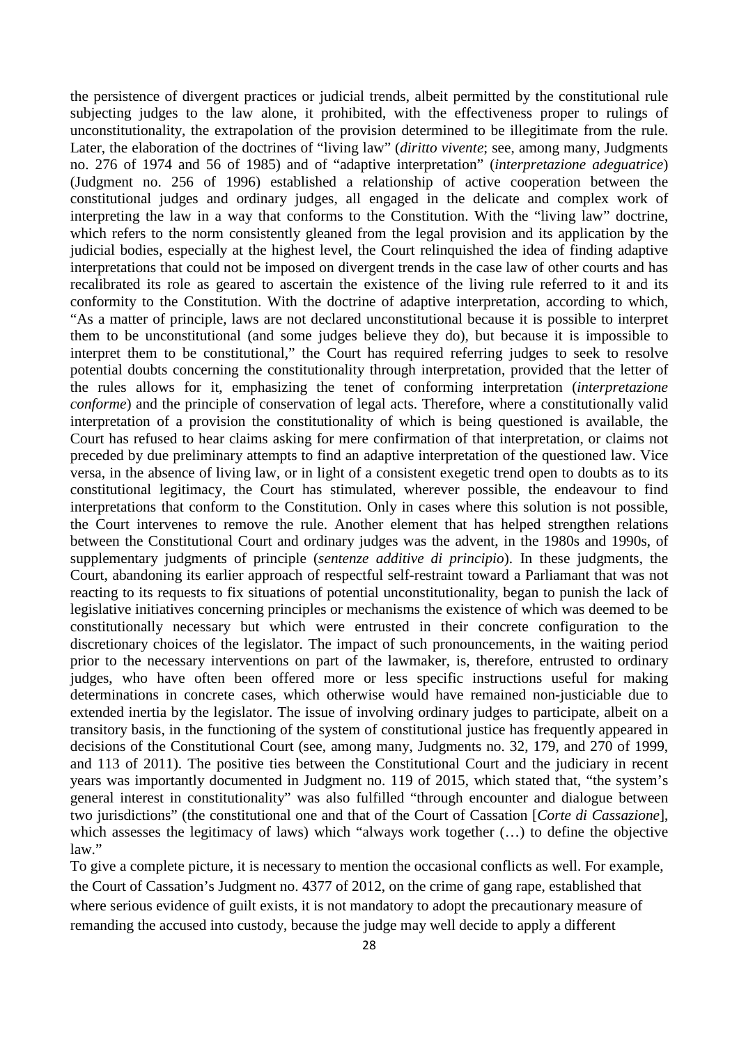the persistence of divergent practices or judicial trends, albeit permitted by the constitutional rule subjecting judges to the law alone, it prohibited, with the effectiveness proper to rulings of unconstitutionality, the extrapolation of the provision determined to be illegitimate from the rule. Later, the elaboration of the doctrines of "living law" (*diritto vivente*; see, among many, Judgments no. 276 of 1974 and 56 of 1985) and of "adaptive interpretation" (*interpretazione adeguatrice*) (Judgment no. 256 of 1996) established a relationship of active cooperation between the constitutional judges and ordinary judges, all engaged in the delicate and complex work of interpreting the law in a way that conforms to the Constitution. With the "living law" doctrine, which refers to the norm consistently gleaned from the legal provision and its application by the judicial bodies, especially at the highest level, the Court relinquished the idea of finding adaptive interpretations that could not be imposed on divergent trends in the case law of other courts and has recalibrated its role as geared to ascertain the existence of the living rule referred to it and its conformity to the Constitution. With the doctrine of adaptive interpretation, according to which, "As a matter of principle, laws are not declared unconstitutional because it is possible to interpret them to be unconstitutional (and some judges believe they do), but because it is impossible to interpret them to be constitutional," the Court has required referring judges to seek to resolve potential doubts concerning the constitutionality through interpretation, provided that the letter of the rules allows for it, emphasizing the tenet of conforming interpretation (*interpretazione conforme*) and the principle of conservation of legal acts. Therefore, where a constitutionally valid interpretation of a provision the constitutionality of which is being questioned is available, the Court has refused to hear claims asking for mere confirmation of that interpretation, or claims not preceded by due preliminary attempts to find an adaptive interpretation of the questioned law. Vice versa, in the absence of living law, or in light of a consistent exegetic trend open to doubts as to its constitutional legitimacy, the Court has stimulated, wherever possible, the endeavour to find interpretations that conform to the Constitution. Only in cases where this solution is not possible, the Court intervenes to remove the rule. Another element that has helped strengthen relations between the Constitutional Court and ordinary judges was the advent, in the 1980s and 1990s, of supplementary judgments of principle (*sentenze additive di principio*). In these judgments, the Court, abandoning its earlier approach of respectful self-restraint toward a Parliamant that was not reacting to its requests to fix situations of potential unconstitutionality, began to punish the lack of legislative initiatives concerning principles or mechanisms the existence of which was deemed to be constitutionally necessary but which were entrusted in their concrete configuration to the discretionary choices of the legislator. The impact of such pronouncements, in the waiting period prior to the necessary interventions on part of the lawmaker, is, therefore, entrusted to ordinary judges, who have often been offered more or less specific instructions useful for making determinations in concrete cases, which otherwise would have remained non-justiciable due to extended inertia by the legislator. The issue of involving ordinary judges to participate, albeit on a transitory basis, in the functioning of the system of constitutional justice has frequently appeared in decisions of the Constitutional Court (see, among many, Judgments no. 32, 179, and 270 of 1999, and 113 of 2011). The positive ties between the Constitutional Court and the judiciary in recent years was importantly documented in Judgment no. 119 of 2015, which stated that, "the system's general interest in constitutionality" was also fulfilled "through encounter and dialogue between two jurisdictions" (the constitutional one and that of the Court of Cassation [*Corte di Cassazione*], which assesses the legitimacy of laws) which "always work together (…) to define the objective law."

To give a complete picture, it is necessary to mention the occasional conflicts as well. For example, the Court of Cassation's Judgment no. 4377 of 2012, on the crime of gang rape, established that where serious evidence of guilt exists, it is not mandatory to adopt the precautionary measure of remanding the accused into custody, because the judge may well decide to apply a different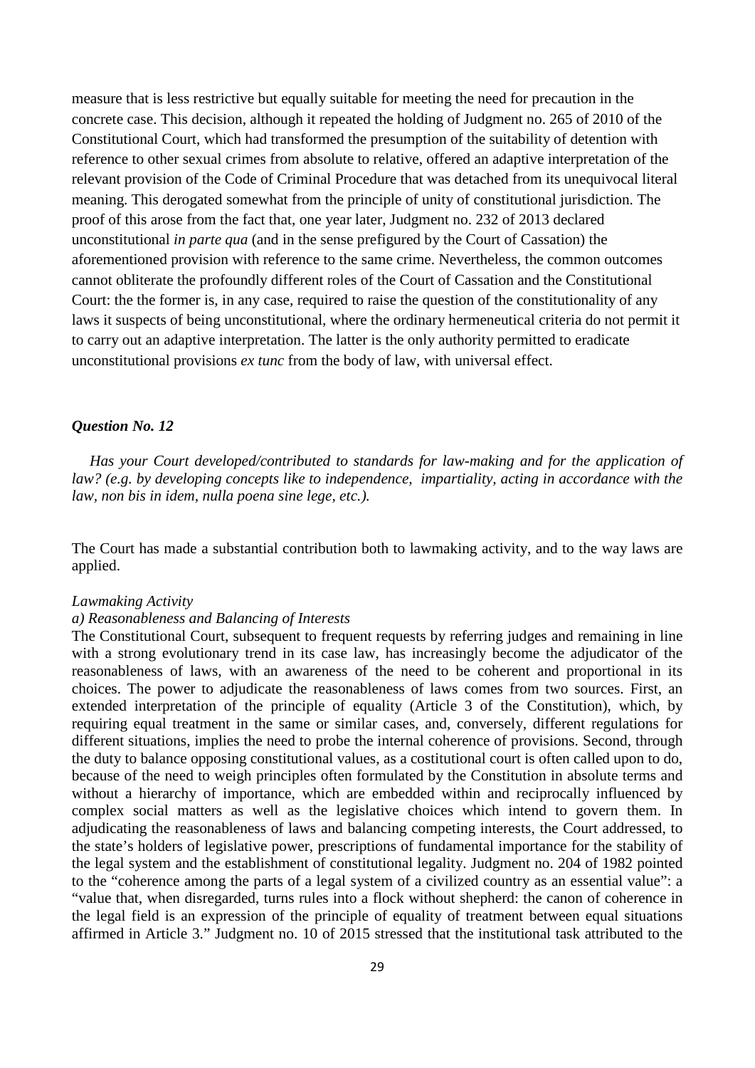measure that is less restrictive but equally suitable for meeting the need for precaution in the concrete case. This decision, although it repeated the holding of Judgment no. 265 of 2010 of the Constitutional Court, which had transformed the presumption of the suitability of detention with reference to other sexual crimes from absolute to relative, offered an adaptive interpretation of the relevant provision of the Code of Criminal Procedure that was detached from its unequivocal literal meaning. This derogated somewhat from the principle of unity of constitutional jurisdiction. The proof of this arose from the fact that, one year later, Judgment no. 232 of 2013 declared unconstitutional *in parte qua* (and in the sense prefigured by the Court of Cassation) the aforementioned provision with reference to the same crime. Nevertheless, the common outcomes cannot obliterate the profoundly different roles of the Court of Cassation and the Constitutional Court: the the former is, in any case, required to raise the question of the constitutionality of any laws it suspects of being unconstitutional, where the ordinary hermeneutical criteria do not permit it to carry out an adaptive interpretation. The latter is the only authority permitted to eradicate unconstitutional provisions *ex tunc* from the body of law, with universal effect.

### *Question No. 12*

*Has your Court developed/contributed to standards for law-making and for the application of law? (e.g. by developing concepts like to independence, impartiality, acting in accordance with the law, non bis in idem, nulla poena sine lege, etc.).*

The Court has made a substantial contribution both to lawmaking activity, and to the way laws are applied.

*Lawmaking Activity*

*a) Reasonableness and Balancing of Interests*

The Constitutional Court, subsequent to frequent requests by referring judges and remaining in line with a strong evolutionary trend in its case law, has increasingly become the adjudicator of the reasonableness of laws, with an awareness of the need to be coherent and proportional in its choices. The power to adjudicate the reasonableness of laws comes from two sources. First, an extended interpretation of the principle of equality (Article 3 of the Constitution), which, by requiring equal treatment in the same or similar cases, and, conversely, different regulations for different situations, implies the need to probe the internal coherence of provisions. Second, through the duty to balance opposing constitutional values, as a costitutional court is often called upon to do, because of the need to weigh principles often formulated by the Constitution in absolute terms and without a hierarchy of importance, which are embedded within and reciprocally influenced by complex social matters as well as the legislative choices which intend to govern them. In adjudicating the reasonableness of laws and balancing competing interests, the Court addressed, to the state's holders of legislative power, prescriptions of fundamental importance for the stability of the legal system and the establishment of constitutional legality. Judgment no. 204 of 1982 pointed to the "coherence among the parts of a legal system of a civilized country as an essential value": a "value that, when disregarded, turns rules into a flock without shepherd: the canon of coherence in the legal field is an expression of the principle of equality of treatment between equal situations affirmed in Article 3." Judgment no. 10 of 2015 stressed that the institutional task attributed to the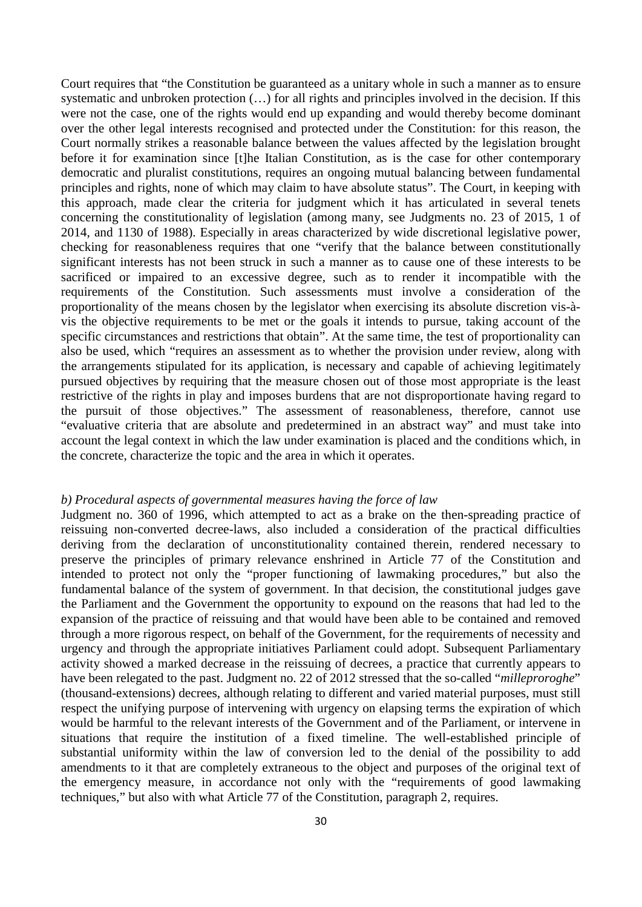Court requires that "the Constitution be guaranteed as a unitary whole in such a manner as to ensure systematic and unbroken protection (…) for all rights and principles involved in the decision. If this were not the case, one of the rights would end up expanding and would thereby become dominant over the other legal interests recognised and protected under the Constitution: for this reason, the Court normally strikes a reasonable balance between the values affected by the legislation brought before it for examination since [t]he Italian Constitution, as is the case for other contemporary democratic and pluralist constitutions, requires an ongoing mutual balancing between fundamental principles and rights, none of which may claim to have absolute status". The Court, in keeping with this approach, made clear the criteria for judgment which it has articulated in several tenets concerning the constitutionality of legislation (among many, see Judgments no. 23 of 2015, 1 of 2014, and 1130 of 1988). Especially in areas characterized by wide discretional legislative power, checking for reasonableness requires that one "verify that the balance between constitutionally significant interests has not been struck in such a manner as to cause one of these interests to be sacrificed or impaired to an excessive degree, such as to render it incompatible with the requirements of the Constitution. Such assessments must involve a consideration of the proportionality of the means chosen by the legislator when exercising its absolute discretion vis-à-vis the objective requirements to be met or the goals it intends to pursue, taking account of the specific circumstances and restrictions that obtain". At the same time, the test of proportionality can also be used, which "requires an assessment as to whether the provision under review, along with the arrangements stipulated for its application, is necessary and capable of achieving legitimately pursued objectives by requiring that the measure chosen out of those most appropriate is the least restrictive of the rights in play and imposes burdens that are not disproportionate having regard to the pursuit of those objectives." The assessment of reasonableness, therefore, cannot use "evaluative criteria that are absolute and predetermined in an abstract way" and must take into account the legal context in which the law under examination is placed and the conditions which, in the concrete, characterize the topic and the area in which it operates.

*b) Procedural aspects of governmental measures having the force of law*

Judgment no. 360 of 1996, which attempted to act as a brake on the then-spreading practice of reissuing non-converted decree-laws, also included a consideration of the practical difficulties deriving from the declaration of unconstitutionality contained therein, rendered necessary to preserve the principles of primary relevance enshrined in Article 77 of the Constitution and intended to protect not only the "proper functioning of lawmaking procedures," but also the fundamental balance of the system of government. In that decision, the constitutional judges gave the Parliament and the Government the opportunity to expound on the reasons that had led to the expansion of the practice of reissuing and that would have been able to be contained and removed through a more rigorous respect, on behalf of the Government, for the requirements of necessity and urgency and through the appropriate initiatives Parliament could adopt. Subsequent Parliamentary activity showed a marked decrease in the reissuing of decrees, a practice that currently appears to have been relegated to the past. Judgment no. 22 of 2012 stressed that the so-called "*milleproroghe*" (thousand-extensions) decrees, although relating to different and varied material purposes, must still respect the unifying purpose of intervening with urgency on elapsing terms the expiration of which would be harmful to the relevant interests of the Government and of the Parliament, or intervene in situations that require the institution of a fixed timeline. The well-established principle of substantial uniformity within the law of conversion led to the denial of the possibility to add amendments to it that are completely extraneous to the object and purposes of the original text of the emergency measure, in accordance not only with the "requirements of good lawmaking techniques," but also with what Article 77 of the Constitution, paragraph 2, requires.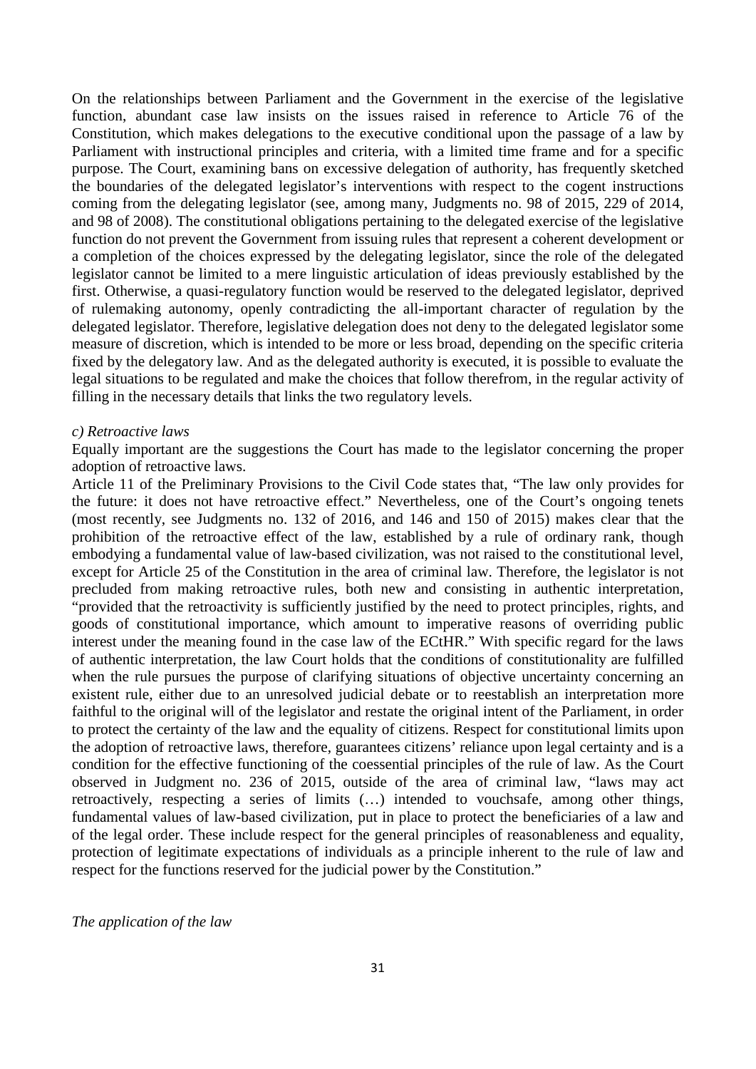On the relationships between Parliament and the Government in the exercise of the legislative function, abundant case law insists on the issues raised in reference to Article 76 of the Constitution, which makes delegations to the executive conditional upon the passage of a law by Parliament with instructional principles and criteria, with a limited time frame and for a specific purpose. The Court, examining bans on excessive delegation of authority, has frequently sketched the boundaries of the delegated legislator's interventions with respect to the cogent instructions coming from the delegating legislator (see, among many, Judgments no. 98 of 2015, 229 of 2014, and 98 of 2008). The constitutional obligations pertaining to the delegated exercise of the legislative function do not prevent the Government from issuing rules that represent a coherent development or a completion of the choices expressed by the delegating legislator, since the role of the delegated legislator cannot be limited to a mere linguistic articulation of ideas previously established by the first. Otherwise, a quasi-regulatory function would be reserved to the delegated legislator, deprived of rulemaking autonomy, openly contradicting the all-important character of regulation by the delegated legislator. Therefore, legislative delegation does not deny to the delegated legislator some measure of discretion, which is intended to be more or less broad, depending on the specific criteria fixed by the delegatory law. And as the delegated authority is executed, it is possible to evaluate the legal situations to be regulated and make the choices that follow therefrom, in the regular activity of filling in the necessary details that links the two regulatory levels.

*c) Retroactive laws*

Equally important are the suggestions the Court has made to the legislator concerning the proper adoption of retroactive laws.

Article 11 of the Preliminary Provisions to the Civil Code states that, "The law only provides for the future: it does not have retroactive effect." Nevertheless, one of the Court's ongoing tenets (most recently, see Judgments no. 132 of 2016, and 146 and 150 of 2015) makes clear that the prohibition of the retroactive effect of the law, established by a rule of ordinary rank, though embodying a fundamental value of law-based civilization, was not raised to the constitutional level, except for Article 25 of the Constitution in the area of criminal law. Therefore, the legislator is not precluded from making retroactive rules, both new and consisting in authentic interpretation, "provided that the retroactivity is sufficiently justified by the need to protect principles, rights, and goods of constitutional importance, which amount to imperative reasons of overriding public interest under the meaning found in the case law of the ECtHR." With specific regard for the laws of authentic interpretation, the law Court holds that the conditions of constitutionality are fulfilled when the rule pursues the purpose of clarifying situations of objective uncertainty concerning an existent rule, either due to an unresolved judicial debate or to reestablish an interpretation more faithful to the original will of the legislator and restate the original intent of the Parliament, in order to protect the certainty of the law and the equality of citizens. Respect for constitutional limits upon the adoption of retroactive laws, therefore, guarantees citizens' reliance upon legal certainty and is a condition for the effective functioning of the coessential principles of the rule of law. As the Court observed in Judgment no. 236 of 2015, outside of the area of criminal law, "laws may act retroactively, respecting a series of limits (…) intended to vouchsafe, among other things, fundamental values of law-based civilization, put in place to protect the beneficiaries of a law and of the legal order. These include respect for the general principles of reasonableness and equality, protection of legitimate expectations of individuals as a principle inherent to the rule of law and respect for the functions reserved for the judicial power by the Constitution."

*The application of the law*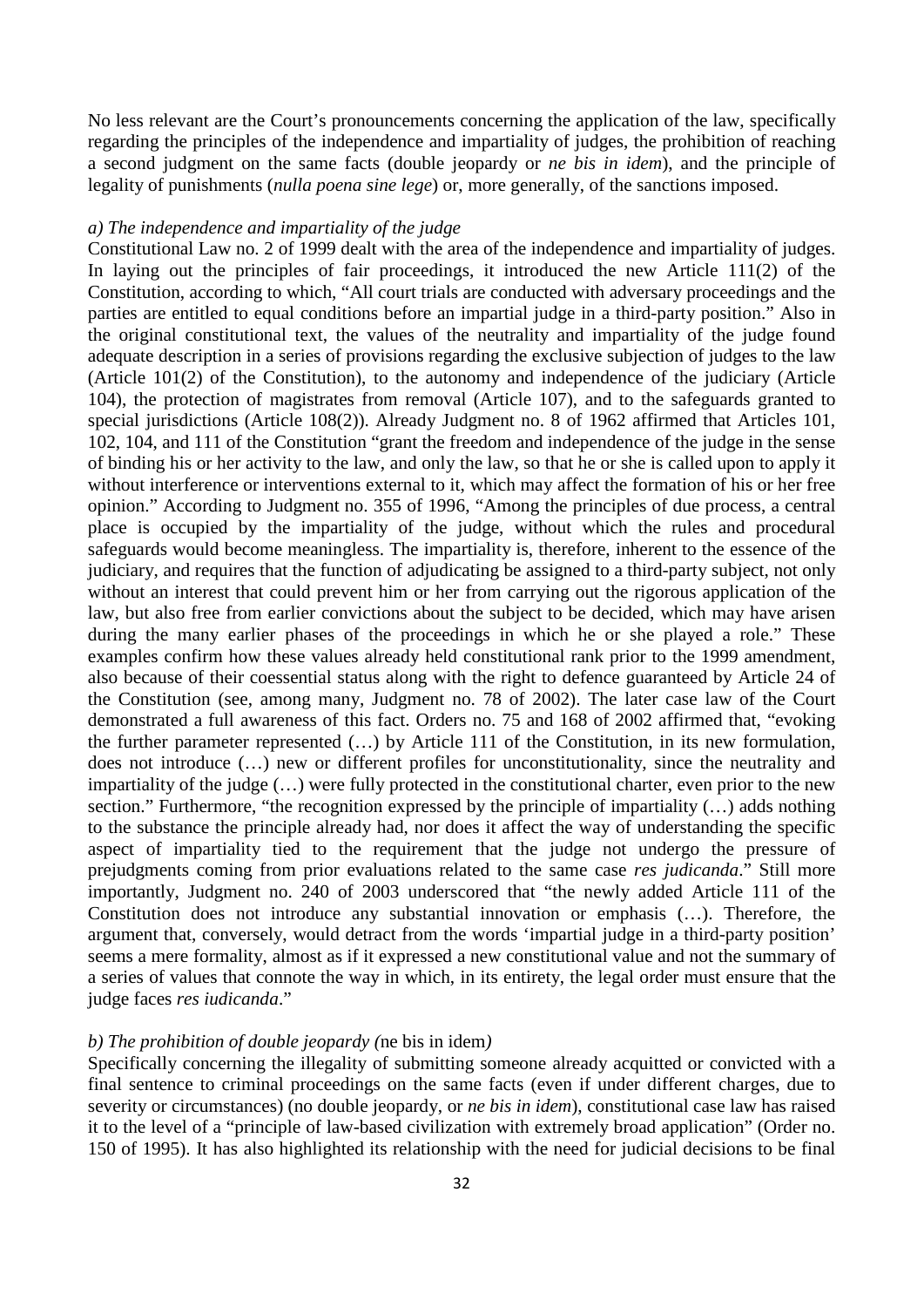No less relevant are the Court's pronouncements concerning the application of the law, specifically regarding the principles of the independence and impartiality of judges, the prohibition of reaching a second judgment on the same facts (double jeopardy or *ne bis in idem*), and the principle of legality of punishments (*nulla poena sine lege*) or, more generally, of the sanctions imposed.

*a) The independence and impartiality of the judge*

Constitutional Law no. 2 of 1999 dealt with the area of the independence and impartiality of judges. In laying out the principles of fair proceedings, it introduced the new Article 111(2) of the Constitution, according to which, "All court trials are conducted with adversary proceedings and the parties are entitled to equal conditions before an impartial judge in a third-party position." Also in the original constitutional text, the values of the neutrality and impartiality of the judge found adequate description in a series of provisions regarding the exclusive subjection of judges to the law (Article 101(2) of the Constitution), to the autonomy and independence of the judiciary (Article 104), the protection of magistrates from removal (Article 107), and to the safeguards granted to special jurisdictions (Article 108(2)). Already Judgment no. 8 of 1962 affirmed that Articles 101, 102, 104, and 111 of the Constitution "grant the freedom and independence of the judge in the sense of binding his or her activity to the law, and only the law, so that he or she is called upon to apply it without interference or interventions external to it, which may affect the formation of his or her free opinion." According to Judgment no. 355 of 1996, "Among the principles of due process, a central place is occupied by the impartiality of the judge, without which the rules and procedural safeguards would become meaningless. The impartiality is, therefore, inherent to the essence of the judiciary, and requires that the function of adjudicating be assigned to a third-party subject, not only without an interest that could prevent him or her from carrying out the rigorous application of the law, but also free from earlier convictions about the subject to be decided, which may have arisen during the many earlier phases of the proceedings in which he or she played a role." These examples confirm how these values already held constitutional rank prior to the 1999 amendment, also because of their coessential status along with the right to defence guaranteed by Article 24 of the Constitution (see, among many, Judgment no. 78 of 2002). The later case law of the Court demonstrated a full awareness of this fact. Orders no. 75 and 168 of 2002 affirmed that, "evoking the further parameter represented (…) by Article 111 of the Constitution, in its new formulation, does not introduce (…) new or different profiles for unconstitutionality, since the neutrality and impartiality of the judge (…) were fully protected in the constitutional charter, even prior to the new section." Furthermore, "the recognition expressed by the principle of impartiality (…) adds nothing to the substance the principle already had, nor does it affect the way of understanding the specific aspect of impartiality tied to the requirement that the judge not undergo the pressure of prejudgments coming from prior evaluations related to the same case *res judicanda*." Still more importantly, Judgment no. 240 of 2003 underscored that "the newly added Article 111 of the Constitution does not introduce any substantial innovation or emphasis (…). Therefore, the argument that, conversely, would detract from the words 'impartial judge in a third-party position' seems a mere formality, almost as if it expressed a new constitutional value and not the summary of a series of values that connote the way in which, in its entirety, the legal order must ensure that the judge faces *res iudicanda*."

*b) The prohibition of double jeopardy (*ne bis in idem*)*

Specifically concerning the illegality of submitting someone already acquitted or convicted with a final sentence to criminal proceedings on the same facts (even if under different charges, due to severity or circumstances) (no double jeopardy, or *ne bis in idem*), constitutional case law has raised it to the level of a "principle of law-based civilization with extremely broad application" (Order no. 150 of 1995). It has also highlighted its relationship with the need for judicial decisions to be final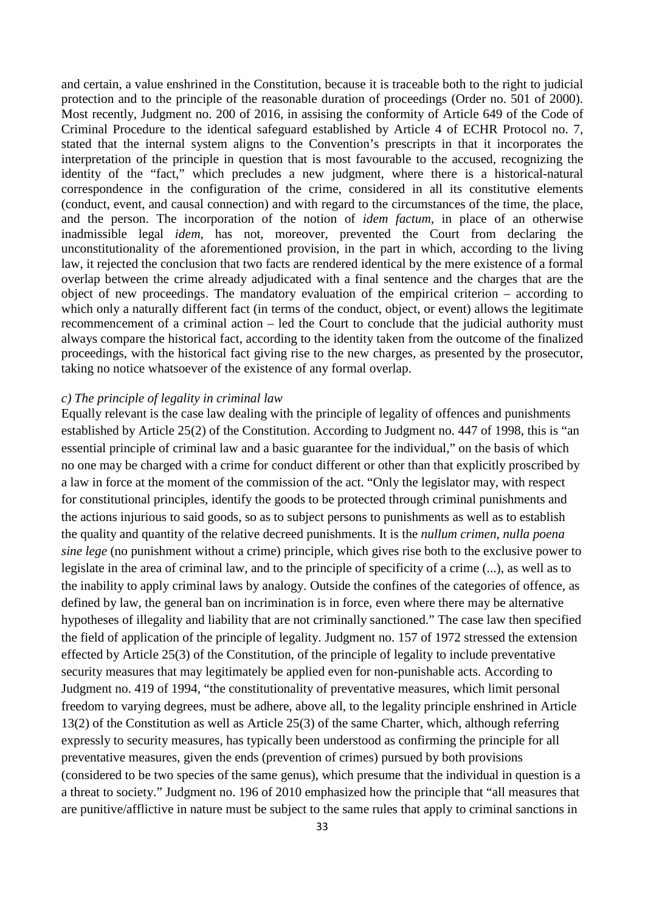and certain, a value enshrined in the Constitution, because it is traceable both to the right to judicial protection and to the principle of the reasonable duration of proceedings (Order no. 501 of 2000). Most recently, Judgment no. 200 of 2016, in assising the conformity of Article 649 of the Code of Criminal Procedure to the identical safeguard established by Article 4 of ECHR Protocol no. 7, stated that the internal system aligns to the Convention's prescripts in that it incorporates the interpretation of the principle in question that is most favourable to the accused, recognizing the identity of the "fact," which precludes a new judgment, where there is a historical-natural correspondence in the configuration of the crime, considered in all its constitutive elements (conduct, event, and causal connection) and with regard to the circumstances of the time, the place, and the person. The incorporation of the notion of *idem factum*, in place of an otherwise inadmissible legal *idem*, has not, moreover, prevented the Court from declaring the unconstitutionality of the aforementioned provision, in the part in which, according to the living law, it rejected the conclusion that two facts are rendered identical by the mere existence of a formal overlap between the crime already adjudicated with a final sentence and the charges that are the object of new proceedings. The mandatory evaluation of the empirical criterion – according to which only a naturally different fact (in terms of the conduct, object, or event) allows the legitimate recommencement of a criminal action – led the Court to conclude that the judicial authority must always compare the historical fact, according to the identity taken from the outcome of the finalized proceedings, with the historical fact giving rise to the new charges, as presented by the prosecutor, taking no notice whatsoever of the existence of any formal overlap.

*c) The principle of legality in criminal law*

Equally relevant is the case law dealing with the principle of legality of offences and punishments established by Article 25(2) of the Constitution. According to Judgment no. 447 of 1998, this is "an essential principle of criminal law and a basic guarantee for the individual," on the basis of which no one may be charged with a crime for conduct different or other than that explicitly proscribed by a law in force at the moment of the commission of the act. "Only the legislator may, with respect for constitutional principles, identify the goods to be protected through criminal punishments and the actions injurious to said goods, so as to subject persons to punishments as well as to establish the quality and quantity of the relative decreed punishments. It is the *nullum crimen, nulla poena sine lege* (no punishment without a crime) principle, which gives rise both to the exclusive power to legislate in the area of criminal law, and to the principle of specificity of a crime (...), as well as to the inability to apply criminal laws by analogy. Outside the confines of the categories of offence, as defined by law, the general ban on incrimination is in force, even where there may be alternative hypotheses of illegality and liability that are not criminally sanctioned." The case law then specified the field of application of the principle of legality. Judgment no. 157 of 1972 stressed the extension effected by Article 25(3) of the Constitution, of the principle of legality to include preventative security measures that may legitimately be applied even for non-punishable acts. According to Judgment no. 419 of 1994, "the constitutionality of preventative measures, which limit personal freedom to varying degrees, must be adhere, above all, to the legality principle enshrined in Article 13(2) of the Constitution as well as Article 25(3) of the same Charter, which, although referring expressly to security measures, has typically been understood as confirming the principle for all preventative measures, given the ends (prevention of crimes) pursued by both provisions (considered to be two species of the same genus), which presume that the individual in question is a a threat to society." Judgment no. 196 of 2010 emphasized how the principle that "all measures that are punitive/afflictive in nature must be subject to the same rules that apply to criminal sanctions in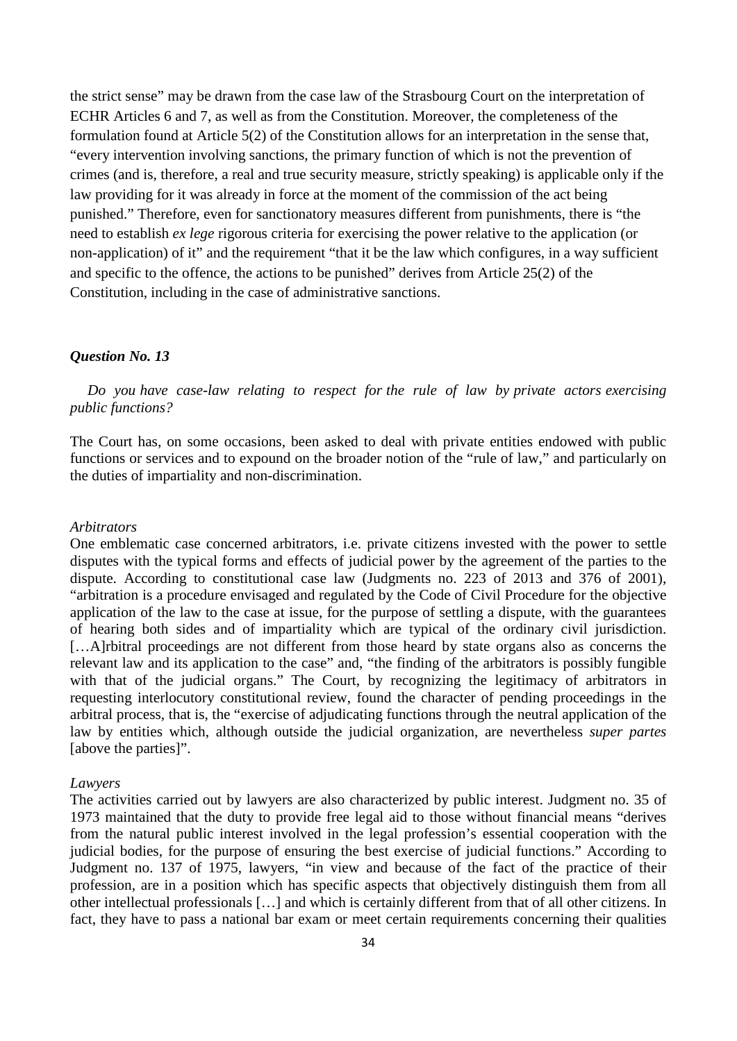the strict sense" may be drawn from the case law of the Strasbourg Court on the interpretation of ECHR Articles 6 and 7, as well as from the Constitution. Moreover, the completeness of the formulation found at Article 5(2) of the Constitution allows for an interpretation in the sense that, "every intervention involving sanctions, the primary function of which is not the prevention of crimes (and is, therefore, a real and true security measure, strictly speaking) is applicable only if the law providing for it was already in force at the moment of the commission of the act being punished." Therefore, even for sanctionatory measures different from punishments, there is "the need to establish *ex lege* rigorous criteria for exercising the power relative to the application (or non-application) of it" and the requirement "that it be the law which configures, in a way sufficient and specific to the offence, the actions to be punished" derives from Article 25(2) of the Constitution, including in the case of administrative sanctions.

### *Question No. 13*

*Do you have case-law relating to respect for the rule of law by private actors exercising public functions?*

The Court has, on some occasions, been asked to deal with private entities endowed with public functions or services and to expound on the broader notion of the "rule of law," and particularly on the duties of impartiality and non-discrimination.

*Arbitrators*

One emblematic case concerned arbitrators, i.e. private citizens invested with the power to settle disputes with the typical forms and effects of judicial power by the agreement of the parties to the dispute. According to constitutional case law (Judgments no. 223 of 2013 and 376 of 2001), "arbitration is a procedure envisaged and regulated by the Code of Civil Procedure for the objective application of the law to the case at issue, for the purpose of settling a dispute, with the guarantees of hearing both sides and of impartiality which are typical of the ordinary civil jurisdiction. […A]rbitral proceedings are not different from those heard by state organs also as concerns the relevant law and its application to the case" and, "the finding of the arbitrators is possibly fungible with that of the judicial organs." The Court, by recognizing the legitimacy of arbitrators in requesting interlocutory constitutional review, found the character of pending proceedings in the arbitral process, that is, the "exercise of adjudicating functions through the neutral application of the law by entities which, although outside the judicial organization, are nevertheless *super partes* [above the parties]".

*Lawyers*

The activities carried out by lawyers are also characterized by public interest. Judgment no. 35 of 1973 maintained that the duty to provide free legal aid to those without financial means "derives from the natural public interest involved in the legal profession's essential cooperation with the judicial bodies, for the purpose of ensuring the best exercise of judicial functions." According to Judgment no. 137 of 1975, lawyers, "in view and because of the fact of the practice of their profession, are in a position which has specific aspects that objectively distinguish them from all other intellectual professionals […] and which is certainly different from that of all other citizens. In fact, they have to pass a national bar exam or meet certain requirements concerning their qualities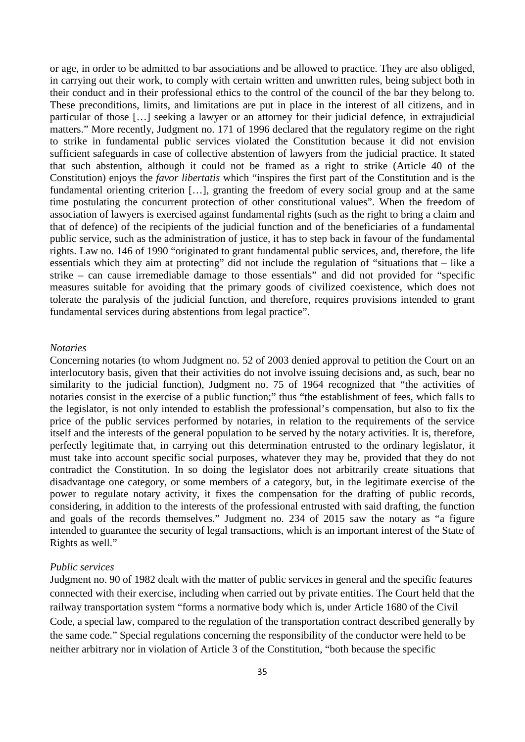or age, in order to be admitted to bar associations and be allowed to practice. They are also obliged, in carrying out their work, to comply with certain written and unwritten rules, being subject both in their conduct and in their professional ethics to the control of the council of the bar they belong to. These preconditions, limits, and limitations are put in place in the interest of all citizens, and in particular of those […] seeking a lawyer or an attorney for their judicial defence, in extrajudicial matters." More recently, Judgment no. 171 of 1996 declared that the regulatory regime on the right to strike in fundamental public services violated the Constitution because it did not envision sufficient safeguards in case of collective abstention of lawyers from the judicial practice. It stated that such abstention, although it could not be framed as a right to strike (Article 40 of the Constitution) enjoys the *favor libertatis* which "inspires the first part of the Constitution and is the fundamental orienting criterion […], granting the freedom of every social group and at the same time postulating the concurrent protection of other constitutional values". When the freedom of association of lawyers is exercised against fundamental rights (such as the right to bring a claim and that of defence) of the recipients of the judicial function and of the beneficiaries of a fundamental public service, such as the administration of justice, it has to step back in favour of the fundamental rights. Law no. 146 of 1990 "originated to grant fundamental public services, and, therefore, the life essentials which they aim at protecting" did not include the regulation of "situations that – like a strike – can cause irremediable damage to those essentials" and did not provided for "specific measures suitable for avoiding that the primary goods of civilized coexistence, which does not tolerate the paralysis of the judicial function, and therefore, requires provisions intended to grant fundamental services during abstentions from legal practice".

*Notaries*

Concerning notaries (to whom Judgment no. 52 of 2003 denied approval to petition the Court on an interlocutory basis, given that their activities do not involve issuing decisions and, as such, bear no similarity to the judicial function), Judgment no. 75 of 1964 recognized that "the activities of notaries consist in the exercise of a public function;" thus "the establishment of fees, which falls to the legislator, is not only intended to establish the professional's compensation, but also to fix the price of the public services performed by notaries, in relation to the requirements of the service itself and the interests of the general population to be served by the notary activities. It is, therefore, perfectly legitimate that, in carrying out this determination entrusted to the ordinary legislator, it must take into account specific social purposes, whatever they may be, provided that they do not contradict the Constitution. In so doing the legislator does not arbitrarily create situations that disadvantage one category, or some members of a category, but, in the legitimate exercise of the power to regulate notary activity, it fixes the compensation for the drafting of public records, considering, in addition to the interests of the professional entrusted with said drafting, the function and goals of the records themselves." Judgment no. 234 of 2015 saw the notary as "a figure intended to guarantee the security of legal transactions, which is an important interest of the State of Rights as well."

*Public services*

Judgment no. 90 of 1982 dealt with the matter of public services in general and the specific features connected with their exercise, including when carried out by private entities. The Court held that the railway transportation system "forms a normative body which is, under Article 1680 of the Civil Code, a special law, compared to the regulation of the transportation contract described generally by the same code." Special regulations concerning the responsibility of the conductor were held to be neither arbitrary nor in violation of Article 3 of the Constitution, "both because the specific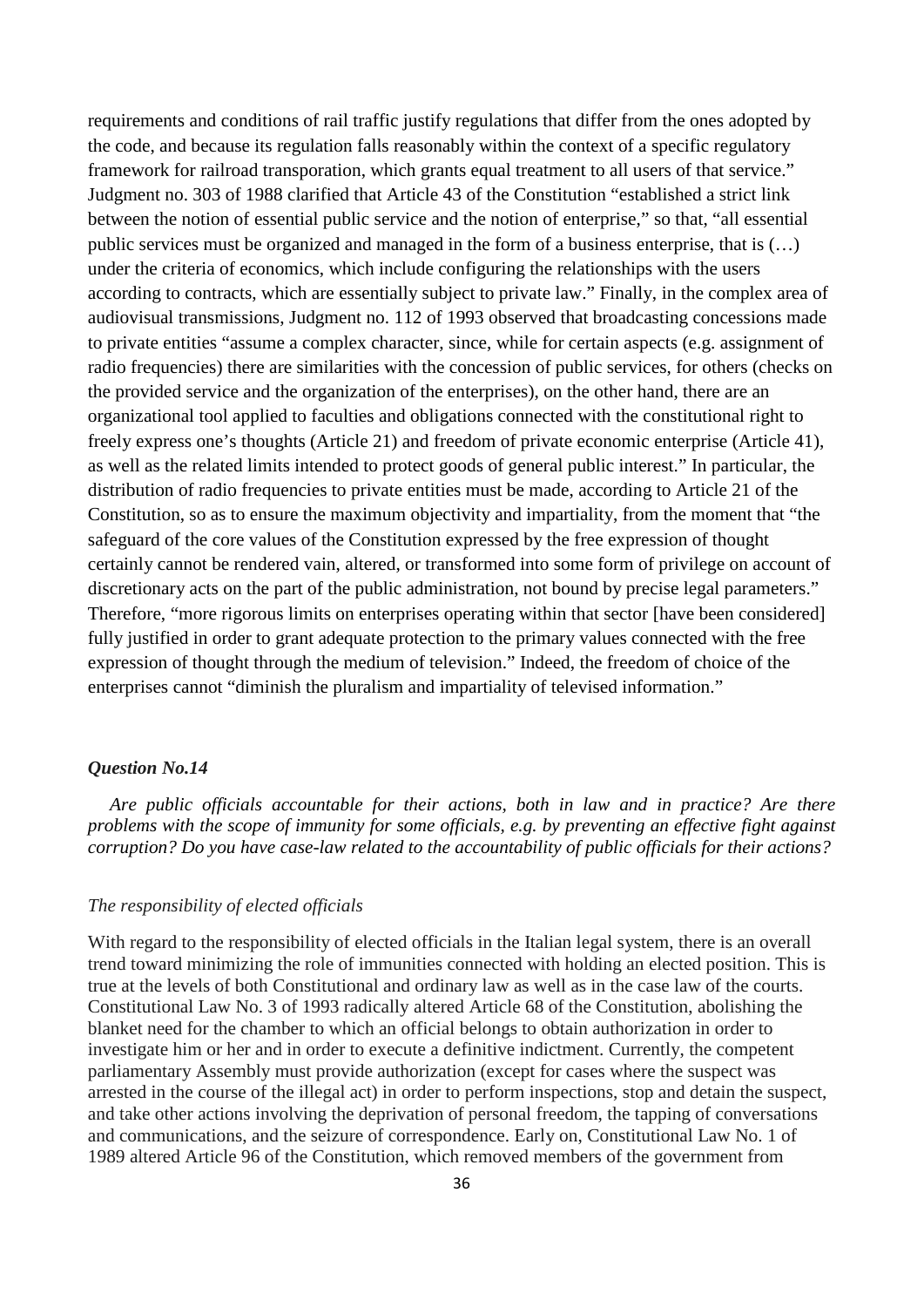requirements and conditions of rail traffic justify regulations that differ from the ones adopted by the code, and because its regulation falls reasonably within the context of a specific regulatory framework for railroad transporation, which grants equal treatment to all users of that service." Judgment no. 303 of 1988 clarified that Article 43 of the Constitution "established a strict link between the notion of essential public service and the notion of enterprise," so that, "all essential public services must be organized and managed in the form of a business enterprise, that is (…) under the criteria of economics, which include configuring the relationships with the users according to contracts, which are essentially subject to private law." Finally, in the complex area of audiovisual transmissions, Judgment no. 112 of 1993 observed that broadcasting concessions made to private entities "assume a complex character, since, while for certain aspects (e.g. assignment of radio frequencies) there are similarities with the concession of public services, for others (checks on the provided service and the organization of the enterprises), on the other hand, there are an organizational tool applied to faculties and obligations connected with the constitutional right to freely express one's thoughts (Article 21) and freedom of private economic enterprise (Article 41), as well as the related limits intended to protect goods of general public interest." In particular, the distribution of radio frequencies to private entities must be made, according to Article 21 of the Constitution, so as to ensure the maximum objectivity and impartiality, from the moment that "the safeguard of the core values of the Constitution expressed by the free expression of thought certainly cannot be rendered vain, altered, or transformed into some form of privilege on account of discretionary acts on the part of the public administration, not bound by precise legal parameters." Therefore, "more rigorous limits on enterprises operating within that sector [have been considered] fully justified in order to grant adequate protection to the primary values connected with the free expression of thought through the medium of television." Indeed, the freedom of choice of the enterprises cannot "diminish the pluralism and impartiality of televised information."

### *Question No.14*

*Are public officials accountable for their actions, both in law and in practice? Are there problems with the scope of immunity for some officials, e.g. by preventing an effective fight against corruption? Do you have case-law related to the accountability of public officials for their actions?*

#### *The responsibility of elected officials*

With regard to the responsibility of elected officials in the Italian legal system, there is an overall trend toward minimizing the role of immunities connected with holding an elected position. This is true at the levels of both Constitutional and ordinary law as well as in the case law of the courts. Constitutional Law No. 3 of 1993 radically altered Article 68 of the Constitution, abolishing the blanket need for the chamber to which an official belongs to obtain authorization in order to investigate him or her and in order to execute a definitive indictment. Currently, the competent parliamentary Assembly must provide authorization (except for cases where the suspect was arrested in the course of the illegal act) in order to perform inspections, stop and detain the suspect, and take other actions involving the deprivation of personal freedom, the tapping of conversations and communications, and the seizure of correspondence. Early on, Constitutional Law No. 1 of 1989 altered Article 96 of the Constitution, which removed members of the government from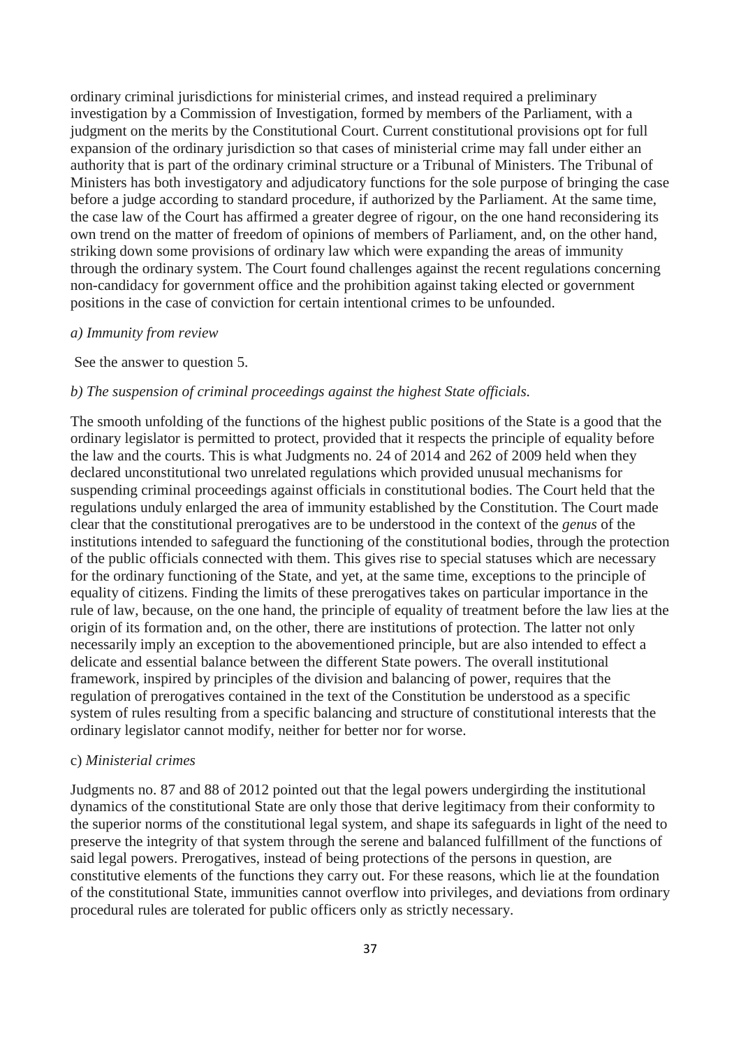ordinary criminal jurisdictions for ministerial crimes, and instead required a preliminary investigation by a Commission of Investigation, formed by members of the Parliament, with a judgment on the merits by the Constitutional Court. Current constitutional provisions opt for full expansion of the ordinary jurisdiction so that cases of ministerial crime may fall under either an authority that is part of the ordinary criminal structure or a Tribunal of Ministers. The Tribunal of Ministers has both investigatory and adjudicatory functions for the sole purpose of bringing the case before a judge according to standard procedure, if authorized by the Parliament. At the same time, the case law of the Court has affirmed a greater degree of rigour, on the one hand reconsidering its own trend on the matter of freedom of opinions of members of Parliament, and, on the other hand, striking down some provisions of ordinary law which were expanding the areas of immunity through the ordinary system. The Court found challenges against the recent regulations concerning non-candidacy for government office and the prohibition against taking elected or government positions in the case of conviction for certain intentional crimes to be unfounded.

*a) Immunity from review*

See the answer to question 5.

*b) The suspension of criminal proceedings against the highest State officials.*

The smooth unfolding of the functions of the highest public positions of the State is a good that the ordinary legislator is permitted to protect, provided that it respects the principle of equality before the law and the courts. This is what Judgments no. 24 of 2014 and 262 of 2009 held when they declared unconstitutional two unrelated regulations which provided unusual mechanisms for suspending criminal proceedings against officials in constitutional bodies. The Court held that the regulations unduly enlarged the area of immunity established by the Constitution. The Court made clear that the constitutional prerogatives are to be understood in the context of the *genus* of the institutions intended to safeguard the functioning of the constitutional bodies, through the protection of the public officials connected with them. This gives rise to special statuses which are necessary for the ordinary functioning of the State, and yet, at the same time, exceptions to the principle of equality of citizens. Finding the limits of these prerogatives takes on particular importance in the rule of law, because, on the one hand, the principle of equality of treatment before the law lies at the origin of its formation and, on the other, there are institutions of protection. The latter not only necessarily imply an exception to the abovementioned principle, but are also intended to effect a delicate and essential balance between the different State powers. The overall institutional framework, inspired by principles of the division and balancing of power, requires that the regulation of prerogatives contained in the text of the Constitution be understood as a specific system of rules resulting from a specific balancing and structure of constitutional interests that the ordinary legislator cannot modify, neither for better nor for worse.

c) *Ministerial crimes*

Judgments no. 87 and 88 of 2012 pointed out that the legal powers undergirding the institutional dynamics of the constitutional State are only those that derive legitimacy from their conformity to the superior norms of the constitutional legal system, and shape its safeguards in light of the need to preserve the integrity of that system through the serene and balanced fulfillment of the functions of said legal powers. Prerogatives, instead of being protections of the persons in question, are constitutive elements of the functions they carry out. For these reasons, which lie at the foundation of the constitutional State, immunities cannot overflow into privileges, and deviations from ordinary procedural rules are tolerated for public officers only as strictly necessary.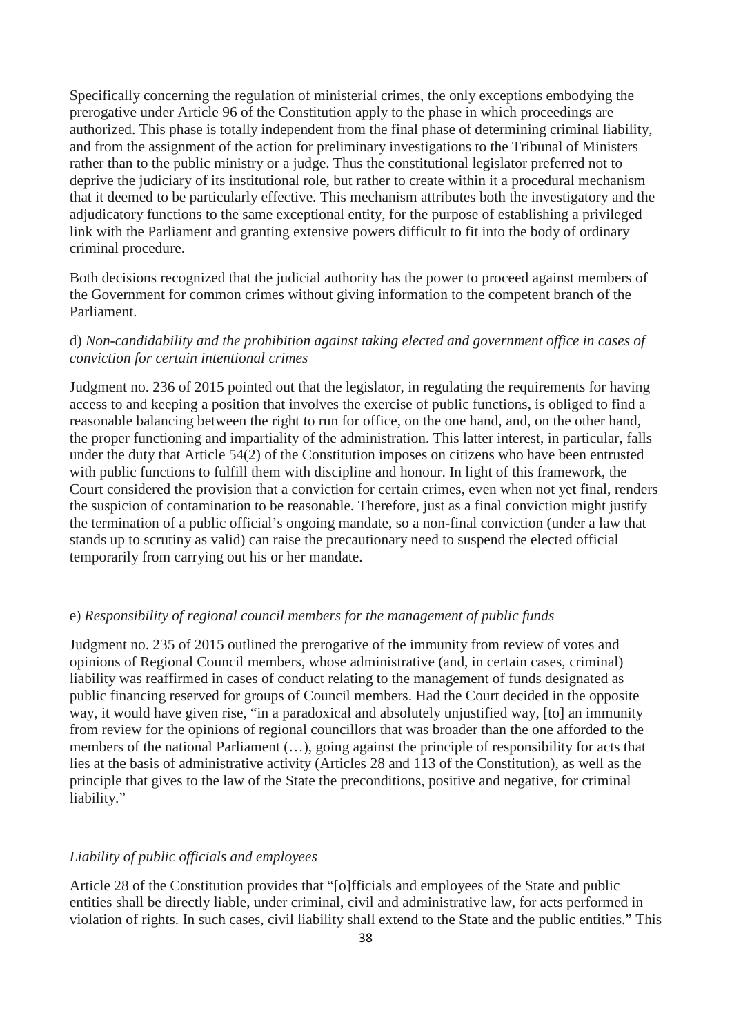Specifically concerning the regulation of ministerial crimes, the only exceptions embodying the prerogative under Article 96 of the Constitution apply to the phase in which proceedings are authorized. This phase is totally independent from the final phase of determining criminal liability, and from the assignment of the action for preliminary investigations to the Tribunal of Ministers rather than to the public ministry or a judge. Thus the constitutional legislator preferred not to deprive the judiciary of its institutional role, but rather to create within it a procedural mechanism that it deemed to be particularly effective. This mechanism attributes both the investigatory and the adjudicatory functions to the same exceptional entity, for the purpose of establishing a privileged link with the Parliament and granting extensive powers difficult to fit into the body of ordinary criminal procedure.

Both decisions recognized that the judicial authority has the power to proceed against members of the Government for common crimes without giving information to the competent branch of the Parliament.

d) *Non-candidability and the prohibition against taking elected and government office in cases of conviction for certain intentional crimes*

Judgment no. 236 of 2015 pointed out that the legislator, in regulating the requirements for having access to and keeping a position that involves the exercise of public functions, is obliged to find a reasonable balancing between the right to run for office, on the one hand, and, on the other hand, the proper functioning and impartiality of the administration. This latter interest, in particular, falls under the duty that Article 54(2) of the Constitution imposes on citizens who have been entrusted with public functions to fulfill them with discipline and honour. In light of this framework, the Court considered the provision that a conviction for certain crimes, even when not yet final, renders the suspicion of contamination to be reasonable. Therefore, just as a final conviction might justify the termination of a public official's ongoing mandate, so a non-final conviction (under a law that stands up to scrutiny as valid) can raise the precautionary need to suspend the elected official temporarily from carrying out his or her mandate.

e) *Responsibility of regional council members for the management of public funds*

Judgment no. 235 of 2015 outlined the prerogative of the immunity from review of votes and opinions of Regional Council members, whose administrative (and, in certain cases, criminal) liability was reaffirmed in cases of conduct relating to the management of funds designated as public financing reserved for groups of Council members. Had the Court decided in the opposite way, it would have given rise, "in a paradoxical and absolutely unjustified way, [to] an immunity from review for the opinions of regional councillors that was broader than the one afforded to the members of the national Parliament (…), going against the principle of responsibility for acts that lies at the basis of administrative activity (Articles 28 and 113 of the Constitution), as well as the principle that gives to the law of the State the preconditions, positive and negative, for criminal liability."

*Liability of public officials and employees*

Article 28 of the Constitution provides that "[o]fficials and employees of the State and public entities shall be directly liable, under criminal, civil and administrative law, for acts performed in violation of rights. In such cases, civil liability shall extend to the State and the public entities." This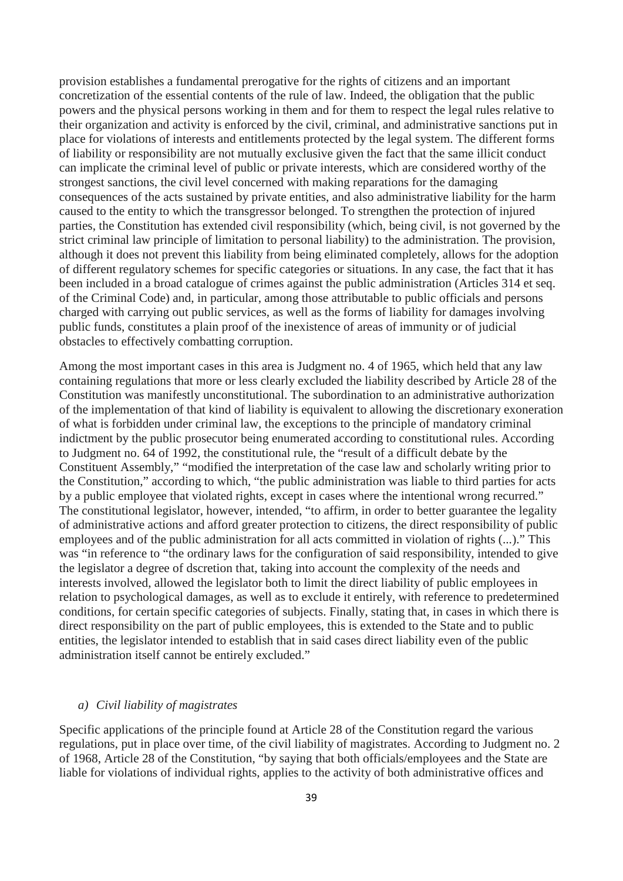provision establishes a fundamental prerogative for the rights of citizens and an important concretization of the essential contents of the rule of law. Indeed, the obligation that the public powers and the physical persons working in them and for them to respect the legal rules relative to their organization and activity is enforced by the civil, criminal, and administrative sanctions put in place for violations of interests and entitlements protected by the legal system. The different forms of liability or responsibility are not mutually exclusive given the fact that the same illicit conduct can implicate the criminal level of public or private interests, which are considered worthy of the strongest sanctions, the civil level concerned with making reparations for the damaging consequences of the acts sustained by private entities, and also administrative liability for the harm caused to the entity to which the transgressor belonged. To strengthen the protection of injured parties, the Constitution has extended civil responsibility (which, being civil, is not governed by the strict criminal law principle of limitation to personal liability) to the administration. The provision, although it does not prevent this liability from being eliminated completely, allows for the adoption of different regulatory schemes for specific categories or situations. In any case, the fact that it has been included in a broad catalogue of crimes against the public administration (Articles 314 et seq. of the Criminal Code) and, in particular, among those attributable to public officials and persons charged with carrying out public services, as well as the forms of liability for damages involving public funds, constitutes a plain proof of the inexistence of areas of immunity or of judicial obstacles to effectively combatting corruption.

Among the most important cases in this area is Judgment no. 4 of 1965, which held that any law containing regulations that more or less clearly excluded the liability described by Article 28 of the Constitution was manifestly unconstitutional. The subordination to an administrative authorization of the implementation of that kind of liability is equivalent to allowing the discretionary exoneration of what is forbidden under criminal law, the exceptions to the principle of mandatory criminal indictment by the public prosecutor being enumerated according to constitutional rules. According to Judgment no. 64 of 1992, the constitutional rule, the "result of a difficult debate by the Constituent Assembly," "modified the interpretation of the case law and scholarly writing prior to the Constitution," according to which, "the public administration was liable to third parties for acts by a public employee that violated rights, except in cases where the intentional wrong recurred." The constitutional legislator, however, intended, "to affirm, in order to better guarantee the legality of administrative actions and afford greater protection to citizens, the direct responsibility of public employees and of the public administration for all acts committed in violation of rights (...)." This was "in reference to "the ordinary laws for the configuration of said responsibility, intended to give the legislator a degree of dscretion that, taking into account the complexity of the needs and interests involved, allowed the legislator both to limit the direct liability of public employees in relation to psychological damages, as well as to exclude it entirely, with reference to predetermined conditions, for certain specific categories of subjects. Finally, stating that, in cases in which there is direct responsibility on the part of public employees, this is extended to the State and to public entities, the legislator intended to establish that in said cases direct liability even of the public administration itself cannot be entirely excluded."

### *a) Civil liability of magistrates*

Specific applications of the principle found at Article 28 of the Constitution regard the various regulations, put in place over time, of the civil liability of magistrates. According to Judgment no. 2 of 1968, Article 28 of the Constitution, "by saying that both officials/employees and the State are liable for violations of individual rights, applies to the activity of both administrative offices and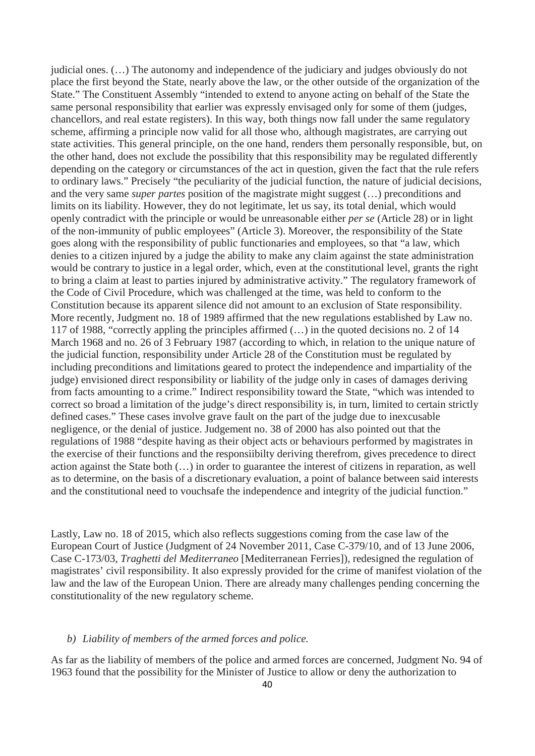judicial ones. (…) The autonomy and independence of the judiciary and judges obviously do not place the first beyond the State, nearly above the law, or the other outside of the organization of the State." The Constituent Assembly "intended to extend to anyone acting on behalf of the State the same personal responsibility that earlier was expressly envisaged only for some of them (judges, chancellors, and real estate registers). In this way, both things now fall under the same regulatory scheme, affirming a principle now valid for all those who, although magistrates, are carrying out state activities. This general principle, on the one hand, renders them personally responsible, but, on the other hand, does not exclude the possibility that this responsibility may be regulated differently depending on the category or circumstances of the act in question, given the fact that the rule refers to ordinary laws." Precisely "the peculiarity of the judicial function, the nature of judicial decisions, and the very same *super partes* position of the magistrate might suggest (…) preconditions and limits on its liability. However, they do not legitimate, let us say, its total denial, which would openly contradict with the principle or would be unreasonable either *per se* (Article 28) or in light of the non-immunity of public employees" (Article 3). Moreover, the responsibility of the State goes along with the responsibility of public functionaries and employees, so that "a law, which denies to a citizen injured by a judge the ability to make any claim against the state administration would be contrary to justice in a legal order, which, even at the constitutional level, grants the right to bring a claim at least to parties injured by administrative activity." The regulatory framework of the Code of Civil Procedure, which was challenged at the time, was held to conform to the Constitution because its apparent silence did not amount to an exclusion of State responsibility. More recently, Judgment no. 18 of 1989 affirmed that the new regulations established by Law no. 117 of 1988, "correctly appling the principles affirmed (…) in the quoted decisions no. 2 of 14 March 1968 and no. 26 of 3 February 1987 (according to which, in relation to the unique nature of the judicial function, responsibility under Article 28 of the Constitution must be regulated by including preconditions and limitations geared to protect the independence and impartiality of the judge) envisioned direct responsibility or liability of the judge only in cases of damages deriving from facts amounting to a crime." Indirect responsibility toward the State, "which was intended to correct so broad a limitation of the judge's direct responsibility is, in turn, limited to certain strictly defined cases." These cases involve grave fault on the part of the judge due to inexcusable negligence, or the denial of justice. Judgement no. 38 of 2000 has also pointed out that the regulations of 1988 "despite having as their object acts or behaviours performed by magistrates in the exercise of their functions and the responsiibilty deriving therefrom, gives precedence to direct action against the State both (…) in order to guarantee the interest of citizens in reparation, as well as to determine, on the basis of a discretionary evaluation, a point of balance between said interests and the constitutional need to vouchsafe the independence and integrity of the judicial function."

Lastly, Law no. 18 of 2015, which also reflects suggestions coming from the case law of the European Court of Justice (Judgment of 24 November 2011, Case C-379/10, and of 13 June 2006, Case C-173/03, *Traghetti del Mediterraneo* [Mediterranean Ferries]), redesigned the regulation of magistrates' civil responsibility. It also expressly provided for the crime of manifest violation of the law and the law of the European Union. There are already many challenges pending concerning the constitutionality of the new regulatory scheme.

*b) Liability of members of the armed forces and police.*

As far as the liability of members of the police and armed forces are concerned, Judgment No. 94 of 1963 found that the possibility for the Minister of Justice to allow or deny the authorization to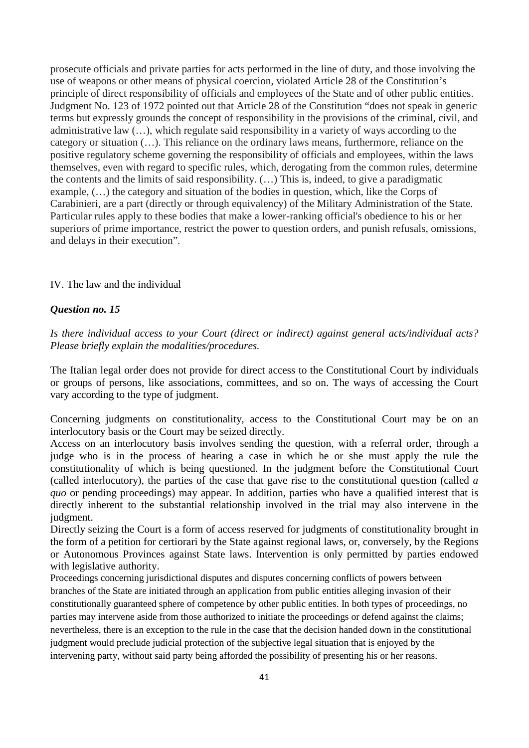prosecute officials and private parties for acts performed in the line of duty, and those involving the use of weapons or other means of physical coercion, violated Article 28 of the Constitution's principle of direct responsibility of officials and employees of the State and of other public entities. Judgment No. 123 of 1972 pointed out that Article 28 of the Constitution "does not speak in generic terms but expressly grounds the concept of responsibility in the provisions of the criminal, civil, and administrative law (…), which regulate said responsibility in a variety of ways according to the category or situation (…). This reliance on the ordinary laws means, furthermore, reliance on the positive regulatory scheme governing the responsibility of officials and employees, within the laws themselves, even with regard to specific rules, which, derogating from the common rules, determine the contents and the limits of said responsibility. (…) This is, indeed, to give a paradigmatic example, (…) the category and situation of the bodies in question, which, like the Corps of Carabinieri, are a part (directly or through equivalency) of the Military Administration of the State. Particular rules apply to these bodies that make a lower-ranking official's obedience to his or her superiors of prime importance, restrict the power to question orders, and punish refusals, omissions, and delays in their execution".

## IV. The law and the individual

### *Question no. 15*

*Is there individual access to your Court (direct or indirect) against general acts/individual acts? Please briefly explain the modalities/procedures.*

The Italian legal order does not provide for direct access to the Constitutional Court by individuals or groups of persons, like associations, committees, and so on. The ways of accessing the Court vary according to the type of judgment.

Concerning judgments on constitutionality, access to the Constitutional Court may be on an interlocutory basis or the Court may be seized directly.

Access on an interlocutory basis involves sending the question, with a referral order, through a judge who is in the process of hearing a case in which he or she must apply the rule the constitutionality of which is being questioned. In the judgment before the Constitutional Court (called interlocutory), the parties of the case that gave rise to the constitutional question (called *a quo* or pending proceedings) may appear. In addition, parties who have a qualified interest that is directly inherent to the substantial relationship involved in the trial may also intervene in the judgment.

Directly seizing the Court is a form of access reserved for judgments of constitutionality brought in the form of a petition for certiorari by the State against regional laws, or, conversely, by the Regions or Autonomous Provinces against State laws. Intervention is only permitted by parties endowed with legislative authority.

Proceedings concerning jurisdictional disputes and disputes concerning conflicts of powers between branches of the State are initiated through an application from public entities alleging invasion of their constitutionally guaranteed sphere of competence by other public entities. In both types of proceedings, no parties may intervene aside from those authorized to initiate the proceedings or defend against the claims; nevertheless, there is an exception to the rule in the case that the decision handed down in the constitutional judgment would preclude judicial protection of the subjective legal situation that is enjoyed by the intervening party, without said party being afforded the possibility of presenting his or her reasons.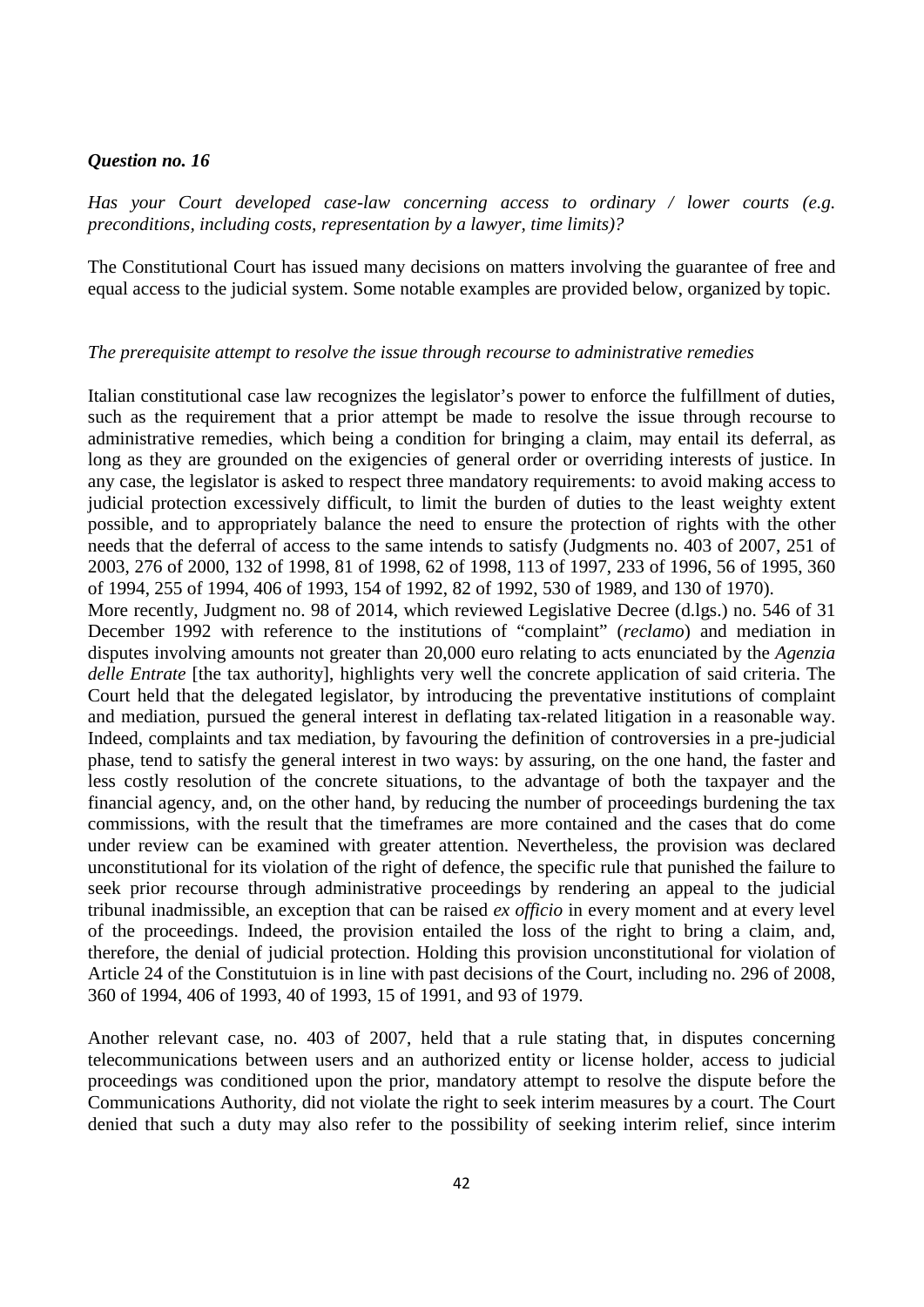***Question no. 16***

*Has your Court developed case-law concerning access to ordinary / lower courts (e.g. preconditions, including costs, representation by a lawyer, time limits)?*

The Constitutional Court has issued many decisions on matters involving the guarantee of free and equal access to the judicial system. Some notable examples are provided below, organized by topic.

*The prerequisite attempt to resolve the issue through recourse to administrative remedies*

Italian constitutional case law recognizes the legislator's power to enforce the fulfillment of duties, such as the requirement that a prior attempt be made to resolve the issue through recourse to administrative remedies, which being a condition for bringing a claim, may entail its deferral, as long as they are grounded on the exigencies of general order or overriding interests of justice. In any case, the legislator is asked to respect three mandatory requirements: to avoid making access to judicial protection excessively difficult, to limit the burden of duties to the least weighty extent possible, and to appropriately balance the need to ensure the protection of rights with the other needs that the deferral of access to the same intends to satisfy (Judgments no. 403 of 2007, 251 of 2003, 276 of 2000, 132 of 1998, 81 of 1998, 62 of 1998, 113 of 1997, 233 of 1996, 56 of 1995, 360 of 1994, 255 of 1994, 406 of 1993, 154 of 1992, 82 of 1992, 530 of 1989, and 130 of 1970).

More recently, Judgment no. 98 of 2014, which reviewed Legislative Decree (d.lgs.) no. 546 of 31 December 1992 with reference to the institutions of "complaint" (*reclamo*) and mediation in disputes involving amounts not greater than 20,000 euro relating to acts enunciated by the *Agenzia delle Entrate* [the tax authority], highlights very well the concrete application of said criteria. The Court held that the delegated legislator, by introducing the preventative institutions of complaint and mediation, pursued the general interest in deflating tax-related litigation in a reasonable way. Indeed, complaints and tax mediation, by favouring the definition of controversies in a pre-judicial phase, tend to satisfy the general interest in two ways: by assuring, on the one hand, the faster and less costly resolution of the concrete situations, to the advantage of both the taxpayer and the financial agency, and, on the other hand, by reducing the number of proceedings burdening the tax commissions, with the result that the timeframes are more contained and the cases that do come under review can be examined with greater attention. Nevertheless, the provision was declared unconstitutional for its violation of the right of defence, the specific rule that punished the failure to seek prior recourse through administrative proceedings by rendering an appeal to the judicial tribunal inadmissible, an exception that can be raised *ex officio* in every moment and at every level of the proceedings. Indeed, the provision entailed the loss of the right to bring a claim, and, therefore, the denial of judicial protection. Holding this provision unconstitutional for violation of Article 24 of the Constitutuion is in line with past decisions of the Court, including no. 296 of 2008, 360 of 1994, 406 of 1993, 40 of 1993, 15 of 1991, and 93 of 1979.

Another relevant case, no. 403 of 2007, held that a rule stating that, in disputes concerning telecommunications between users and an authorized entity or license holder, access to judicial proceedings was conditioned upon the prior, mandatory attempt to resolve the dispute before the Communications Authority, did not violate the right to seek interim measures by a court. The Court denied that such a duty may also refer to the possibility of seeking interim relief, since interim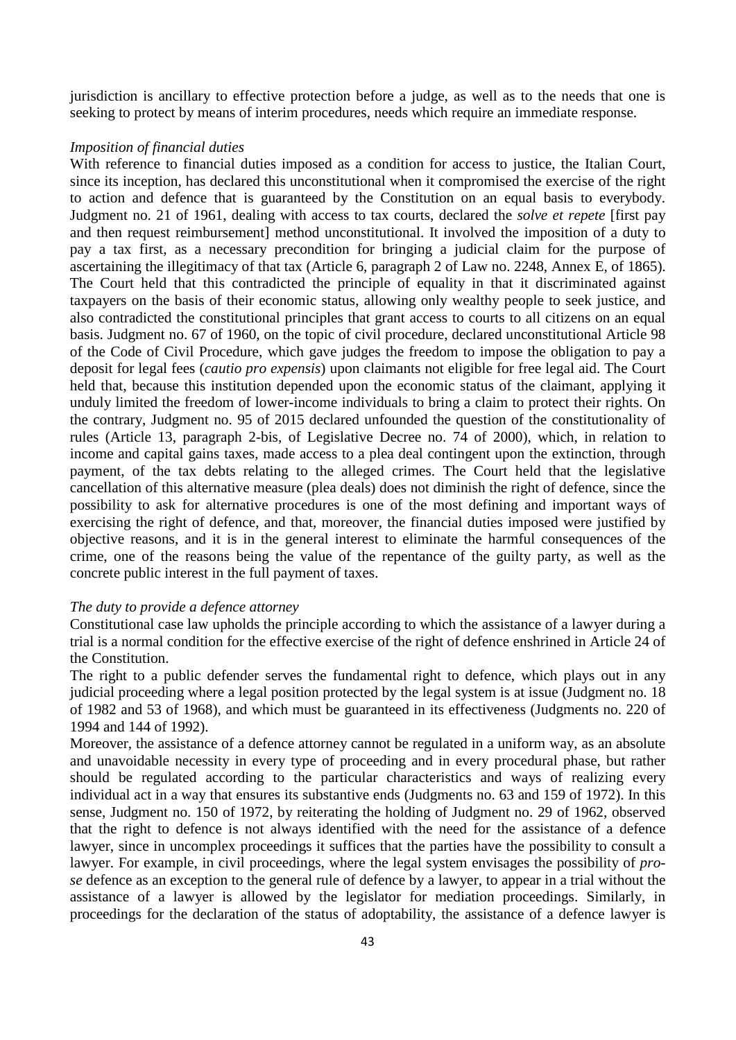jurisdiction is ancillary to effective protection before a judge, as well as to the needs that one is seeking to protect by means of interim procedures, needs which require an immediate response.

*Imposition of financial duties*

With reference to financial duties imposed as a condition for access to justice, the Italian Court, since its inception, has declared this unconstitutional when it compromised the exercise of the right to action and defence that is guaranteed by the Constitution on an equal basis to everybody. Judgment no. 21 of 1961, dealing with access to tax courts, declared the *solve et repete* [first pay and then request reimbursement] method unconstitutional. It involved the imposition of a duty to pay a tax first, as a necessary precondition for bringing a judicial claim for the purpose of ascertaining the illegitimacy of that tax (Article 6, paragraph 2 of Law no. 2248, Annex E, of 1865). The Court held that this contradicted the principle of equality in that it discriminated against taxpayers on the basis of their economic status, allowing only wealthy people to seek justice, and also contradicted the constitutional principles that grant access to courts to all citizens on an equal basis. Judgment no. 67 of 1960, on the topic of civil procedure, declared unconstitutional Article 98 of the Code of Civil Procedure, which gave judges the freedom to impose the obligation to pay a deposit for legal fees (*cautio pro expensis*) upon claimants not eligible for free legal aid. The Court held that, because this institution depended upon the economic status of the claimant, applying it unduly limited the freedom of lower-income individuals to bring a claim to protect their rights. On the contrary, Judgment no. 95 of 2015 declared unfounded the question of the constitutionality of rules (Article 13, paragraph 2-bis, of Legislative Decree no. 74 of 2000), which, in relation to income and capital gains taxes, made access to a plea deal contingent upon the extinction, through payment, of the tax debts relating to the alleged crimes. The Court held that the legislative cancellation of this alternative measure (plea deals) does not diminish the right of defence, since the possibility to ask for alternative procedures is one of the most defining and important ways of exercising the right of defence, and that, moreover, the financial duties imposed were justified by objective reasons, and it is in the general interest to eliminate the harmful consequences of the crime, one of the reasons being the value of the repentance of the guilty party, as well as the concrete public interest in the full payment of taxes.

*The duty to provide a defence attorney*

Constitutional case law upholds the principle according to which the assistance of a lawyer during a trial is a normal condition for the effective exercise of the right of defence enshrined in Article 24 of the Constitution.

The right to a public defender serves the fundamental right to defence, which plays out in any judicial proceeding where a legal position protected by the legal system is at issue (Judgment no. 18 of 1982 and 53 of 1968), and which must be guaranteed in its effectiveness (Judgments no. 220 of 1994 and 144 of 1992).

Moreover, the assistance of a defence attorney cannot be regulated in a uniform way, as an absolute and unavoidable necessity in every type of proceeding and in every procedural phase, but rather should be regulated according to the particular characteristics and ways of realizing every individual act in a way that ensures its substantive ends (Judgments no. 63 and 159 of 1972). In this sense, Judgment no. 150 of 1972, by reiterating the holding of Judgment no. 29 of 1962, observed that the right to defence is not always identified with the need for the assistance of a defence lawyer, since in uncomplex proceedings it suffices that the parties have the possibility to consult a lawyer. For example, in civil proceedings, where the legal system envisages the possibility of *pro-se* defence as an exception to the general rule of defence by a lawyer, to appear in a trial without the assistance of a lawyer is allowed by the legislator for mediation proceedings. Similarly, in proceedings for the declaration of the status of adoptability, the assistance of a defence lawyer is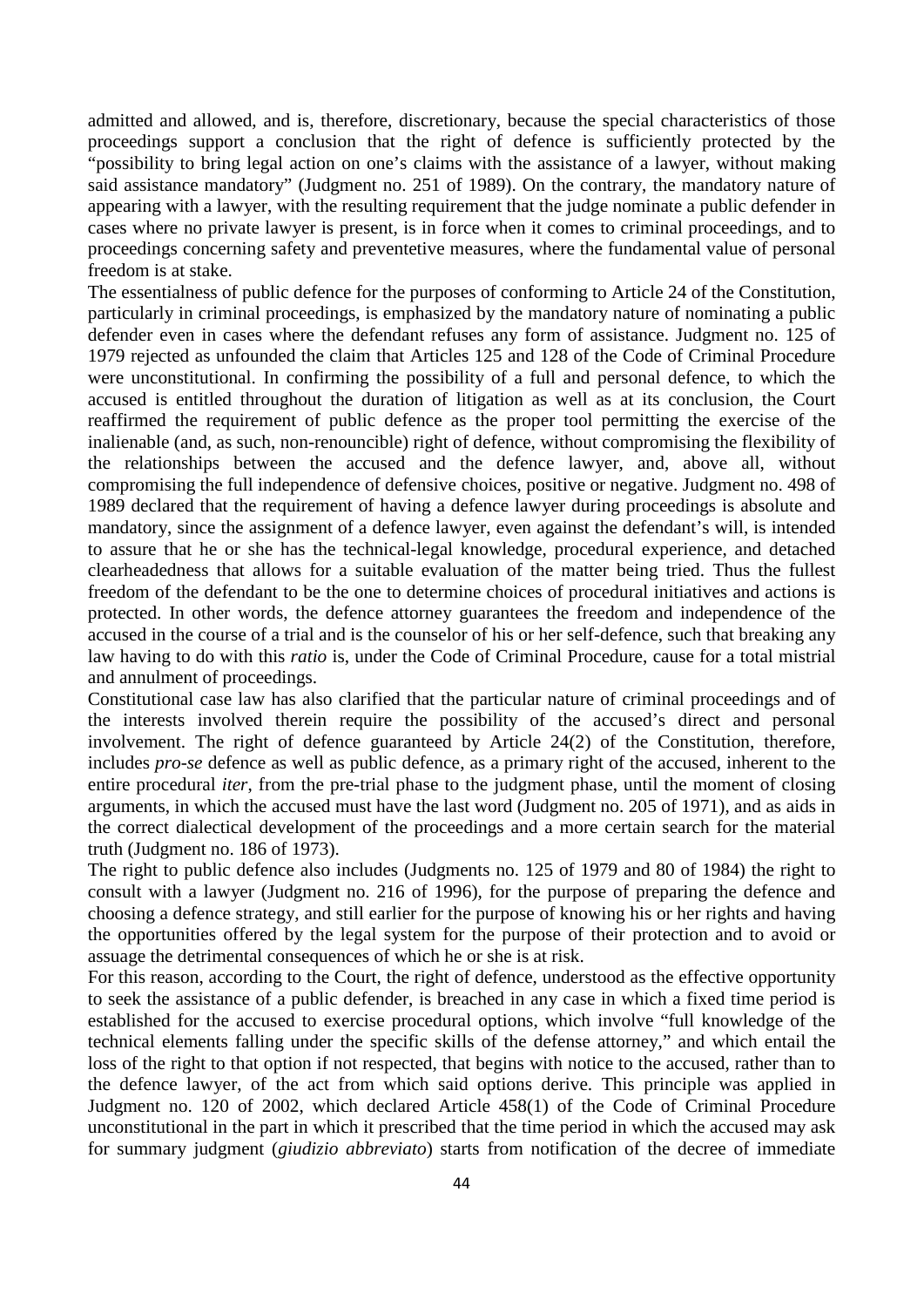admitted and allowed, and is, therefore, discretionary, because the special characteristics of those proceedings support a conclusion that the right of defence is sufficiently protected by the "possibility to bring legal action on one's claims with the assistance of a lawyer, without making said assistance mandatory" (Judgment no. 251 of 1989). On the contrary, the mandatory nature of appearing with a lawyer, with the resulting requirement that the judge nominate a public defender in cases where no private lawyer is present, is in force when it comes to criminal proceedings, and to proceedings concerning safety and preventetive measures, where the fundamental value of personal freedom is at stake.

The essentialness of public defence for the purposes of conforming to Article 24 of the Constitution, particularly in criminal proceedings, is emphasized by the mandatory nature of nominating a public defender even in cases where the defendant refuses any form of assistance. Judgment no. 125 of 1979 rejected as unfounded the claim that Articles 125 and 128 of the Code of Criminal Procedure were unconstitutional. In confirming the possibility of a full and personal defence, to which the accused is entitled throughout the duration of litigation as well as at its conclusion, the Court reaffirmed the requirement of public defence as the proper tool permitting the exercise of the inalienable (and, as such, non-renouncible) right of defence, without compromising the flexibility of the relationships between the accused and the defence lawyer, and, above all, without compromising the full independence of defensive choices, positive or negative. Judgment no. 498 of 1989 declared that the requirement of having a defence lawyer during proceedings is absolute and mandatory, since the assignment of a defence lawyer, even against the defendant's will, is intended to assure that he or she has the technical-legal knowledge, procedural experience, and detached clearheadedness that allows for a suitable evaluation of the matter being tried. Thus the fullest freedom of the defendant to be the one to determine choices of procedural initiatives and actions is protected. In other words, the defence attorney guarantees the freedom and independence of the accused in the course of a trial and is the counselor of his or her self-defence, such that breaking any law having to do with this *ratio* is, under the Code of Criminal Procedure, cause for a total mistrial and annulment of proceedings.

Constitutional case law has also clarified that the particular nature of criminal proceedings and of the interests involved therein require the possibility of the accused's direct and personal involvement. The right of defence guaranteed by Article 24(2) of the Constitution, therefore, includes *pro-se* defence as well as public defence, as a primary right of the accused, inherent to the entire procedural *iter*, from the pre-trial phase to the judgment phase, until the moment of closing arguments, in which the accused must have the last word (Judgment no. 205 of 1971), and as aids in the correct dialectical development of the proceedings and a more certain search for the material truth (Judgment no. 186 of 1973).

The right to public defence also includes (Judgments no. 125 of 1979 and 80 of 1984) the right to consult with a lawyer (Judgment no. 216 of 1996), for the purpose of preparing the defence and choosing a defence strategy, and still earlier for the purpose of knowing his or her rights and having the opportunities offered by the legal system for the purpose of their protection and to avoid or assuage the detrimental consequences of which he or she is at risk.

For this reason, according to the Court, the right of defence, understood as the effective opportunity to seek the assistance of a public defender, is breached in any case in which a fixed time period is established for the accused to exercise procedural options, which involve "full knowledge of the technical elements falling under the specific skills of the defense attorney," and which entail the loss of the right to that option if not respected, that begins with notice to the accused, rather than to the defence lawyer, of the act from which said options derive. This principle was applied in Judgment no. 120 of 2002, which declared Article 458(1) of the Code of Criminal Procedure unconstitutional in the part in which it prescribed that the time period in which the accused may ask for summary judgment (*giudizio abbreviato*) starts from notification of the decree of immediate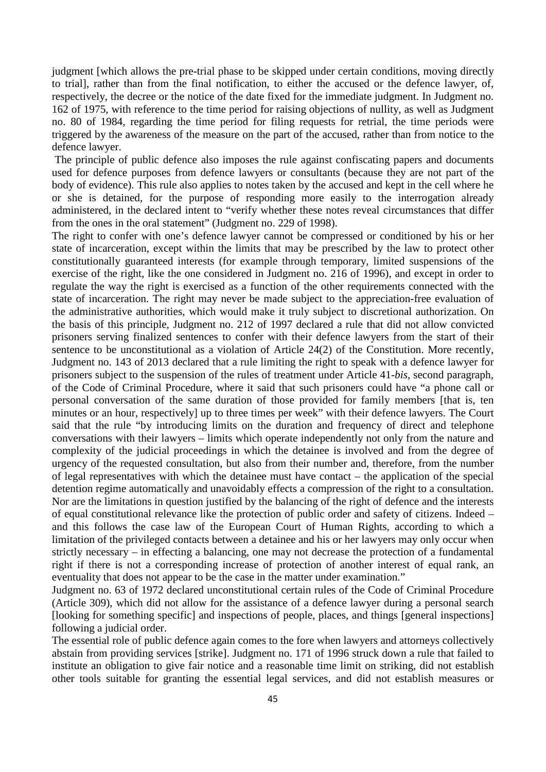judgment [which allows the pre-trial phase to be skipped under certain conditions, moving directly to trial], rather than from the final notification, to either the accused or the defence lawyer, of, respectively, the decree or the notice of the date fixed for the immediate judgment. In Judgment no. 162 of 1975, with reference to the time period for raising objections of nullity, as well as Judgment no. 80 of 1984, regarding the time period for filing requests for retrial, the time periods were triggered by the awareness of the measure on the part of the accused, rather than from notice to the defence lawyer.

The principle of public defence also imposes the rule against confiscating papers and documents used for defence purposes from defence lawyers or consultants (because they are not part of the body of evidence). This rule also applies to notes taken by the accused and kept in the cell where he or she is detained, for the purpose of responding more easily to the interrogation already administered, in the declared intent to "verify whether these notes reveal circumstances that differ from the ones in the oral statement" (Judgment no. 229 of 1998).

The right to confer with one's defence lawyer cannot be compressed or conditioned by his or her state of incarceration, except within the limits that may be prescribed by the law to protect other constitutionally guaranteed interests (for example through temporary, limited suspensions of the exercise of the right, like the one considered in Judgment no. 216 of 1996), and except in order to regulate the way the right is exercised as a function of the other requirements connected with the state of incarceration. The right may never be made subject to the appreciation-free evaluation of the administrative authorities, which would make it truly subject to discretional authorization. On the basis of this principle, Judgment no. 212 of 1997 declared a rule that did not allow convicted prisoners serving finalized sentences to confer with their defence lawyers from the start of their sentence to be unconstitutional as a violation of Article 24(2) of the Constitution. More recently, Judgment no. 143 of 2013 declared that a rule limiting the right to speak with a defence lawyer for prisoners subject to the suspension of the rules of treatment under Article 41-*bis*, second paragraph, of the Code of Criminal Procedure, where it said that such prisoners could have "a phone call or personal conversation of the same duration of those provided for family members [that is, ten minutes or an hour, respectively] up to three times per week" with their defence lawyers. The Court said that the rule "by introducing limits on the duration and frequency of direct and telephone conversations with their lawyers – limits which operate independently not only from the nature and complexity of the judicial proceedings in which the detainee is involved and from the degree of urgency of the requested consultation, but also from their number and, therefore, from the number of legal representatives with which the detainee must have contact – the application of the special detention regime automatically and unavoidably effects a compression of the right to a consultation. Nor are the limitations in question justified by the balancing of the right of defence and the interests of equal constitutional relevance like the protection of public order and safety of citizens. Indeed – and this follows the case law of the European Court of Human Rights, according to which a limitation of the privileged contacts between a detainee and his or her lawyers may only occur when strictly necessary – in effecting a balancing, one may not decrease the protection of a fundamental right if there is not a corresponding increase of protection of another interest of equal rank, an eventuality that does not appear to be the case in the matter under examination."

Judgment no. 63 of 1972 declared unconstitutional certain rules of the Code of Criminal Procedure (Article 309), which did not allow for the assistance of a defence lawyer during a personal search [looking for something specific] and inspections of people, places, and things [general inspections] following a judicial order.

The essential role of public defence again comes to the fore when lawyers and attorneys collectively abstain from providing services [strike]. Judgment no. 171 of 1996 struck down a rule that failed to institute an obligation to give fair notice and a reasonable time limit on striking, did not establish other tools suitable for granting the essential legal services, and did not establish measures or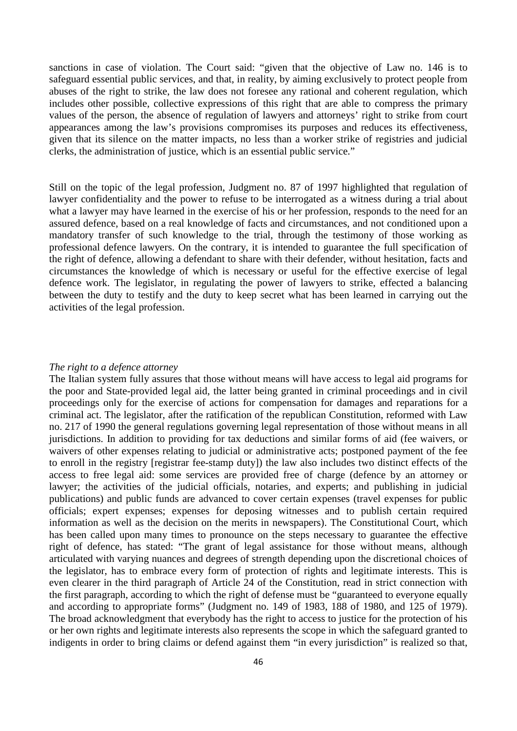sanctions in case of violation. The Court said: "given that the objective of Law no. 146 is to safeguard essential public services, and that, in reality, by aiming exclusively to protect people from abuses of the right to strike, the law does not foresee any rational and coherent regulation, which includes other possible, collective expressions of this right that are able to compress the primary values of the person, the absence of regulation of lawyers and attorneys' right to strike from court appearances among the law's provisions compromises its purposes and reduces its effectiveness, given that its silence on the matter impacts, no less than a worker strike of registries and judicial clerks, the administration of justice, which is an essential public service."

Still on the topic of the legal profession, Judgment no. 87 of 1997 highlighted that regulation of lawyer confidentiality and the power to refuse to be interrogated as a witness during a trial about what a lawyer may have learned in the exercise of his or her profession, responds to the need for an assured defence, based on a real knowledge of facts and circumstances, and not conditioned upon a mandatory transfer of such knowledge to the trial, through the testimony of those working as professional defence lawyers. On the contrary, it is intended to guarantee the full specification of the right of defence, allowing a defendant to share with their defender, without hesitation, facts and circumstances the knowledge of which is necessary or useful for the effective exercise of legal defence work. The legislator, in regulating the power of lawyers to strike, effected a balancing between the duty to testify and the duty to keep secret what has been learned in carrying out the activities of the legal profession.

*The right to a defence attorney*

The Italian system fully assures that those without means will have access to legal aid programs for the poor and State-provided legal aid, the latter being granted in criminal proceedings and in civil proceedings only for the exercise of actions for compensation for damages and reparations for a criminal act. The legislator, after the ratification of the republican Constitution, reformed with Law no. 217 of 1990 the general regulations governing legal representation of those without means in all jurisdictions. In addition to providing for tax deductions and similar forms of aid (fee waivers, or waivers of other expenses relating to judicial or administrative acts; postponed payment of the fee to enroll in the registry [registrar fee-stamp duty]) the law also includes two distinct effects of the access to free legal aid: some services are provided free of charge (defence by an attorney or lawyer; the activities of the judicial officials, notaries, and experts; and publishing in judicial publications) and public funds are advanced to cover certain expenses (travel expenses for public officials; expert expenses; expenses for deposing witnesses and to publish certain required information as well as the decision on the merits in newspapers). The Constitutional Court, which has been called upon many times to pronounce on the steps necessary to guarantee the effective right of defence, has stated: "The grant of legal assistance for those without means, although articulated with varying nuances and degrees of strength depending upon the discretional choices of the legislator, has to embrace every form of protection of rights and legitimate interests. This is even clearer in the third paragraph of Article 24 of the Constitution, read in strict connection with the first paragraph, according to which the right of defense must be "guaranteed to everyone equally and according to appropriate forms" (Judgment no. 149 of 1983, 188 of 1980, and 125 of 1979). The broad acknowledgment that everybody has the right to access to justice for the protection of his or her own rights and legitimate interests also represents the scope in which the safeguard granted to indigents in order to bring claims or defend against them "in every jurisdiction" is realized so that,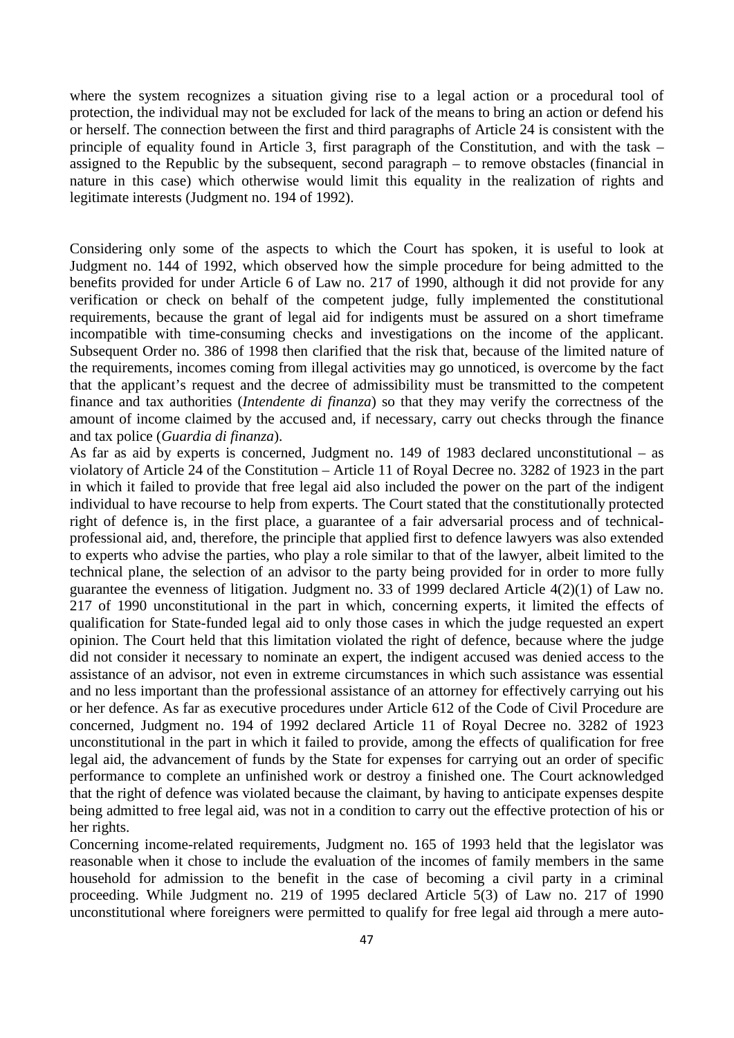where the system recognizes a situation giving rise to a legal action or a procedural tool of protection, the individual may not be excluded for lack of the means to bring an action or defend his or herself. The connection between the first and third paragraphs of Article 24 is consistent with the principle of equality found in Article 3, first paragraph of the Constitution, and with the task – assigned to the Republic by the subsequent, second paragraph – to remove obstacles (financial in nature in this case) which otherwise would limit this equality in the realization of rights and legitimate interests (Judgment no. 194 of 1992).

Considering only some of the aspects to which the Court has spoken, it is useful to look at Judgment no. 144 of 1992, which observed how the simple procedure for being admitted to the benefits provided for under Article 6 of Law no. 217 of 1990, although it did not provide for any verification or check on behalf of the competent judge, fully implemented the constitutional requirements, because the grant of legal aid for indigents must be assured on a short timeframe incompatible with time-consuming checks and investigations on the income of the applicant. Subsequent Order no. 386 of 1998 then clarified that the risk that, because of the limited nature of the requirements, incomes coming from illegal activities may go unnoticed, is overcome by the fact that the applicant's request and the decree of admissibility must be transmitted to the competent finance and tax authorities (*Intendente di finanza*) so that they may verify the correctness of the amount of income claimed by the accused and, if necessary, carry out checks through the finance and tax police (*Guardia di finanza*).

As far as aid by experts is concerned, Judgment no. 149 of 1983 declared unconstitutional – as violatory of Article 24 of the Constitution – Article 11 of Royal Decree no. 3282 of 1923 in the part in which it failed to provide that free legal aid also included the power on the part of the indigent individual to have recourse to help from experts. The Court stated that the constitutionally protected right of defence is, in the first place, a guarantee of a fair adversarial process and of technical-professional aid, and, therefore, the principle that applied first to defence lawyers was also extended to experts who advise the parties, who play a role similar to that of the lawyer, albeit limited to the technical plane, the selection of an advisor to the party being provided for in order to more fully guarantee the evenness of litigation. Judgment no. 33 of 1999 declared Article 4(2)(1) of Law no. 217 of 1990 unconstitutional in the part in which, concerning experts, it limited the effects of qualification for State-funded legal aid to only those cases in which the judge requested an expert opinion. The Court held that this limitation violated the right of defence, because where the judge did not consider it necessary to nominate an expert, the indigent accused was denied access to the assistance of an advisor, not even in extreme circumstances in which such assistance was essential and no less important than the professional assistance of an attorney for effectively carrying out his or her defence. As far as executive procedures under Article 612 of the Code of Civil Procedure are concerned, Judgment no. 194 of 1992 declared Article 11 of Royal Decree no. 3282 of 1923 unconstitutional in the part in which it failed to provide, among the effects of qualification for free legal aid, the advancement of funds by the State for expenses for carrying out an order of specific performance to complete an unfinished work or destroy a finished one. The Court acknowledged that the right of defence was violated because the claimant, by having to anticipate expenses despite being admitted to free legal aid, was not in a condition to carry out the effective protection of his or her rights.

Concerning income-related requirements, Judgment no. 165 of 1993 held that the legislator was reasonable when it chose to include the evaluation of the incomes of family members in the same household for admission to the benefit in the case of becoming a civil party in a criminal proceeding. While Judgment no. 219 of 1995 declared Article 5(3) of Law no. 217 of 1990 unconstitutional where foreigners were permitted to qualify for free legal aid through a mere auto-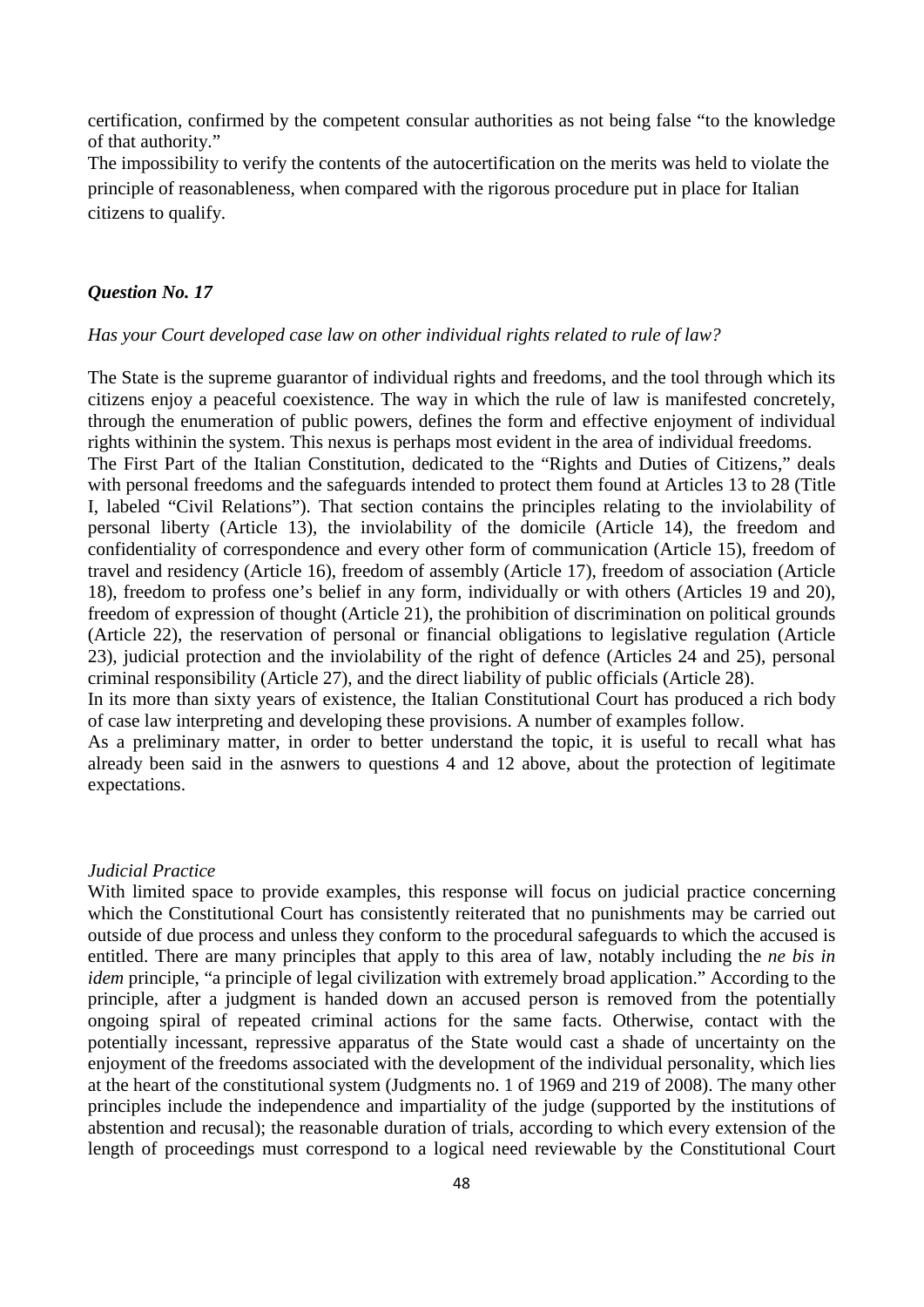certification, confirmed by the competent consular authorities as not being false "to the knowledge of that authority."

The impossibility to verify the contents of the autocertification on the merits was held to violate the principle of reasonableness, when compared with the rigorous procedure put in place for Italian citizens to qualify.

### *Question No. 17*

*Has your Court developed case law on other individual rights related to rule of law?*

The State is the supreme guarantor of individual rights and freedoms, and the tool through which its citizens enjoy a peaceful coexistence. The way in which the rule of law is manifested concretely, through the enumeration of public powers, defines the form and effective enjoyment of individual rights withinin the system. This nexus is perhaps most evident in the area of individual freedoms.

The First Part of the Italian Constitution, dedicated to the "Rights and Duties of Citizens," deals with personal freedoms and the safeguards intended to protect them found at Articles 13 to 28 (Title I, labeled "Civil Relations"). That section contains the principles relating to the inviolability of personal liberty (Article 13), the inviolability of the domicile (Article 14), the freedom and confidentiality of correspondence and every other form of communication (Article 15), freedom of travel and residency (Article 16), freedom of assembly (Article 17), freedom of association (Article 18), freedom to profess one's belief in any form, individually or with others (Articles 19 and 20), freedom of expression of thought (Article 21), the prohibition of discrimination on political grounds (Article 22), the reservation of personal or financial obligations to legislative regulation (Article 23), judicial protection and the inviolability of the right of defence (Articles 24 and 25), personal criminal responsibility (Article 27), and the direct liability of public officials (Article 28).

In its more than sixty years of existence, the Italian Constitutional Court has produced a rich body of case law interpreting and developing these provisions. A number of examples follow.

As a preliminary matter, in order to better understand the topic, it is useful to recall what has already been said in the asnwers to questions 4 and 12 above, about the protection of legitimate expectations.

*Judicial Practice*

With limited space to provide examples, this response will focus on judicial practice concerning which the Constitutional Court has consistently reiterated that no punishments may be carried out outside of due process and unless they conform to the procedural safeguards to which the accused is entitled. There are many principles that apply to this area of law, notably including the *ne bis in idem* principle, "a principle of legal civilization with extremely broad application." According to the principle, after a judgment is handed down an accused person is removed from the potentially ongoing spiral of repeated criminal actions for the same facts. Otherwise, contact with the potentially incessant, repressive apparatus of the State would cast a shade of uncertainty on the enjoyment of the freedoms associated with the development of the individual personality, which lies at the heart of the constitutional system (Judgments no. 1 of 1969 and 219 of 2008). The many other principles include the independence and impartiality of the judge (supported by the institutions of abstention and recusal); the reasonable duration of trials, according to which every extension of the length of proceedings must correspond to a logical need reviewable by the Constitutional Court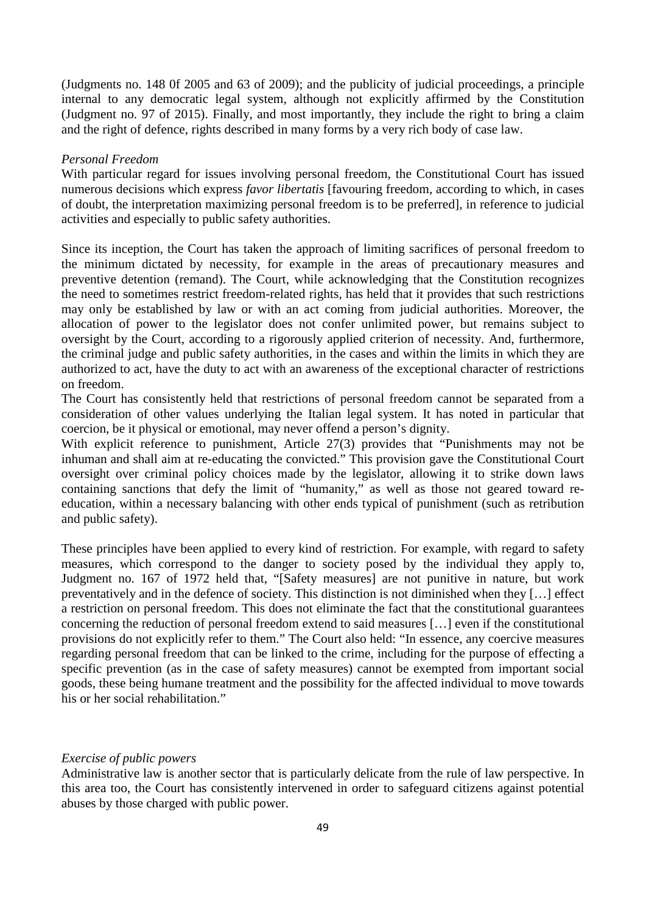(Judgments no. 148 0f 2005 and 63 of 2009); and the publicity of judicial proceedings, a principle internal to any democratic legal system, although not explicitly affirmed by the Constitution (Judgment no. 97 of 2015). Finally, and most importantly, they include the right to bring a claim and the right of defence, rights described in many forms by a very rich body of case law.

*Personal Freedom*

With particular regard for issues involving personal freedom, the Constitutional Court has issued numerous decisions which express *favor libertatis* [favouring freedom, according to which, in cases of doubt, the interpretation maximizing personal freedom is to be preferred], in reference to judicial activities and especially to public safety authorities.

Since its inception, the Court has taken the approach of limiting sacrifices of personal freedom to the minimum dictated by necessity, for example in the areas of precautionary measures and preventive detention (remand). The Court, while acknowledging that the Constitution recognizes the need to sometimes restrict freedom-related rights, has held that it provides that such restrictions may only be established by law or with an act coming from judicial authorities. Moreover, the allocation of power to the legislator does not confer unlimited power, but remains subject to oversight by the Court, according to a rigorously applied criterion of necessity. And, furthermore, the criminal judge and public safety authorities, in the cases and within the limits in which they are authorized to act, have the duty to act with an awareness of the exceptional character of restrictions on freedom.

The Court has consistently held that restrictions of personal freedom cannot be separated from a consideration of other values underlying the Italian legal system. It has noted in particular that coercion, be it physical or emotional, may never offend a person's dignity.

With explicit reference to punishment, Article 27(3) provides that "Punishments may not be inhuman and shall aim at re-educating the convicted." This provision gave the Constitutional Court oversight over criminal policy choices made by the legislator, allowing it to strike down laws containing sanctions that defy the limit of "humanity," as well as those not geared toward re-education, within a necessary balancing with other ends typical of punishment (such as retribution and public safety).

These principles have been applied to every kind of restriction. For example, with regard to safety measures, which correspond to the danger to society posed by the individual they apply to, Judgment no. 167 of 1972 held that, "[Safety measures] are not punitive in nature, but work preventatively and in the defence of society. This distinction is not diminished when they […] effect a restriction on personal freedom. This does not eliminate the fact that the constitutional guarantees concerning the reduction of personal freedom extend to said measures […] even if the constitutional provisions do not explicitly refer to them." The Court also held: "In essence, any coercive measures regarding personal freedom that can be linked to the crime, including for the purpose of effecting a specific prevention (as in the case of safety measures) cannot be exempted from important social goods, these being humane treatment and the possibility for the affected individual to move towards his or her social rehabilitation."

*Exercise of public powers*

Administrative law is another sector that is particularly delicate from the rule of law perspective. In this area too, the Court has consistently intervened in order to safeguard citizens against potential abuses by those charged with public power.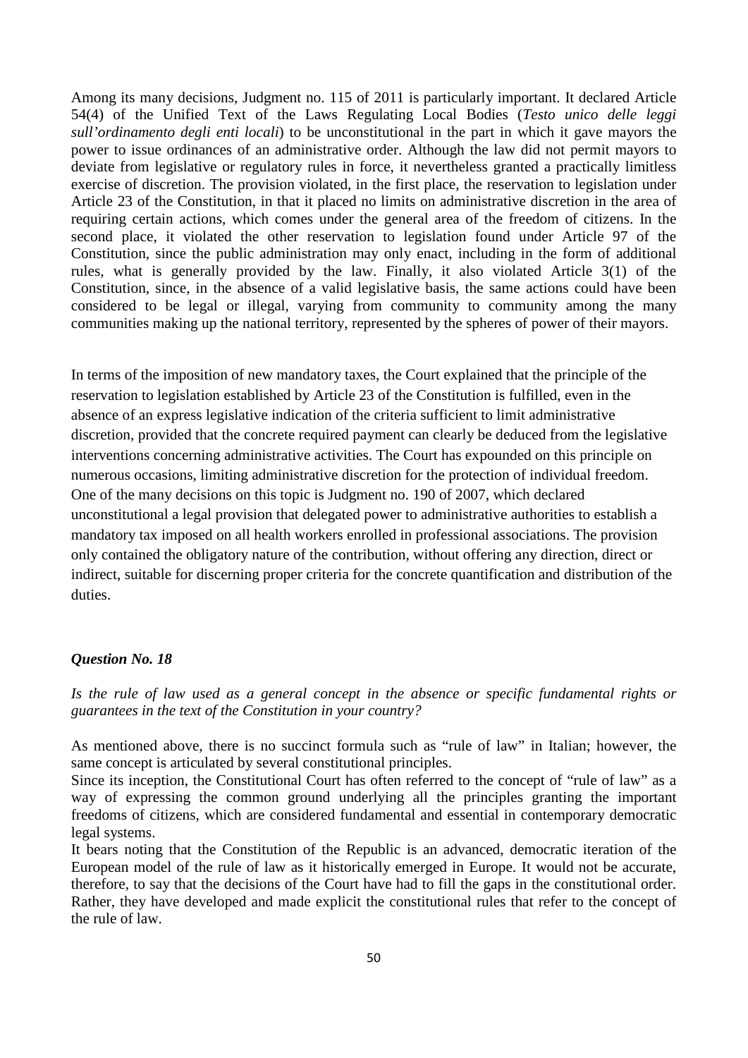Among its many decisions, Judgment no. 115 of 2011 is particularly important. It declared Article 54(4) of the Unified Text of the Laws Regulating Local Bodies (*Testo unico delle leggi sull'ordinamento degli enti locali*) to be unconstitutional in the part in which it gave mayors the power to issue ordinances of an administrative order. Although the law did not permit mayors to deviate from legislative or regulatory rules in force, it nevertheless granted a practically limitless exercise of discretion. The provision violated, in the first place, the reservation to legislation under Article 23 of the Constitution, in that it placed no limits on administrative discretion in the area of requiring certain actions, which comes under the general area of the freedom of citizens. In the second place, it violated the other reservation to legislation found under Article 97 of the Constitution, since the public administration may only enact, including in the form of additional rules, what is generally provided by the law. Finally, it also violated Article 3(1) of the Constitution, since, in the absence of a valid legislative basis, the same actions could have been considered to be legal or illegal, varying from community to community among the many communities making up the national territory, represented by the spheres of power of their mayors.

In terms of the imposition of new mandatory taxes, the Court explained that the principle of the reservation to legislation established by Article 23 of the Constitution is fulfilled, even in the absence of an express legislative indication of the criteria sufficient to limit administrative discretion, provided that the concrete required payment can clearly be deduced from the legislative interventions concerning administrative activities. The Court has expounded on this principle on numerous occasions, limiting administrative discretion for the protection of individual freedom. One of the many decisions on this topic is Judgment no. 190 of 2007, which declared unconstitutional a legal provision that delegated power to administrative authorities to establish a mandatory tax imposed on all health workers enrolled in professional associations. The provision only contained the obligatory nature of the contribution, without offering any direction, direct or indirect, suitable for discerning proper criteria for the concrete quantification and distribution of the duties.

***Question No. 18***

*Is the rule of law used as a general concept in the absence or specific fundamental rights or guarantees in the text of the Constitution in your country?*

As mentioned above, there is no succinct formula such as "rule of law" in Italian; however, the same concept is articulated by several constitutional principles.

Since its inception, the Constitutional Court has often referred to the concept of "rule of law" as a way of expressing the common ground underlying all the principles granting the important freedoms of citizens, which are considered fundamental and essential in contemporary democratic legal systems.

It bears noting that the Constitution of the Republic is an advanced, democratic iteration of the European model of the rule of law as it historically emerged in Europe. It would not be accurate, therefore, to say that the decisions of the Court have had to fill the gaps in the constitutional order. Rather, they have developed and made explicit the constitutional rules that refer to the concept of the rule of law.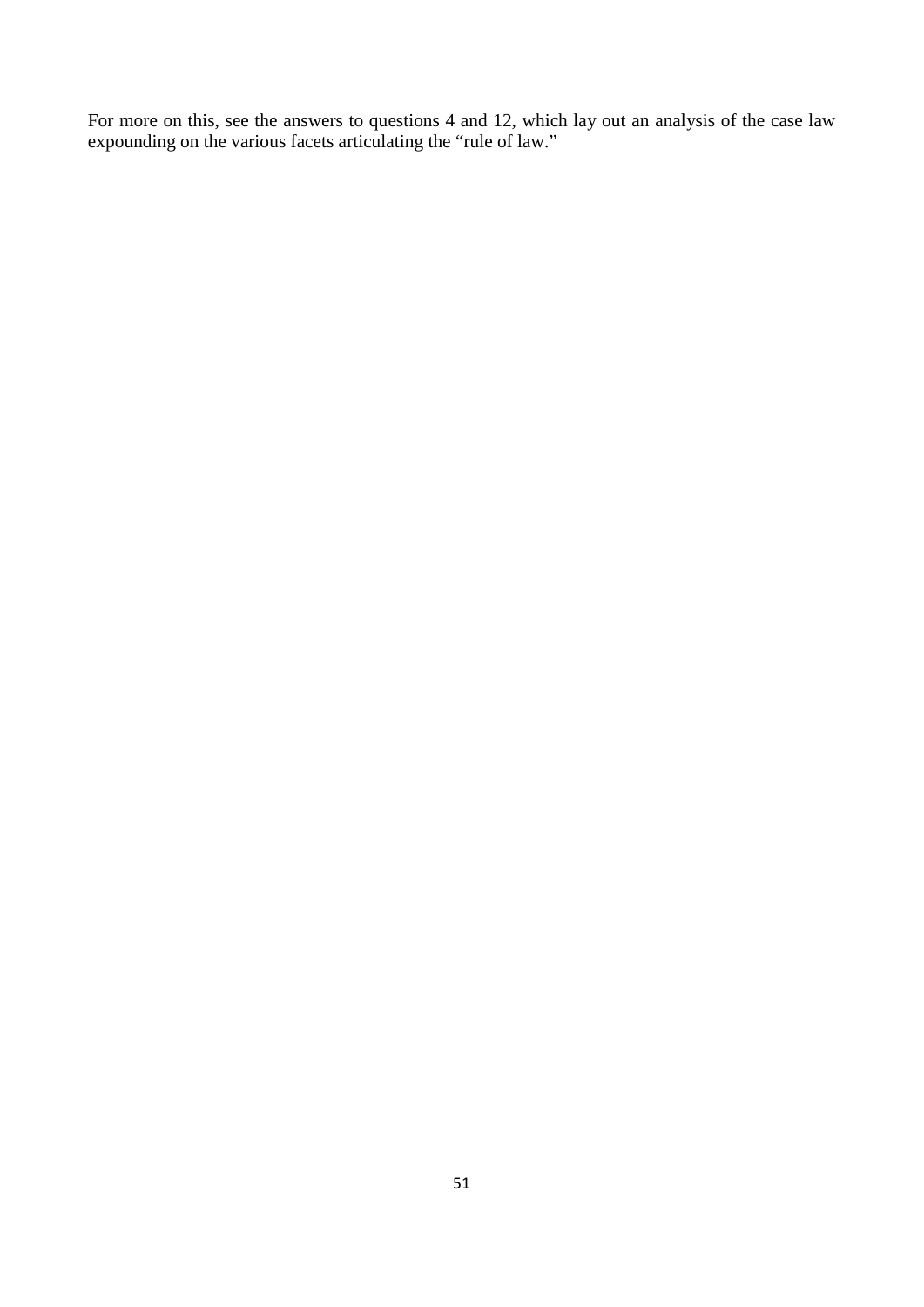For more on this, see the answers to questions 4 and 12, which lay out an analysis of the case law expounding on the various facets articulating the "rule of law."